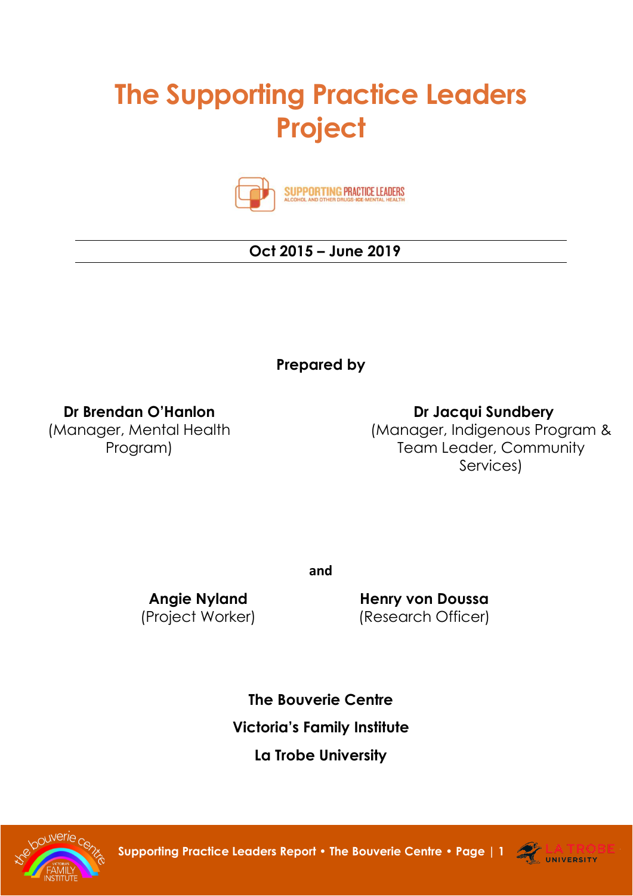# The Supporting Practice Leaders Project

SUPPORTING PRACTICE LEADERS
ALCOHOL AND OTHER DRUGS·ICE·MENTAL HEALTH

**Oct 2015 – June 2019**

**Prepared by**

**Dr Brendan O'Hanlon**
(Manager, Mental Health Program)

**Dr Jacqui Sundbery**
(Manager, Indigenous Program & Team Leader, Community Services)

**and**

**Angie Nyland**
(Project Worker)

**Henry von Doussa**
(Research Officer)

**The Bouverie Centre**

**Victoria's Family Institute**

**La Trobe University**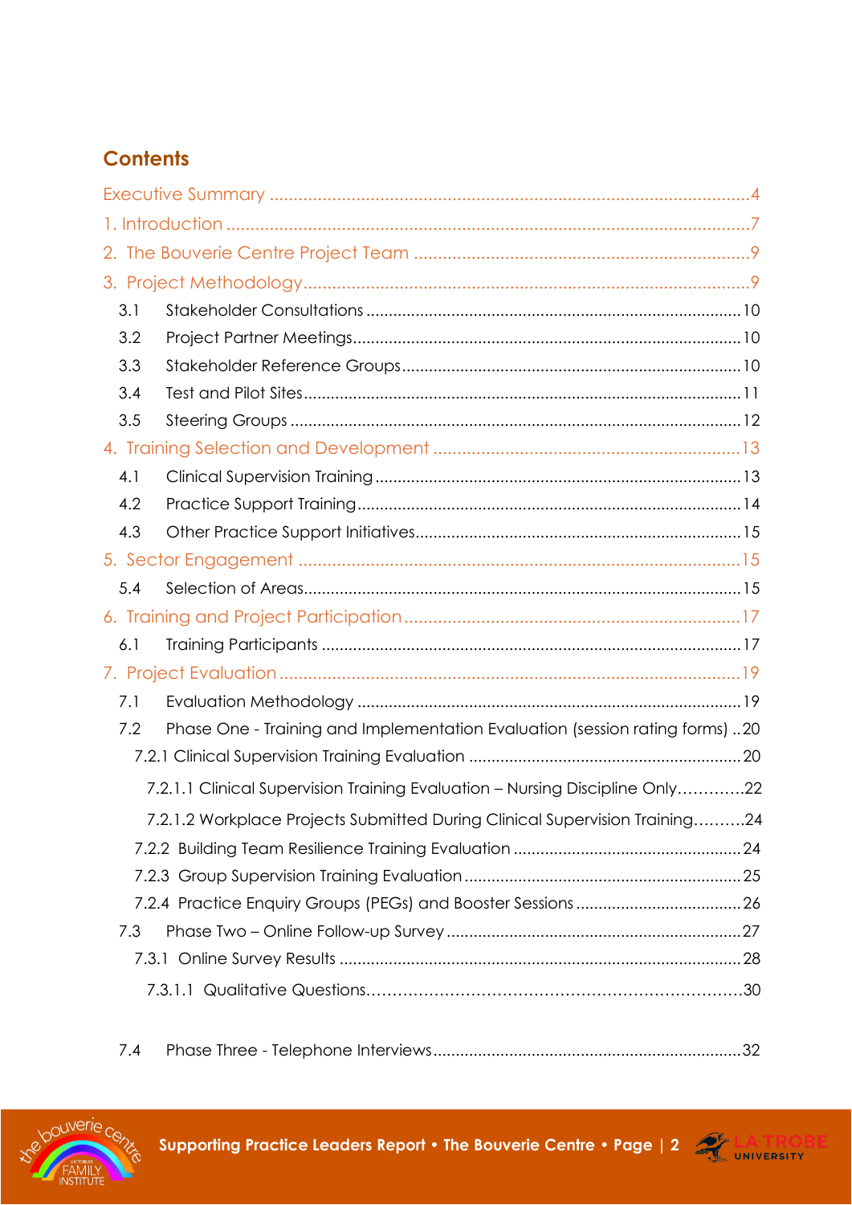## Contents

Executive Summary ....................................................................................................4

1. Introduction ...........................................................................................................7

2. The Bouverie Centre Project Team .....................................................................9

3. Project Methodology.............................................................................................9

- 3.1 Stakeholder Consultations ..........................................................................10
- 3.2 Project Partner Meetings.............................................................................10
- 3.3 Stakeholder Reference Groups...................................................................10
- 3.4 Test and Pilot Sites.......................................................................................11
- 3.5 Steering Groups ...........................................................................................12

4. Training Selection and Development .................................................................13

- 4.1 Clinical Supervision Training .......................................................................13
- 4.2 Practice Support Training............................................................................14
- 4.3 Other Practice Support Initiatives...............................................................15

5. Sector Engagement .............................................................................................15

- 5.4 Selection of Areas........................................................................................15

6. Training and Project Participation......................................................................17

- 6.1 Training Participants ...................................................................................17

7. Project Evaluation.................................................................................................19

- 7.1 Evaluation Methodology .............................................................................19
- 7.2 Phase One - Training and Implementation Evaluation (session rating forms) ..20
  - 7.2.1 Clinical Supervision Training Evaluation .............................................20
    - 7.2.1.1 Clinical Supervision Training Evaluation – Nursing Discipline Only............22
    - 7.2.1.2 Workplace Projects Submitted During Clinical Supervision Training..........24
  - 7.2.2 Building Team Resilience Training Evaluation ....................................24
  - 7.2.3 Group Supervision Training Evaluation ...............................................25
  - 7.2.4 Practice Enquiry Groups (PEGs) and Booster Sessions .......................26
- 7.3 Phase Two – Online Follow-up Survey ........................................................27
  - 7.3.1 Online Survey Results ..........................................................................28
    - 7.3.1.1 Qualitative Questions.........................................................................30
- 7.4 Phase Three - Telephone Interviews............................................................32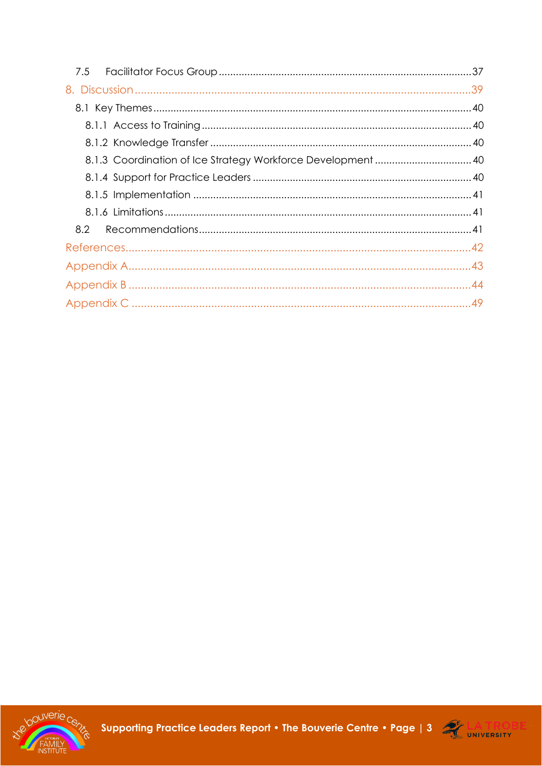7.5 Facilitator Focus Group ......................................................................................37

8. Discussion ...........................................................................................................39

8.1 Key Themes ..........................................................................................................40

8.1.1 Access to Training .......................................................................................40

8.1.2 Knowledge Transfer .....................................................................................40

8.1.3 Coordination of Ice Strategy Workforce Development ..............................40

8.1.4 Support for Practice Leaders ......................................................................40

8.1.5 Implementation ............................................................................................41

8.1.6 Limitations ....................................................................................................41

8.2 Recommendations ...............................................................................................41

References ..............................................................................................................42

Appendix A .............................................................................................................43

Appendix B .............................................................................................................44

Appendix C .............................................................................................................49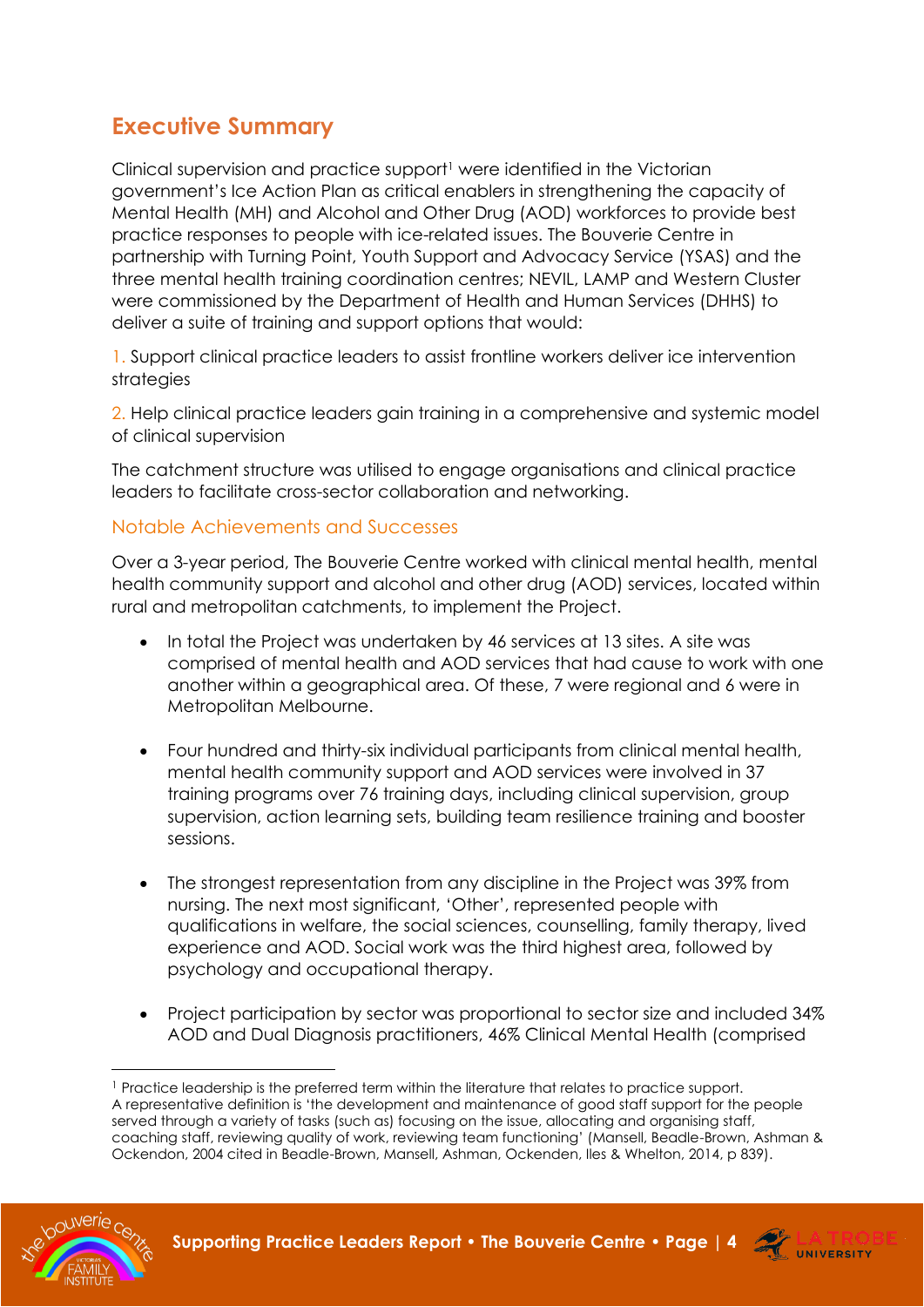## Executive Summary

Clinical supervision and practice support[1] were identified in the Victorian government's Ice Action Plan as critical enablers in strengthening the capacity of Mental Health (MH) and Alcohol and Other Drug (AOD) workforces to provide best practice responses to people with ice-related issues. The Bouverie Centre in partnership with Turning Point, Youth Support and Advocacy Service (YSAS) and the three mental health training coordination centres; NEVIL, LAMP and Western Cluster were commissioned by the Department of Health and Human Services (DHHS) to deliver a suite of training and support options that would:

1. Support clinical practice leaders to assist frontline workers deliver ice intervention strategies

2. Help clinical practice leaders gain training in a comprehensive and systemic model of clinical supervision

The catchment structure was utilised to engage organisations and clinical practice leaders to facilitate cross-sector collaboration and networking.

### Notable Achievements and Successes

Over a 3-year period, The Bouverie Centre worked with clinical mental health, mental health community support and alcohol and other drug (AOD) services, located within rural and metropolitan catchments, to implement the Project.

- In total the Project was undertaken by 46 services at 13 sites. A site was comprised of mental health and AOD services that had cause to work with one another within a geographical area. Of these, 7 were regional and 6 were in Metropolitan Melbourne.

- Four hundred and thirty-six individual participants from clinical mental health, mental health community support and AOD services were involved in 37 training programs over 76 training days, including clinical supervision, group supervision, action learning sets, building team resilience training and booster sessions.

- The strongest representation from any discipline in the Project was 39% from nursing. The next most significant, 'Other', represented people with qualifications in welfare, the social sciences, counselling, family therapy, lived experience and AOD. Social work was the third highest area, followed by psychology and occupational therapy.

- Project participation by sector was proportional to sector size and included 34% AOD and Dual Diagnosis practitioners, 46% Clinical Mental Health (comprised

---

[1] Practice leadership is the preferred term within the literature that relates to practice support. A representative definition is 'the development and maintenance of good staff support for the people served through a variety of tasks (such as) focusing on the issue, allocating and organising staff, coaching staff, reviewing quality of work, reviewing team functioning' (Mansell, Beadle-Brown, Ashman & Ockendon, 2004 cited in Beadle-Brown, Mansell, Ashman, Ockenden, Iles & Whelton, 2014, p 839).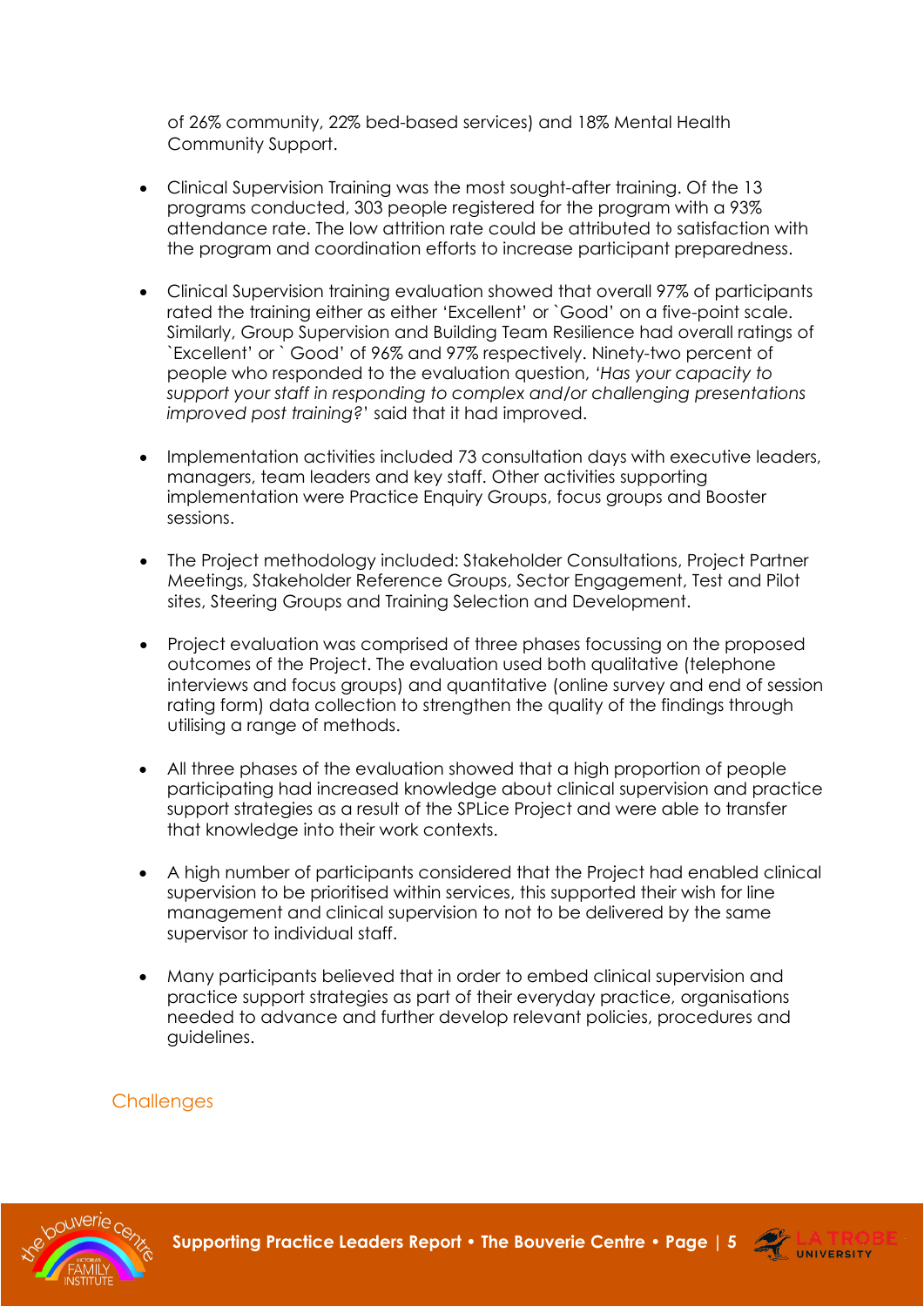of 26% community, 22% bed-based services) and 18% Mental Health Community Support.

- Clinical Supervision Training was the most sought-after training. Of the 13 programs conducted, 303 people registered for the program with a 93% attendance rate. The low attrition rate could be attributed to satisfaction with the program and coordination efforts to increase participant preparedness.

- Clinical Supervision training evaluation showed that overall 97% of participants rated the training either as either 'Excellent' or `Good' on a five-point scale. Similarly, Group Supervision and Building Team Resilience had overall ratings of `Excellent' or ` Good' of 96% and 97% respectively. Ninety-two percent of people who responded to the evaluation question, *'Has your capacity to support your staff in responding to complex and/or challenging presentations improved post training?*' said that it had improved.

- Implementation activities included 73 consultation days with executive leaders, managers, team leaders and key staff. Other activities supporting implementation were Practice Enquiry Groups, focus groups and Booster sessions.

- The Project methodology included: Stakeholder Consultations, Project Partner Meetings, Stakeholder Reference Groups, Sector Engagement, Test and Pilot sites, Steering Groups and Training Selection and Development.

- Project evaluation was comprised of three phases focussing on the proposed outcomes of the Project. The evaluation used both qualitative (telephone interviews and focus groups) and quantitative (online survey and end of session rating form) data collection to strengthen the quality of the findings through utilising a range of methods.

- All three phases of the evaluation showed that a high proportion of people participating had increased knowledge about clinical supervision and practice support strategies as a result of the SPLice Project and were able to transfer that knowledge into their work contexts.

- A high number of participants considered that the Project had enabled clinical supervision to be prioritised within services, this supported their wish for line management and clinical supervision to not to be delivered by the same supervisor to individual staff.

- Many participants believed that in order to embed clinical supervision and practice support strategies as part of their everyday practice, organisations needed to advance and further develop relevant policies, procedures and guidelines.

## Challenges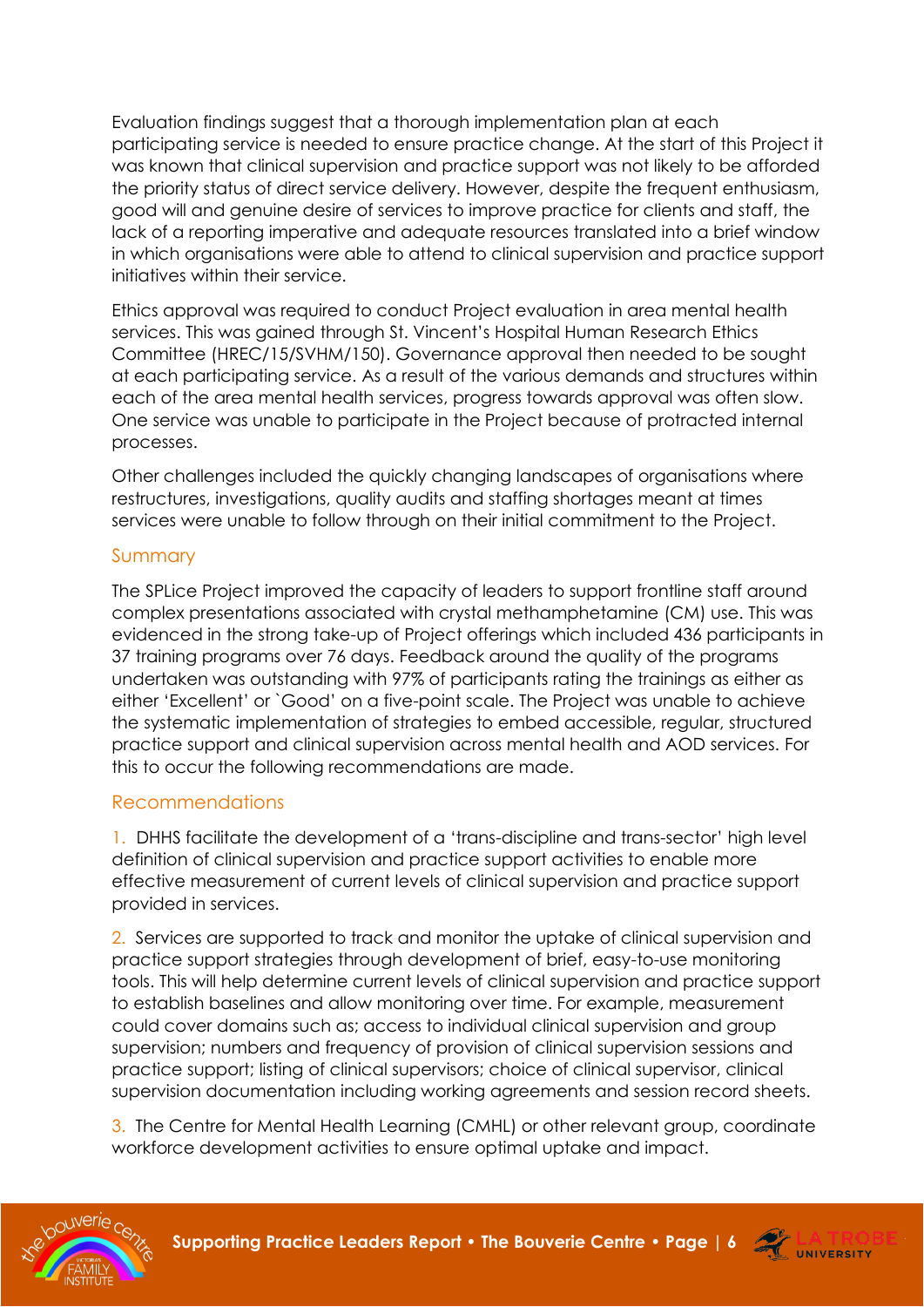Evaluation findings suggest that a thorough implementation plan at each participating service is needed to ensure practice change. At the start of this Project it was known that clinical supervision and practice support was not likely to be afforded the priority status of direct service delivery. However, despite the frequent enthusiasm, good will and genuine desire of services to improve practice for clients and staff, the lack of a reporting imperative and adequate resources translated into a brief window in which organisations were able to attend to clinical supervision and practice support initiatives within their service.

Ethics approval was required to conduct Project evaluation in area mental health services. This was gained through St. Vincent's Hospital Human Research Ethics Committee (HREC/15/SVHM/150). Governance approval then needed to be sought at each participating service. As a result of the various demands and structures within each of the area mental health services, progress towards approval was often slow. One service was unable to participate in the Project because of protracted internal processes.

Other challenges included the quickly changing landscapes of organisations where restructures, investigations, quality audits and staffing shortages meant at times services were unable to follow through on their initial commitment to the Project.

## Summary

The SPLice Project improved the capacity of leaders to support frontline staff around complex presentations associated with crystal methamphetamine (CM) use. This was evidenced in the strong take-up of Project offerings which included 436 participants in 37 training programs over 76 days. Feedback around the quality of the programs undertaken was outstanding with 97% of participants rating the trainings as either as either 'Excellent' or `Good' on a five-point scale. The Project was unable to achieve the systematic implementation of strategies to embed accessible, regular, structured practice support and clinical supervision across mental health and AOD services. For this to occur the following recommendations are made.

## Recommendations

1. DHHS facilitate the development of a 'trans-discipline and trans-sector' high level definition of clinical supervision and practice support activities to enable more effective measurement of current levels of clinical supervision and practice support provided in services.

2. Services are supported to track and monitor the uptake of clinical supervision and practice support strategies through development of brief, easy-to-use monitoring tools. This will help determine current levels of clinical supervision and practice support to establish baselines and allow monitoring over time. For example, measurement could cover domains such as; access to individual clinical supervision and group supervision; numbers and frequency of provision of clinical supervision sessions and practice support; listing of clinical supervisors; choice of clinical supervisor, clinical supervision documentation including working agreements and session record sheets.

3. The Centre for Mental Health Learning (CMHL) or other relevant group, coordinate workforce development activities to ensure optimal uptake and impact.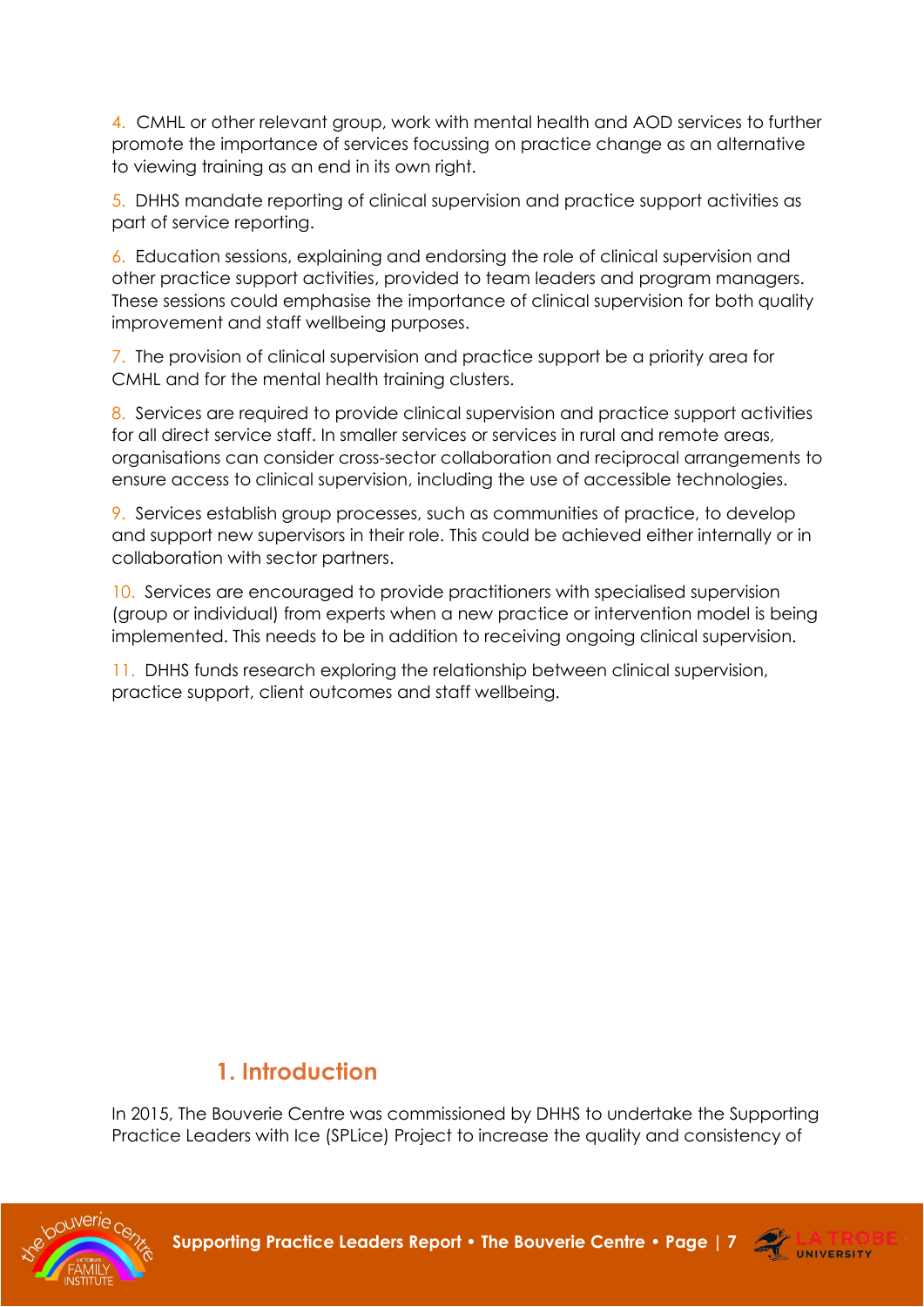4. CMHL or other relevant group, work with mental health and AOD services to further promote the importance of services focussing on practice change as an alternative to viewing training as an end in its own right.

5. DHHS mandate reporting of clinical supervision and practice support activities as part of service reporting.

6. Education sessions, explaining and endorsing the role of clinical supervision and other practice support activities, provided to team leaders and program managers. These sessions could emphasise the importance of clinical supervision for both quality improvement and staff wellbeing purposes.

7. The provision of clinical supervision and practice support be a priority area for CMHL and for the mental health training clusters.

8. Services are required to provide clinical supervision and practice support activities for all direct service staff. In smaller services or services in rural and remote areas, organisations can consider cross-sector collaboration and reciprocal arrangements to ensure access to clinical supervision, including the use of accessible technologies.

9. Services establish group processes, such as communities of practice, to develop and support new supervisors in their role. This could be achieved either internally or in collaboration with sector partners.

10. Services are encouraged to provide practitioners with specialised supervision (group or individual) from experts when a new practice or intervention model is being implemented. This needs to be in addition to receiving ongoing clinical supervision.

11. DHHS funds research exploring the relationship between clinical supervision, practice support, client outcomes and staff wellbeing.

## 1. Introduction

In 2015, The Bouverie Centre was commissioned by DHHS to undertake the Supporting Practice Leaders with Ice (SPLice) Project to increase the quality and consistency of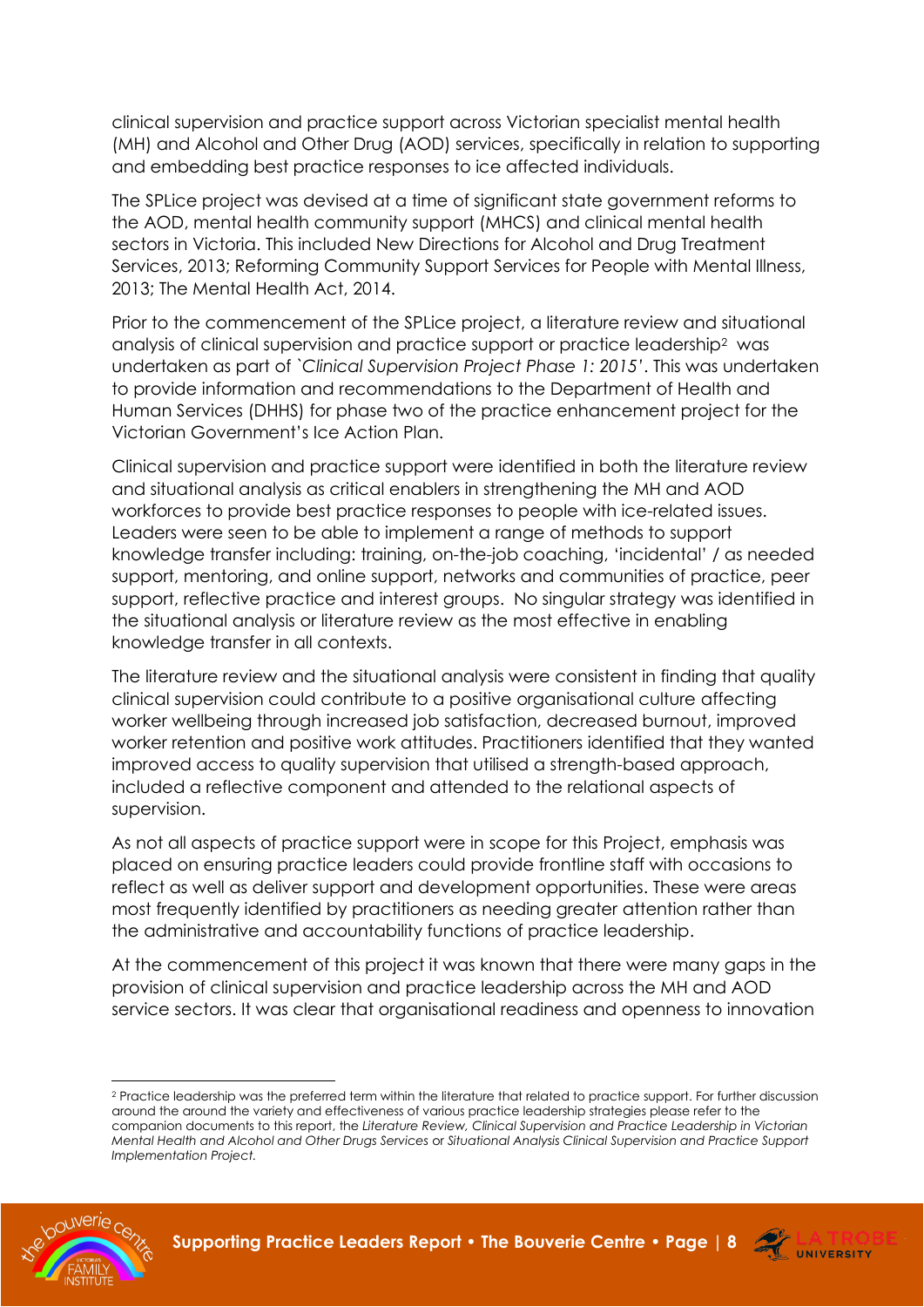clinical supervision and practice support across Victorian specialist mental health (MH) and Alcohol and Other Drug (AOD) services, specifically in relation to supporting and embedding best practice responses to ice affected individuals.

The SPLice project was devised at a time of significant state government reforms to the AOD, mental health community support (MHCS) and clinical mental health sectors in Victoria. This included New Directions for Alcohol and Drug Treatment Services, 2013; Reforming Community Support Services for People with Mental Illness, 2013; The Mental Health Act, 2014.

Prior to the commencement of the SPLice project, a literature review and situational analysis of clinical supervision and practice support or practice leadership[2] was undertaken as part of *`Clinical Supervision Project Phase 1: 2015'*. This was undertaken to provide information and recommendations to the Department of Health and Human Services (DHHS) for phase two of the practice enhancement project for the Victorian Government's Ice Action Plan.

Clinical supervision and practice support were identified in both the literature review and situational analysis as critical enablers in strengthening the MH and AOD workforces to provide best practice responses to people with ice-related issues. Leaders were seen to be able to implement a range of methods to support knowledge transfer including: training, on-the-job coaching, 'incidental' / as needed support, mentoring, and online support, networks and communities of practice, peer support, reflective practice and interest groups. No singular strategy was identified in the situational analysis or literature review as the most effective in enabling knowledge transfer in all contexts.

The literature review and the situational analysis were consistent in finding that quality clinical supervision could contribute to a positive organisational culture affecting worker wellbeing through increased job satisfaction, decreased burnout, improved worker retention and positive work attitudes. Practitioners identified that they wanted improved access to quality supervision that utilised a strength-based approach, included a reflective component and attended to the relational aspects of supervision.

As not all aspects of practice support were in scope for this Project, emphasis was placed on ensuring practice leaders could provide frontline staff with occasions to reflect as well as deliver support and development opportunities. These were areas most frequently identified by practitioners as needing greater attention rather than the administrative and accountability functions of practice leadership.

At the commencement of this project it was known that there were many gaps in the provision of clinical supervision and practice leadership across the MH and AOD service sectors. It was clear that organisational readiness and openness to innovation

---

[2] Practice leadership was the preferred term within the literature that related to practice support. For further discussion around the around the variety and effectiveness of various practice leadership strategies please refer to the companion documents to this report, the *Literature Review, Clinical Supervision and Practice Leadership in Victorian Mental Health and Alcohol and Other Drugs Services* or *Situational Analysis Clinical Supervision and Practice Support Implementation Project.*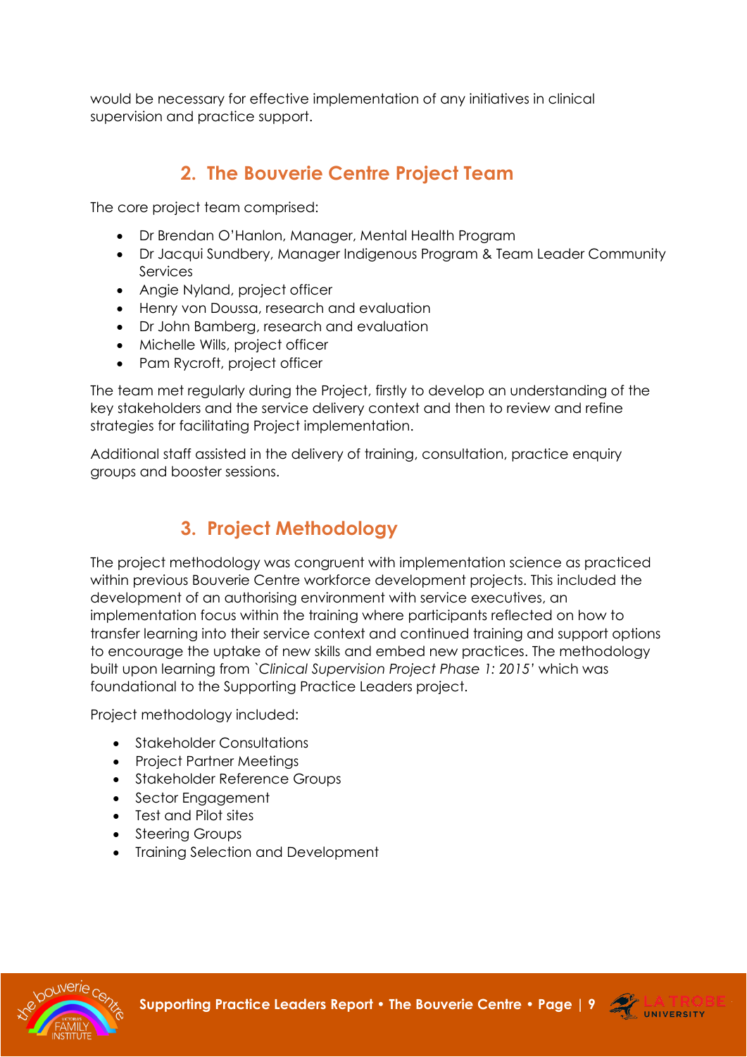would be necessary for effective implementation of any initiatives in clinical supervision and practice support.

## 2. The Bouverie Centre Project Team

The core project team comprised:

- Dr Brendan O'Hanlon, Manager, Mental Health Program
- Dr Jacqui Sundbery, Manager Indigenous Program & Team Leader Community Services
- Angie Nyland, project officer
- Henry von Doussa, research and evaluation
- Dr John Bamberg, research and evaluation
- Michelle Wills, project officer
- Pam Rycroft, project officer

The team met regularly during the Project, firstly to develop an understanding of the key stakeholders and the service delivery context and then to review and refine strategies for facilitating Project implementation.

Additional staff assisted in the delivery of training, consultation, practice enquiry groups and booster sessions.

## 3. Project Methodology

The project methodology was congruent with implementation science as practiced within previous Bouverie Centre workforce development projects. This included the development of an authorising environment with service executives, an implementation focus within the training where participants reflected on how to transfer learning into their service context and continued training and support options to encourage the uptake of new skills and embed new practices. The methodology built upon learning from `*Clinical Supervision Project Phase 1: 2015'* which was foundational to the Supporting Practice Leaders project.

Project methodology included:

- Stakeholder Consultations
- Project Partner Meetings
- Stakeholder Reference Groups
- Sector Engagement
- Test and Pilot sites
- Steering Groups
- Training Selection and Development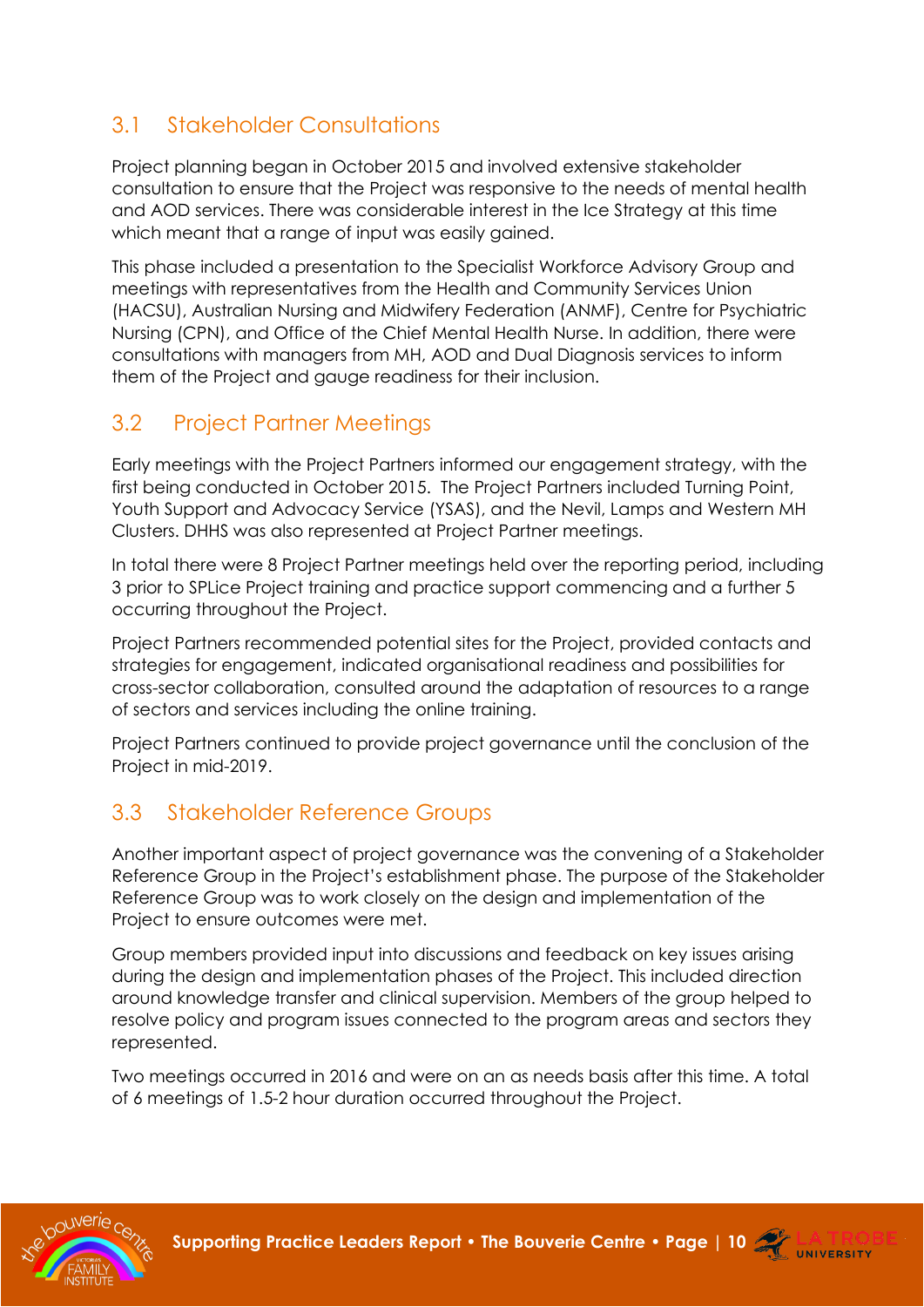## 3.1 Stakeholder Consultations

Project planning began in October 2015 and involved extensive stakeholder consultation to ensure that the Project was responsive to the needs of mental health and AOD services. There was considerable interest in the Ice Strategy at this time which meant that a range of input was easily gained.

This phase included a presentation to the Specialist Workforce Advisory Group and meetings with representatives from the Health and Community Services Union (HACSU), Australian Nursing and Midwifery Federation (ANMF), Centre for Psychiatric Nursing (CPN), and Office of the Chief Mental Health Nurse. In addition, there were consultations with managers from MH, AOD and Dual Diagnosis services to inform them of the Project and gauge readiness for their inclusion.

## 3.2 Project Partner Meetings

Early meetings with the Project Partners informed our engagement strategy, with the first being conducted in October 2015. The Project Partners included Turning Point, Youth Support and Advocacy Service (YSAS), and the Nevil, Lamps and Western MH Clusters. DHHS was also represented at Project Partner meetings.

In total there were 8 Project Partner meetings held over the reporting period, including 3 prior to SPLice Project training and practice support commencing and a further 5 occurring throughout the Project.

Project Partners recommended potential sites for the Project, provided contacts and strategies for engagement, indicated organisational readiness and possibilities for cross-sector collaboration, consulted around the adaptation of resources to a range of sectors and services including the online training.

Project Partners continued to provide project governance until the conclusion of the Project in mid-2019.

## 3.3 Stakeholder Reference Groups

Another important aspect of project governance was the convening of a Stakeholder Reference Group in the Project's establishment phase. The purpose of the Stakeholder Reference Group was to work closely on the design and implementation of the Project to ensure outcomes were met.

Group members provided input into discussions and feedback on key issues arising during the design and implementation phases of the Project. This included direction around knowledge transfer and clinical supervision. Members of the group helped to resolve policy and program issues connected to the program areas and sectors they represented.

Two meetings occurred in 2016 and were on an as needs basis after this time. A total of 6 meetings of 1.5-2 hour duration occurred throughout the Project.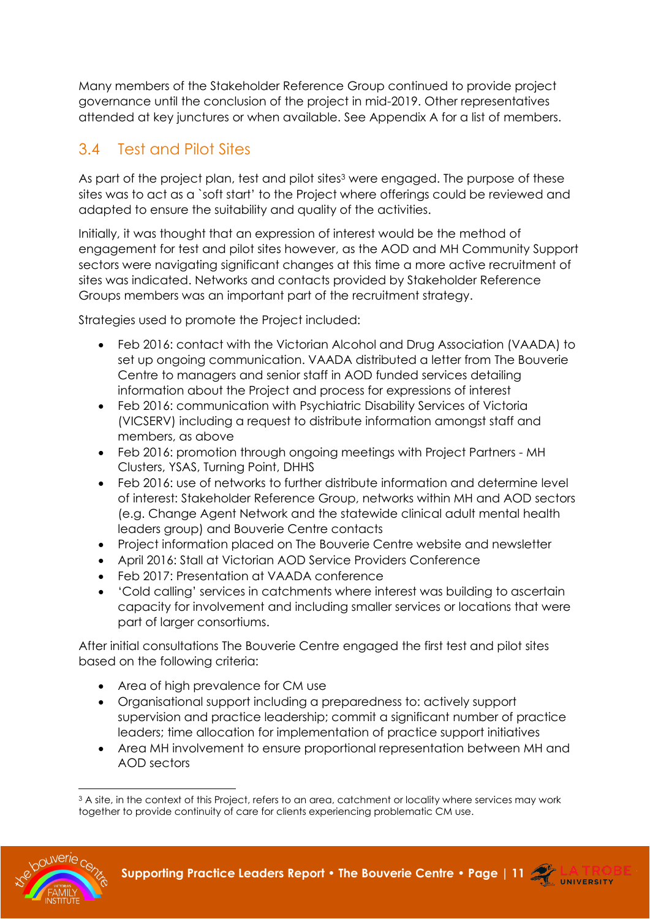Many members of the Stakeholder Reference Group continued to provide project governance until the conclusion of the project in mid-2019. Other representatives attended at key junctures or when available. See Appendix A for a list of members.

## 3.4 Test and Pilot Sites

As part of the project plan, test and pilot sites[3] were engaged. The purpose of these sites was to act as a `soft start' to the Project where offerings could be reviewed and adapted to ensure the suitability and quality of the activities.

Initially, it was thought that an expression of interest would be the method of engagement for test and pilot sites however, as the AOD and MH Community Support sectors were navigating significant changes at this time a more active recruitment of sites was indicated. Networks and contacts provided by Stakeholder Reference Groups members was an important part of the recruitment strategy.

Strategies used to promote the Project included:

- Feb 2016: contact with the Victorian Alcohol and Drug Association (VAADA) to set up ongoing communication. VAADA distributed a letter from The Bouverie Centre to managers and senior staff in AOD funded services detailing information about the Project and process for expressions of interest
- Feb 2016: communication with Psychiatric Disability Services of Victoria (VICSERV) including a request to distribute information amongst staff and members, as above
- Feb 2016: promotion through ongoing meetings with Project Partners - MH Clusters, YSAS, Turning Point, DHHS
- Feb 2016: use of networks to further distribute information and determine level of interest: Stakeholder Reference Group, networks within MH and AOD sectors (e.g. Change Agent Network and the statewide clinical adult mental health leaders group) and Bouverie Centre contacts
- Project information placed on The Bouverie Centre website and newsletter
- April 2016: Stall at Victorian AOD Service Providers Conference
- Feb 2017: Presentation at VAADA conference
- 'Cold calling' services in catchments where interest was building to ascertain capacity for involvement and including smaller services or locations that were part of larger consortiums.

After initial consultations The Bouverie Centre engaged the first test and pilot sites based on the following criteria:

- Area of high prevalence for CM use
- Organisational support including a preparedness to: actively support supervision and practice leadership; commit a significant number of practice leaders; time allocation for implementation of practice support initiatives
- Area MH involvement to ensure proportional representation between MH and AOD sectors

[3] A site, in the context of this Project, refers to an area, catchment or locality where services may work together to provide continuity of care for clients experiencing problematic CM use.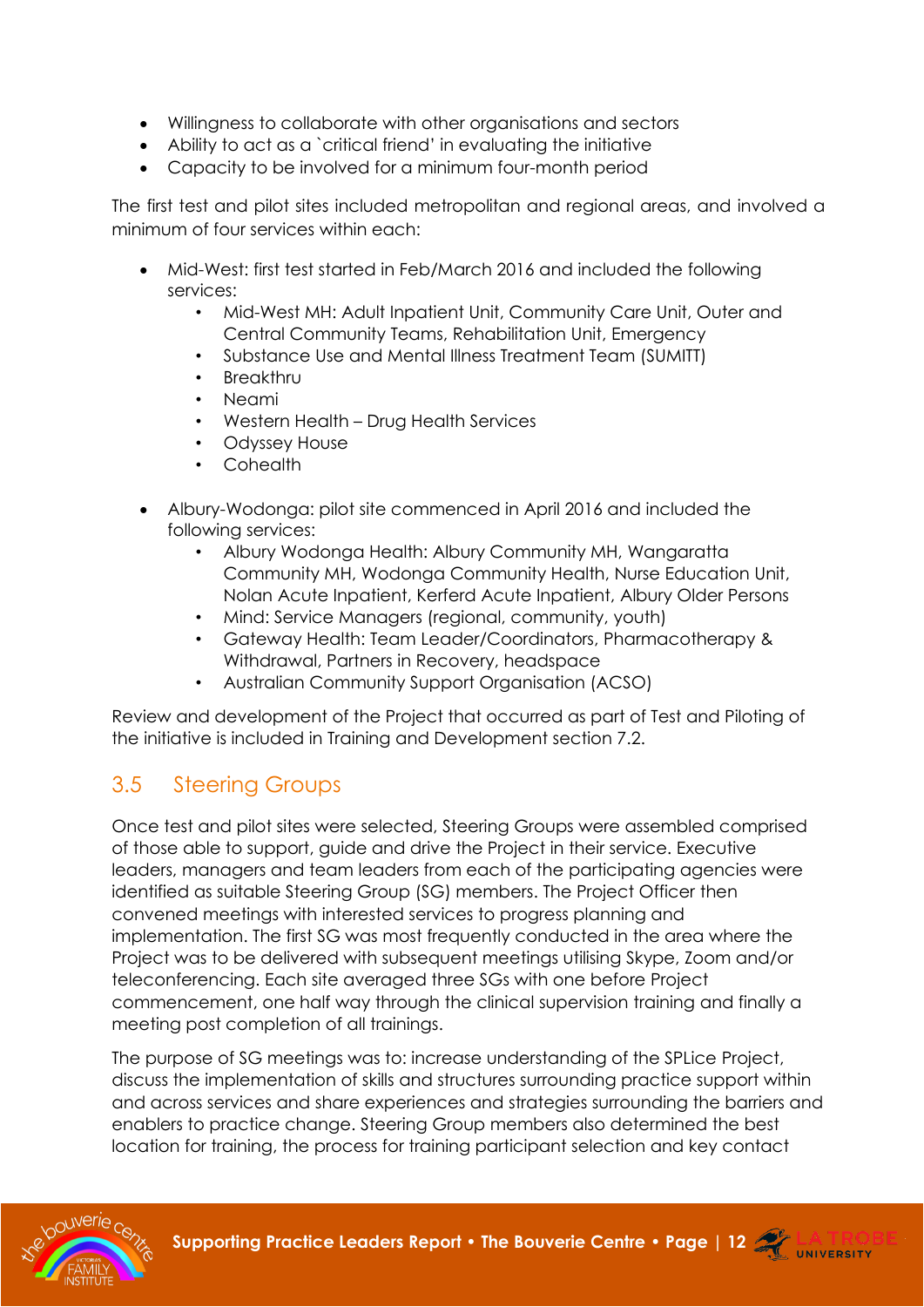- Willingness to collaborate with other organisations and sectors
- Ability to act as a `critical friend' in evaluating the initiative
- Capacity to be involved for a minimum four-month period

The first test and pilot sites included metropolitan and regional areas, and involved a minimum of four services within each:

- Mid-West: first test started in Feb/March 2016 and included the following services:
    - Mid-West MH: Adult Inpatient Unit, Community Care Unit, Outer and Central Community Teams, Rehabilitation Unit, Emergency
    - Substance Use and Mental Illness Treatment Team (SUMITT)
    - Breakthru
    - Neami
    - Western Health – Drug Health Services
    - Odyssey House
    - Cohealth

- Albury-Wodonga: pilot site commenced in April 2016 and included the following services:
    - Albury Wodonga Health: Albury Community MH, Wangaratta Community MH, Wodonga Community Health, Nurse Education Unit, Nolan Acute Inpatient, Kerferd Acute Inpatient, Albury Older Persons
    - Mind: Service Managers (regional, community, youth)
    - Gateway Health: Team Leader/Coordinators, Pharmacotherapy & Withdrawal, Partners in Recovery, headspace
    - Australian Community Support Organisation (ACSO)

Review and development of the Project that occurred as part of Test and Piloting of the initiative is included in Training and Development section 7.2.

## 3.5 Steering Groups

Once test and pilot sites were selected, Steering Groups were assembled comprised of those able to support, guide and drive the Project in their service. Executive leaders, managers and team leaders from each of the participating agencies were identified as suitable Steering Group (SG) members. The Project Officer then convened meetings with interested services to progress planning and implementation. The first SG was most frequently conducted in the area where the Project was to be delivered with subsequent meetings utilising Skype, Zoom and/or teleconferencing. Each site averaged three SGs with one before Project commencement, one half way through the clinical supervision training and finally a meeting post completion of all trainings.

The purpose of SG meetings was to: increase understanding of the SPLice Project, discuss the implementation of skills and structures surrounding practice support within and across services and share experiences and strategies surrounding the barriers and enablers to practice change. Steering Group members also determined the best location for training, the process for training participant selection and key contact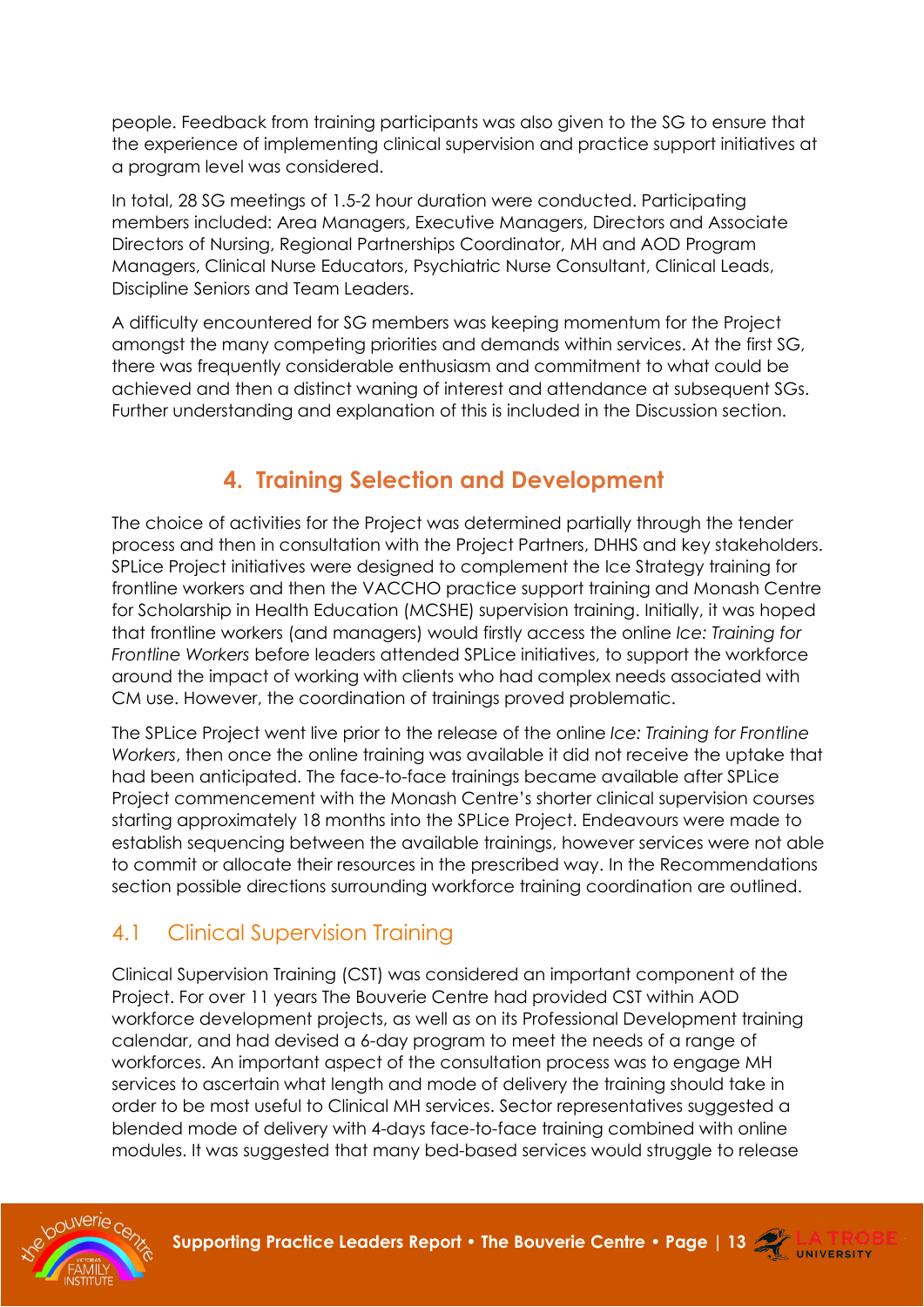people. Feedback from training participants was also given to the SG to ensure that the experience of implementing clinical supervision and practice support initiatives at a program level was considered.

In total, 28 SG meetings of 1.5-2 hour duration were conducted. Participating members included: Area Managers, Executive Managers, Directors and Associate Directors of Nursing, Regional Partnerships Coordinator, MH and AOD Program Managers, Clinical Nurse Educators, Psychiatric Nurse Consultant, Clinical Leads, Discipline Seniors and Team Leaders.

A difficulty encountered for SG members was keeping momentum for the Project amongst the many competing priorities and demands within services. At the first SG, there was frequently considerable enthusiasm and commitment to what could be achieved and then a distinct waning of interest and attendance at subsequent SGs. Further understanding and explanation of this is included in the Discussion section.

## 4. Training Selection and Development

The choice of activities for the Project was determined partially through the tender process and then in consultation with the Project Partners, DHHS and key stakeholders. SPLice Project initiatives were designed to complement the Ice Strategy training for frontline workers and then the VACCHO practice support training and Monash Centre for Scholarship in Health Education (MCSHE) supervision training. Initially, it was hoped that frontline workers (and managers) would firstly access the online *Ice: Training for Frontline Workers* before leaders attended SPLice initiatives, to support the workforce around the impact of working with clients who had complex needs associated with CM use. However, the coordination of trainings proved problematic.

The SPLice Project went live prior to the release of the online *Ice: Training for Frontline Workers*, then once the online training was available it did not receive the uptake that had been anticipated. The face-to-face trainings became available after SPLice Project commencement with the Monash Centre's shorter clinical supervision courses starting approximately 18 months into the SPLice Project. Endeavours were made to establish sequencing between the available trainings, however services were not able to commit or allocate their resources in the prescribed way. In the Recommendations section possible directions surrounding workforce training coordination are outlined.

### 4.1 Clinical Supervision Training

Clinical Supervision Training (CST) was considered an important component of the Project. For over 11 years The Bouverie Centre had provided CST within AOD workforce development projects, as well as on its Professional Development training calendar, and had devised a 6-day program to meet the needs of a range of workforces. An important aspect of the consultation process was to engage MH services to ascertain what length and mode of delivery the training should take in order to be most useful to Clinical MH services. Sector representatives suggested a blended mode of delivery with 4-days face-to-face training combined with online modules. It was suggested that many bed-based services would struggle to release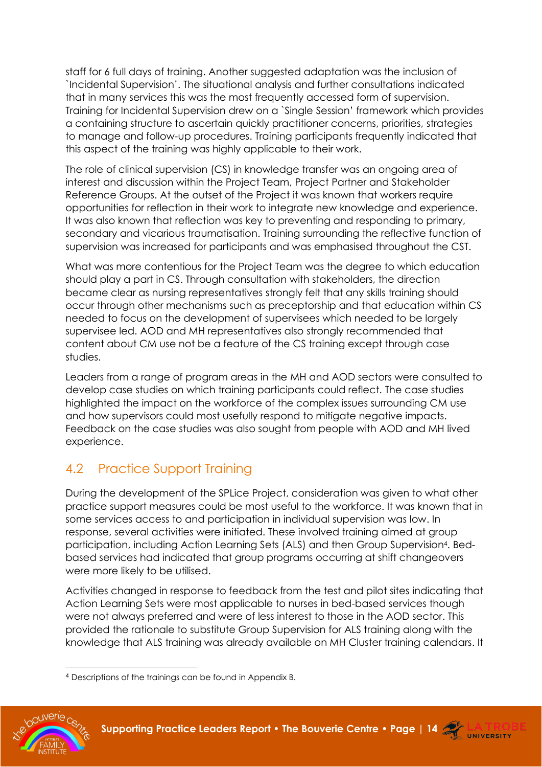staff for 6 full days of training. Another suggested adaptation was the inclusion of `Incidental Supervision'. The situational analysis and further consultations indicated that in many services this was the most frequently accessed form of supervision. Training for Incidental Supervision drew on a `Single Session' framework which provides a containing structure to ascertain quickly practitioner concerns, priorities, strategies to manage and follow-up procedures. Training participants frequently indicated that this aspect of the training was highly applicable to their work.

The role of clinical supervision (CS) in knowledge transfer was an ongoing area of interest and discussion within the Project Team, Project Partner and Stakeholder Reference Groups. At the outset of the Project it was known that workers require opportunities for reflection in their work to integrate new knowledge and experience. It was also known that reflection was key to preventing and responding to primary, secondary and vicarious traumatisation. Training surrounding the reflective function of supervision was increased for participants and was emphasised throughout the CST.

What was more contentious for the Project Team was the degree to which education should play a part in CS. Through consultation with stakeholders, the direction became clear as nursing representatives strongly felt that any skills training should occur through other mechanisms such as preceptorship and that education within CS needed to focus on the development of supervisees which needed to be largely supervisee led. AOD and MH representatives also strongly recommended that content about CM use not be a feature of the CS training except through case studies.

Leaders from a range of program areas in the MH and AOD sectors were consulted to develop case studies on which training participants could reflect. The case studies highlighted the impact on the workforce of the complex issues surrounding CM use and how supervisors could most usefully respond to mitigate negative impacts. Feedback on the case studies was also sought from people with AOD and MH lived experience.

## 4.2 Practice Support Training

During the development of the SPLice Project, consideration was given to what other practice support measures could be most useful to the workforce. It was known that in some services access to and participation in individual supervision was low. In response, several activities were initiated. These involved training aimed at group participation, including Action Learning Sets (ALS) and then Group Supervision[4]. Bed-based services had indicated that group programs occurring at shift changeovers were more likely to be utilised.

Activities changed in response to feedback from the test and pilot sites indicating that Action Learning Sets were most applicable to nurses in bed-based services though were not always preferred and were of less interest to those in the AOD sector. This provided the rationale to substitute Group Supervision for ALS training along with the knowledge that ALS training was already available on MH Cluster training calendars. It

[4] Descriptions of the trainings can be found in Appendix B.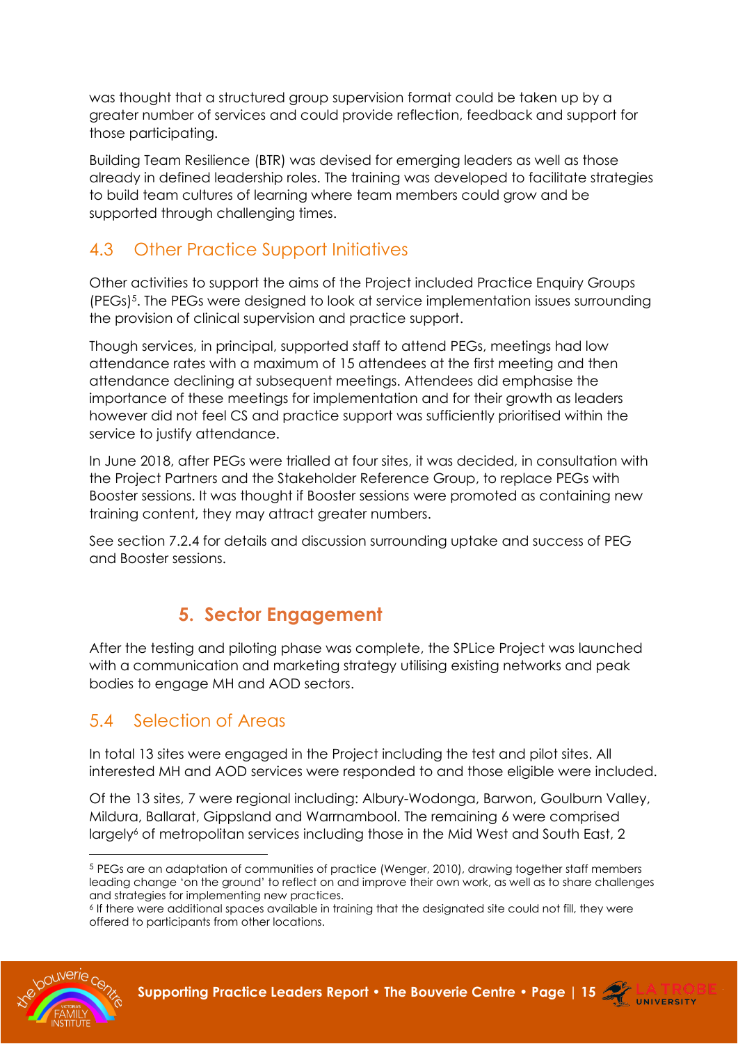was thought that a structured group supervision format could be taken up by a greater number of services and could provide reflection, feedback and support for those participating.

Building Team Resilience (BTR) was devised for emerging leaders as well as those already in defined leadership roles. The training was developed to facilitate strategies to build team cultures of learning where team members could grow and be supported through challenging times.

## 4.3 Other Practice Support Initiatives

Other activities to support the aims of the Project included Practice Enquiry Groups (PEGs)[5]. The PEGs were designed to look at service implementation issues surrounding the provision of clinical supervision and practice support.

Though services, in principal, supported staff to attend PEGs, meetings had low attendance rates with a maximum of 15 attendees at the first meeting and then attendance declining at subsequent meetings. Attendees did emphasise the importance of these meetings for implementation and for their growth as leaders however did not feel CS and practice support was sufficiently prioritised within the service to justify attendance.

In June 2018, after PEGs were trialled at four sites, it was decided, in consultation with the Project Partners and the Stakeholder Reference Group, to replace PEGs with Booster sessions. It was thought if Booster sessions were promoted as containing new training content, they may attract greater numbers.

See section 7.2.4 for details and discussion surrounding uptake and success of PEG and Booster sessions.

# 5. Sector Engagement

After the testing and piloting phase was complete, the SPLice Project was launched with a communication and marketing strategy utilising existing networks and peak bodies to engage MH and AOD sectors.

## 5.4 Selection of Areas

In total 13 sites were engaged in the Project including the test and pilot sites. All interested MH and AOD services were responded to and those eligible were included.

Of the 13 sites, 7 were regional including: Albury-Wodonga, Barwon, Goulburn Valley, Mildura, Ballarat, Gippsland and Warrnambool. The remaining 6 were comprised largely[6] of metropolitan services including those in the Mid West and South East, 2

---

[5] PEGs are an adaptation of communities of practice (Wenger, 2010), drawing together staff members leading change 'on the ground' to reflect on and improve their own work, as well as to share challenges and strategies for implementing new practices.

[6] If there were additional spaces available in training that the designated site could not fill, they were offered to participants from other locations.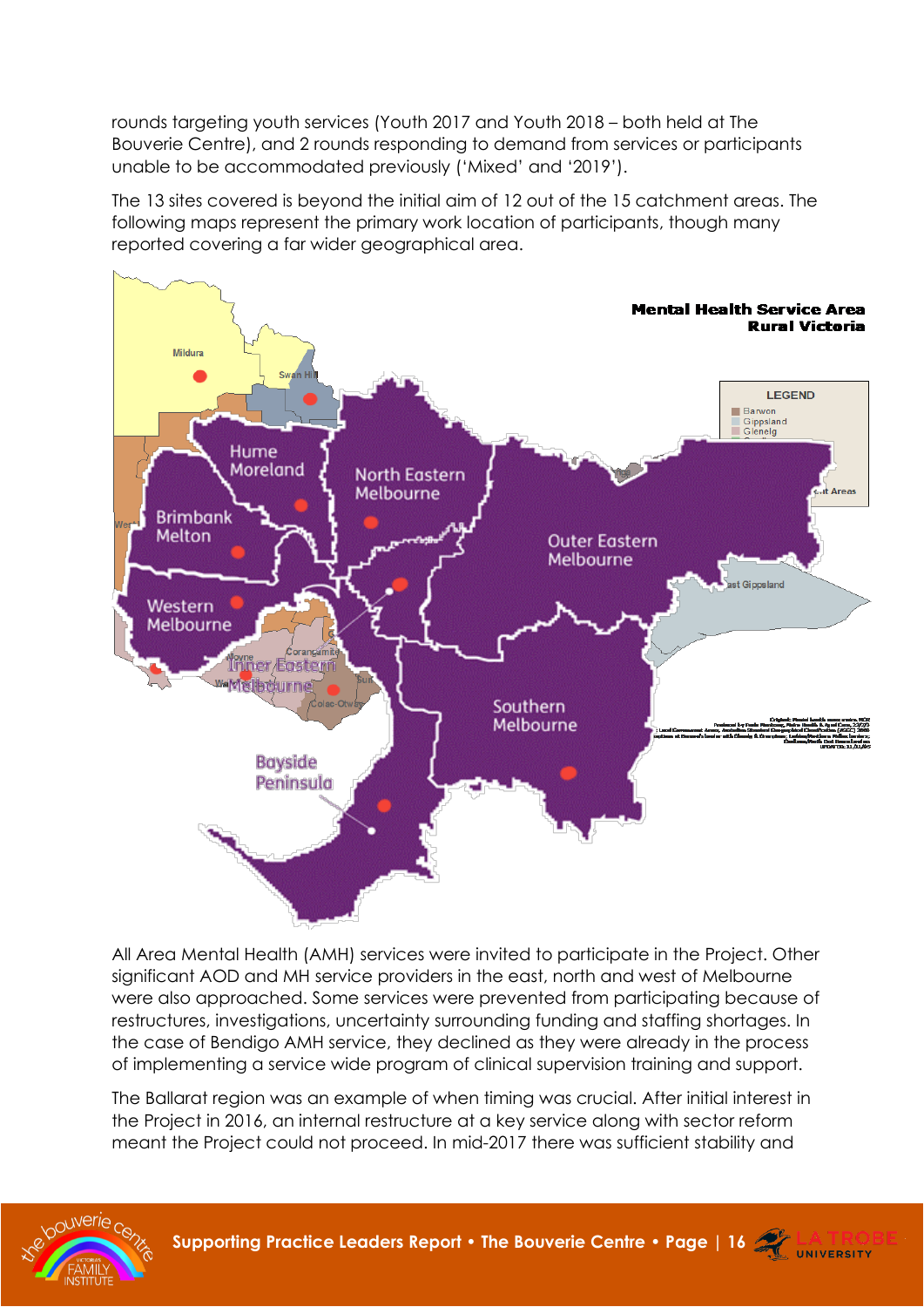rounds targeting youth services (Youth 2017 and Youth 2018 – both held at The Bouverie Centre), and 2 rounds responding to demand from services or participants unable to be accommodated previously ('Mixed' and '2019').

The 13 sites covered is beyond the initial aim of 12 out of the 15 catchment areas. The following maps represent the primary work location of participants, though many reported covering a far wider geographical area.

All Area Mental Health (AMH) services were invited to participate in the Project. Other significant AOD and MH service providers in the east, north and west of Melbourne were also approached. Some services were prevented from participating because of restructures, investigations, uncertainty surrounding funding and staffing shortages. In the case of Bendigo AMH service, they declined as they were already in the process of implementing a service wide program of clinical supervision training and support.

The Ballarat region was an example of when timing was crucial. After initial interest in the Project in 2016, an internal restructure at a key service along with sector reform meant the Project could not proceed. In mid-2017 there was sufficient stability and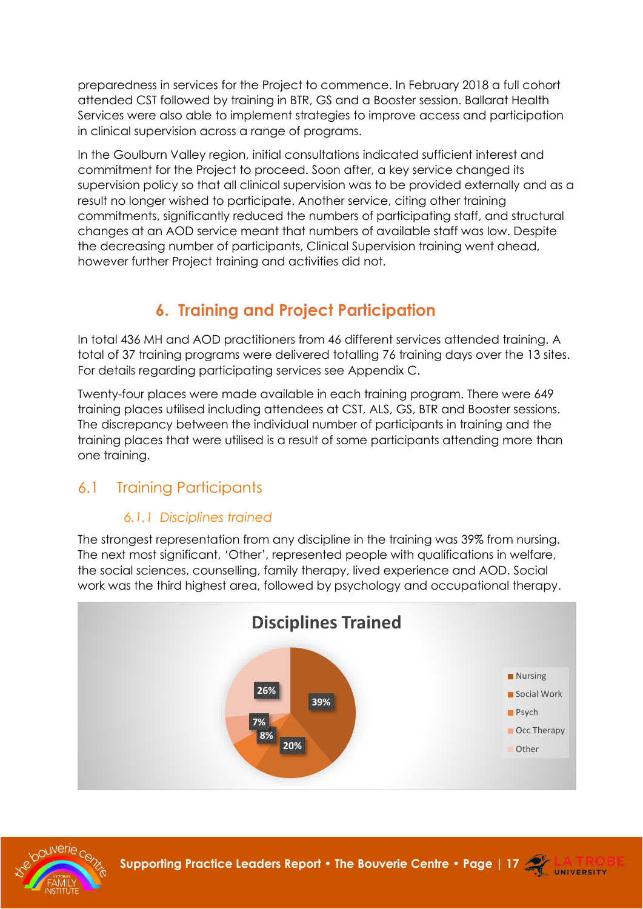preparedness in services for the Project to commence. In February 2018 a full cohort attended CST followed by training in BTR, GS and a Booster session. Ballarat Health Services were also able to implement strategies to improve access and participation in clinical supervision across a range of programs.

In the Goulburn Valley region, initial consultations indicated sufficient interest and commitment for the Project to proceed. Soon after, a key service changed its supervision policy so that all clinical supervision was to be provided externally and as a result no longer wished to participate. Another service, citing other training commitments, significantly reduced the numbers of participating staff, and structural changes at an AOD service meant that numbers of available staff was low. Despite the decreasing number of participants, Clinical Supervision training went ahead, however further Project training and activities did not.

# 6. Training and Project Participation

In total 436 MH and AOD practitioners from 46 different services attended training. A total of 37 training programs were delivered totalling 76 training days over the 13 sites. For details regarding participating services see Appendix C.

Twenty-four places were made available in each training program. There were 649 training places utilised including attendees at CST, ALS, GS, BTR and Booster sessions. The discrepancy between the individual number of participants in training and the training places that were utilised is a result of some participants attending more than one training.

## 6.1 Training Participants

### *6.1.1 Disciplines trained*

The strongest representation from any discipline in the training was 39% from nursing. The next most significant, 'Other', represented people with qualifications in welfare, the social sciences, counselling, family therapy, lived experience and AOD. Social work was the third highest area, followed by psychology and occupational therapy.

**Disciplines Trained**

| Discipline | % |
|---|---|
| Nursing | 39% |
| Social Work | 20% |
| Psych | 8% |
| Occ Therapy | 7% |
| Other | 26% |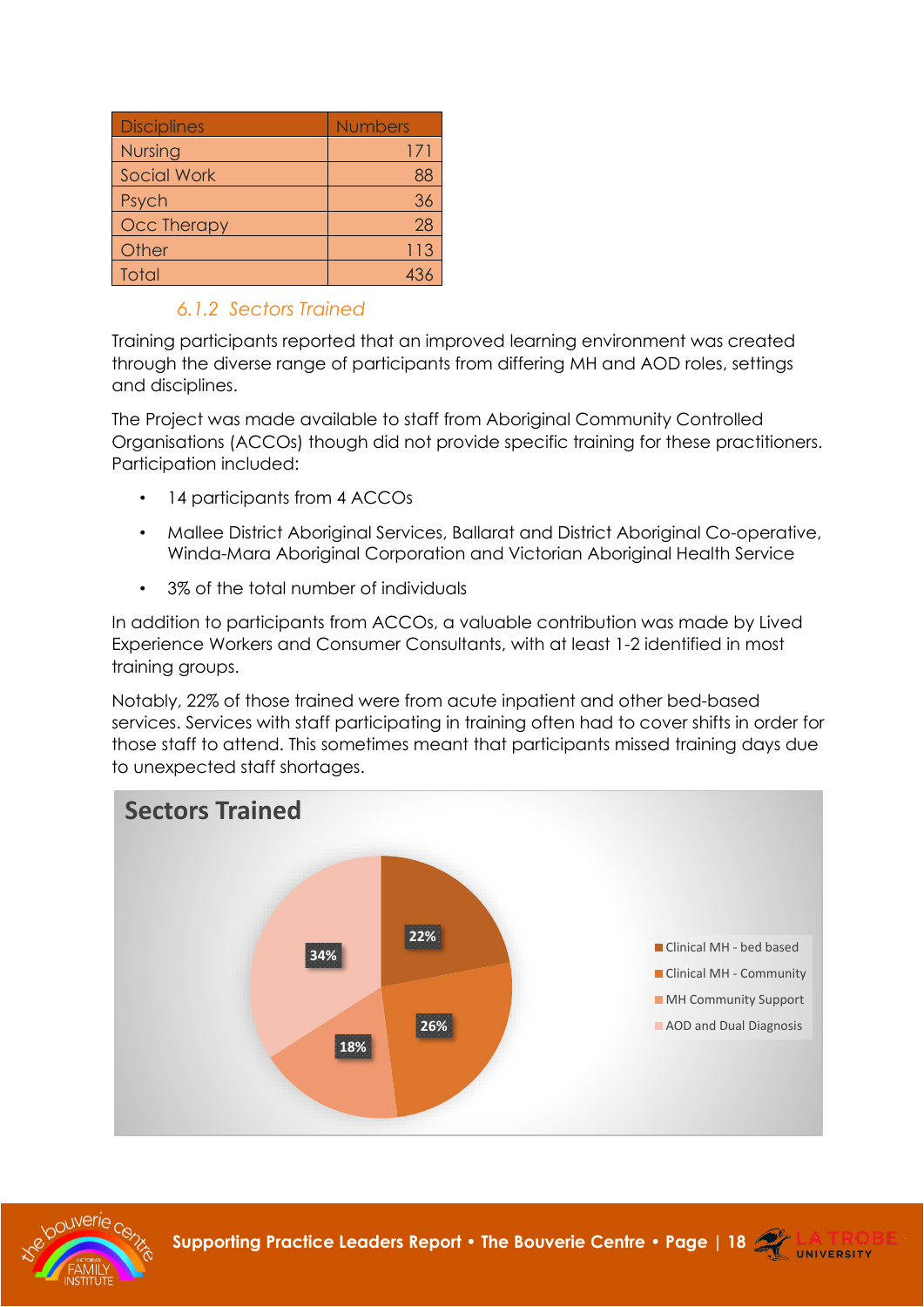| Disciplines | Numbers |
|---|---|
| Nursing | 171 |
| Social Work | 88 |
| Psych | 36 |
| Occ Therapy | 28 |
| Other | 113 |
| Total | 436 |

#### *6.1.2 Sectors Trained*

Training participants reported that an improved learning environment was created through the diverse range of participants from differing MH and AOD roles, settings and disciplines.

The Project was made available to staff from Aboriginal Community Controlled Organisations (ACCOs) though did not provide specific training for these practitioners. Participation included:

- 14 participants from 4 ACCOs
- Mallee District Aboriginal Services, Ballarat and District Aboriginal Co-operative, Winda-Mara Aboriginal Corporation and Victorian Aboriginal Health Service
- 3% of the total number of individuals

In addition to participants from ACCOs, a valuable contribution was made by Lived Experience Workers and Consumer Consultants, with at least 1-2 identified in most training groups.

Notably, 22% of those trained were from acute inpatient and other bed-based services. Services with staff participating in training often had to cover shifts in order for those staff to attend. This sometimes meant that participants missed training days due to unexpected staff shortages.

**Sectors Trained**

| Sector | Percentage |
|---|---|
| Clinical MH - bed based | 22% |
| Clinical MH - Community | 26% |
| MH Community Support | 18% |
| AOD and Dual Diagnosis | 34% |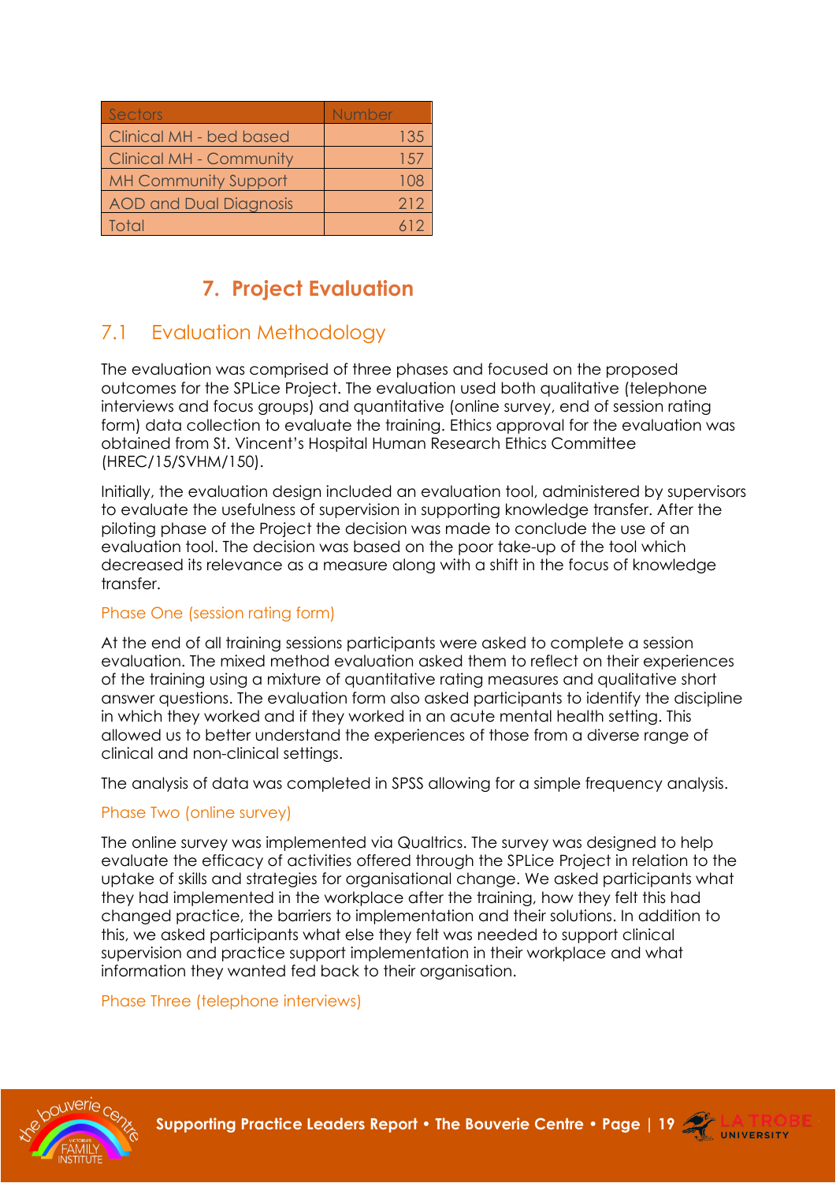| Sectors | Number |
| --- | --- |
| Clinical MH - bed based | 135 |
| Clinical MH - Community | 157 |
| MH Community Support | 108 |
| AOD and Dual Diagnosis | 212 |
| Total | 612 |

# 7. Project Evaluation

## 7.1 Evaluation Methodology

The evaluation was comprised of three phases and focused on the proposed outcomes for the SPLice Project. The evaluation used both qualitative (telephone interviews and focus groups) and quantitative (online survey, end of session rating form) data collection to evaluate the training. Ethics approval for the evaluation was obtained from St. Vincent's Hospital Human Research Ethics Committee (HREC/15/SVHM/150).

Initially, the evaluation design included an evaluation tool, administered by supervisors to evaluate the usefulness of supervision in supporting knowledge transfer. After the piloting phase of the Project the decision was made to conclude the use of an evaluation tool. The decision was based on the poor take-up of the tool which decreased its relevance as a measure along with a shift in the focus of knowledge transfer.

### Phase One (session rating form)

At the end of all training sessions participants were asked to complete a session evaluation. The mixed method evaluation asked them to reflect on their experiences of the training using a mixture of quantitative rating measures and qualitative short answer questions. The evaluation form also asked participants to identify the discipline in which they worked and if they worked in an acute mental health setting. This allowed us to better understand the experiences of those from a diverse range of clinical and non-clinical settings.

The analysis of data was completed in SPSS allowing for a simple frequency analysis.

### Phase Two (online survey)

The online survey was implemented via Qualtrics. The survey was designed to help evaluate the efficacy of activities offered through the SPLice Project in relation to the uptake of skills and strategies for organisational change. We asked participants what they had implemented in the workplace after the training, how they felt this had changed practice, the barriers to implementation and their solutions. In addition to this, we asked participants what else they felt was needed to support clinical supervision and practice support implementation in their workplace and what information they wanted fed back to their organisation.

### Phase Three (telephone interviews)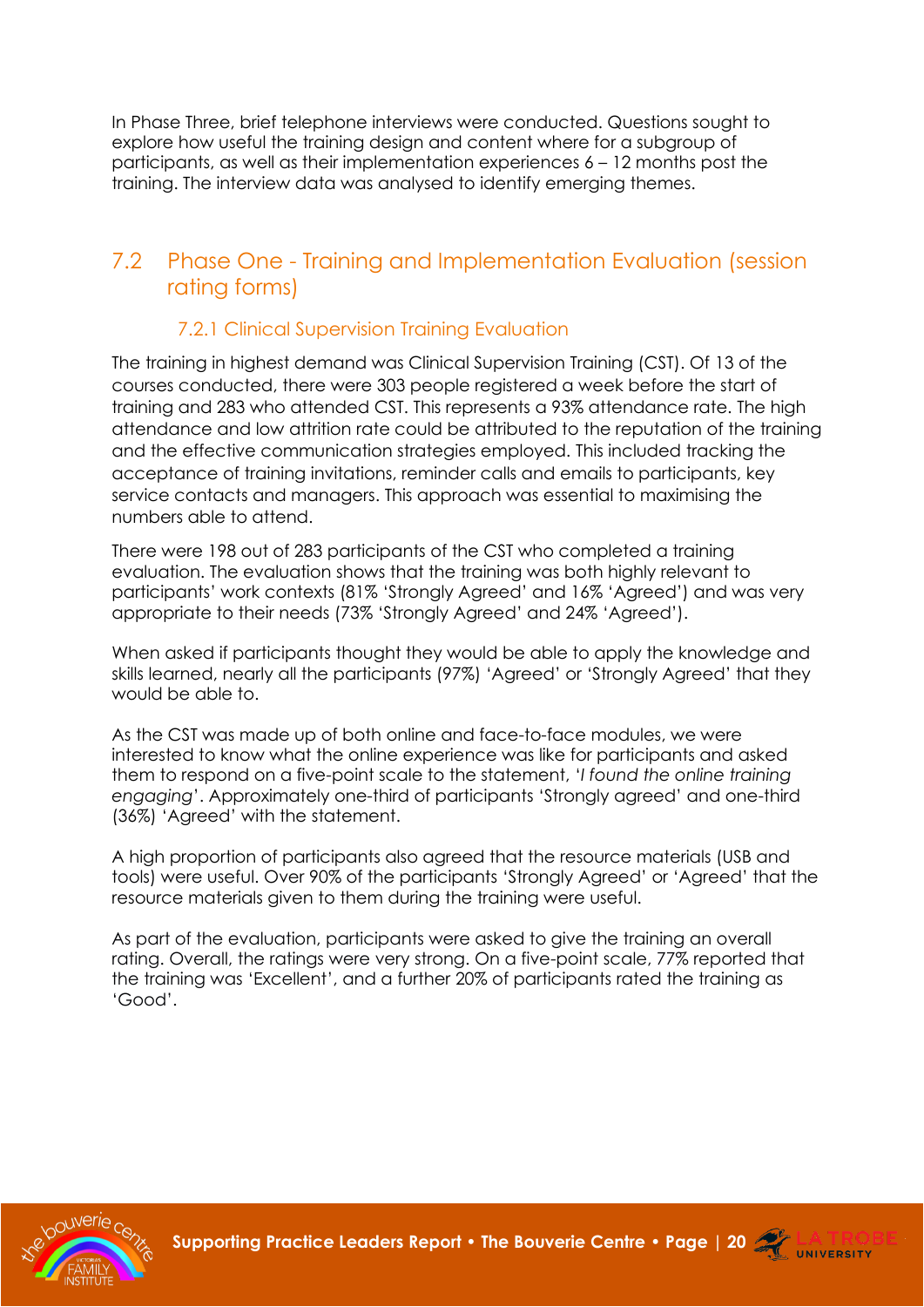In Phase Three, brief telephone interviews were conducted. Questions sought to explore how useful the training design and content where for a subgroup of participants, as well as their implementation experiences 6 – 12 months post the training. The interview data was analysed to identify emerging themes.

## 7.2 Phase One - Training and Implementation Evaluation (session rating forms)

### 7.2.1 Clinical Supervision Training Evaluation

The training in highest demand was Clinical Supervision Training (CST). Of 13 of the courses conducted, there were 303 people registered a week before the start of training and 283 who attended CST. This represents a 93% attendance rate. The high attendance and low attrition rate could be attributed to the reputation of the training and the effective communication strategies employed. This included tracking the acceptance of training invitations, reminder calls and emails to participants, key service contacts and managers. This approach was essential to maximising the numbers able to attend.

There were 198 out of 283 participants of the CST who completed a training evaluation. The evaluation shows that the training was both highly relevant to participants' work contexts (81% 'Strongly Agreed' and 16% 'Agreed') and was very appropriate to their needs (73% 'Strongly Agreed' and 24% 'Agreed').

When asked if participants thought they would be able to apply the knowledge and skills learned, nearly all the participants (97%) 'Agreed' or 'Strongly Agreed' that they would be able to.

As the CST was made up of both online and face-to-face modules, we were interested to know what the online experience was like for participants and asked them to respond on a five-point scale to the statement, '*I found the online training engaging*'. Approximately one-third of participants 'Strongly agreed' and one-third (36%) 'Agreed' with the statement.

A high proportion of participants also agreed that the resource materials (USB and tools) were useful. Over 90% of the participants 'Strongly Agreed' or 'Agreed' that the resource materials given to them during the training were useful.

As part of the evaluation, participants were asked to give the training an overall rating. Overall, the ratings were very strong. On a five-point scale, 77% reported that the training was 'Excellent', and a further 20% of participants rated the training as 'Good'.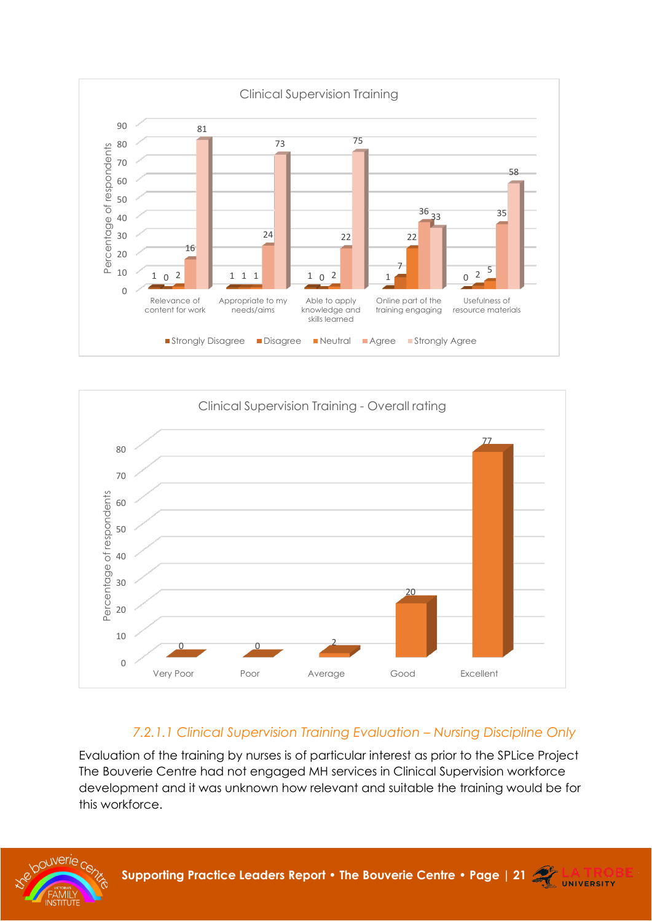**Clinical Supervision Training**

| | Strongly Disagree | Disagree | Neutral | Agree | Strongly Agree |
|---|---|---|---|---|---|
| Relevance of content for work | 1 | 0 | 2 | 16 | 81 |
| Appropriate to my needs/aims | 1 | 1 | 1 | 24 | 73 |
| Able to apply knowledge and skills learned | 1 | 0 | 2 | 22 | 75 |
| Online part of the training engaging | 1 | 7 | 22 | 36 | 33 |
| Usefulness of resource materials | 0 | 2 | 5 | 35 | 58 |

Percentage of respondents

**Clinical Supervision Training - Overall rating**

| Very Poor | Poor | Average | Good | Excellent |
|---|---|---|---|---|
| 0 | 0 | 2 | 20 | 77 |

Percentage of respondents

### *7.2.1.1 Clinical Supervision Training Evaluation – Nursing Discipline Only*

Evaluation of the training by nurses is of particular interest as prior to the SPLice Project The Bouverie Centre had not engaged MH services in Clinical Supervision workforce development and it was unknown how relevant and suitable the training would be for this workforce.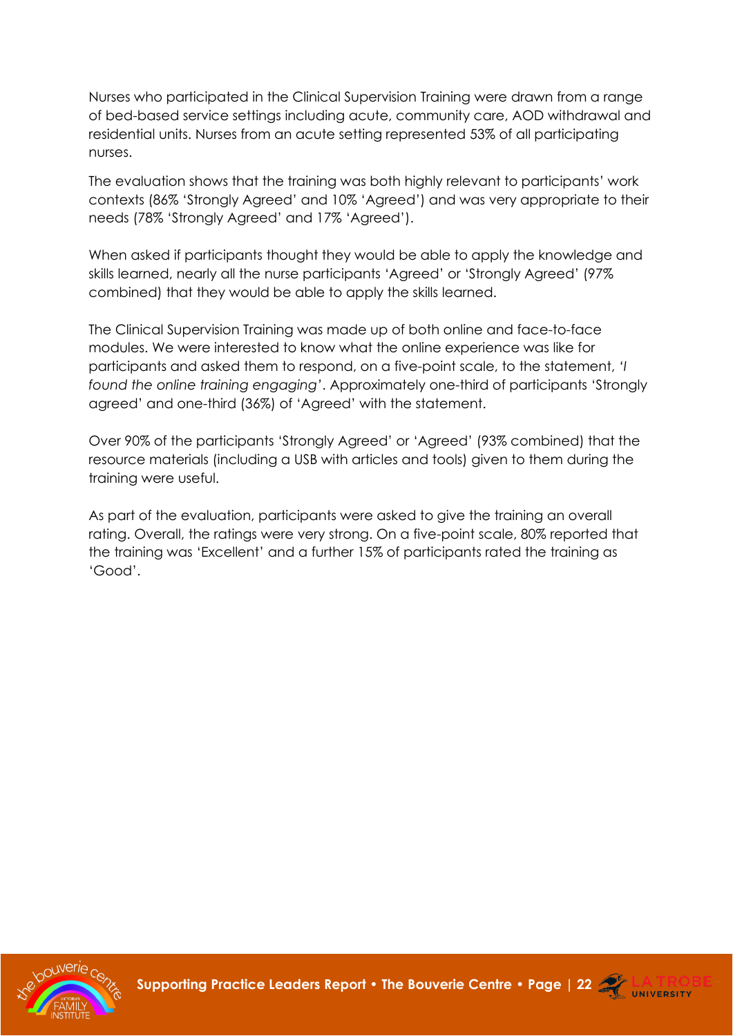Nurses who participated in the Clinical Supervision Training were drawn from a range of bed-based service settings including acute, community care, AOD withdrawal and residential units. Nurses from an acute setting represented 53% of all participating nurses.

The evaluation shows that the training was both highly relevant to participants' work contexts (86% 'Strongly Agreed' and 10% 'Agreed') and was very appropriate to their needs (78% 'Strongly Agreed' and 17% 'Agreed').

When asked if participants thought they would be able to apply the knowledge and skills learned, nearly all the nurse participants 'Agreed' or 'Strongly Agreed' (97% combined) that they would be able to apply the skills learned.

The Clinical Supervision Training was made up of both online and face-to-face modules. We were interested to know what the online experience was like for participants and asked them to respond, on a five-point scale, to the statement, *'I found the online training engaging'*. Approximately one-third of participants 'Strongly agreed' and one-third (36%) of 'Agreed' with the statement.

Over 90% of the participants 'Strongly Agreed' or 'Agreed' (93% combined) that the resource materials (including a USB with articles and tools) given to them during the training were useful.

As part of the evaluation, participants were asked to give the training an overall rating. Overall, the ratings were very strong. On a five-point scale, 80% reported that the training was 'Excellent' and a further 15% of participants rated the training as 'Good'.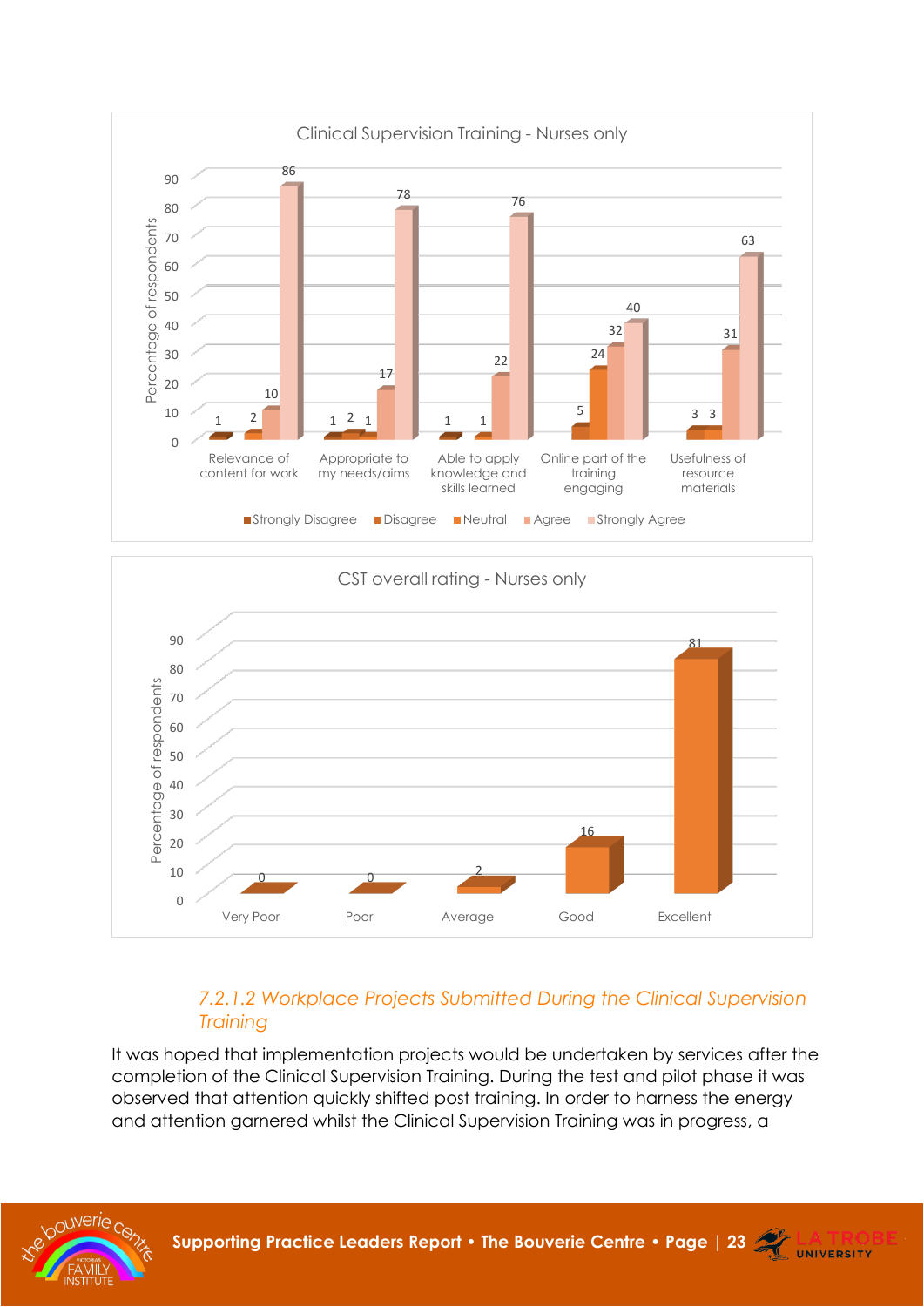**Clinical Supervision Training - Nurses only**

**CST overall rating - Nurses only**

| Rating | Percentage of respondents |
|---|---|
| Very Poor | 0 |
| Poor | 0 |
| Average | 2 |
| Good | 16 |
| Excellent | 81 |

### *7.2.1.2 Workplace Projects Submitted During the Clinical Supervision Training*

It was hoped that implementation projects would be undertaken by services after the completion of the Clinical Supervision Training. During the test and pilot phase it was observed that attention quickly shifted post training. In order to harness the energy and attention garnered whilst the Clinical Supervision Training was in progress, a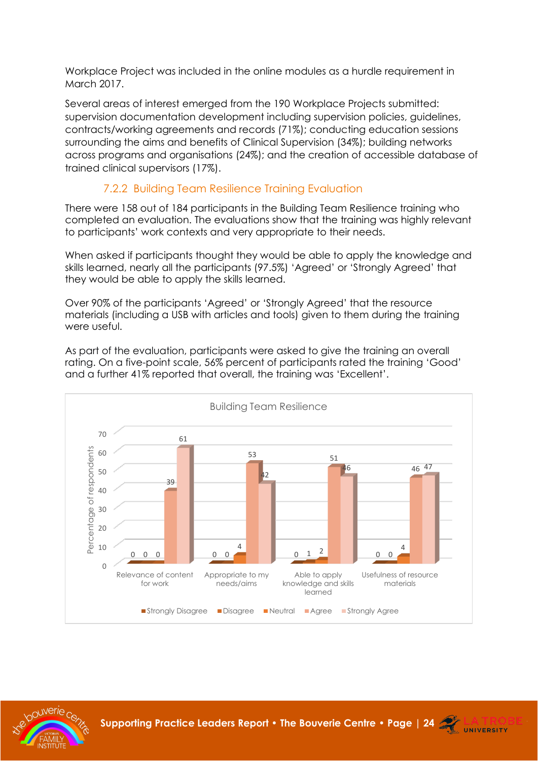Workplace Project was included in the online modules as a hurdle requirement in March 2017.

Several areas of interest emerged from the 190 Workplace Projects submitted: supervision documentation development including supervision policies, guidelines, contracts/working agreements and records (71%); conducting education sessions surrounding the aims and benefits of Clinical Supervision (34%); building networks across programs and organisations (24%); and the creation of accessible database of trained clinical supervisors (17%).

### 7.2.2 Building Team Resilience Training Evaluation

There were 158 out of 184 participants in the Building Team Resilience training who completed an evaluation. The evaluations show that the training was highly relevant to participants' work contexts and very appropriate to their needs.

When asked if participants thought they would be able to apply the knowledge and skills learned, nearly all the participants (97.5%) 'Agreed' or 'Strongly Agreed' that they would be able to apply the skills learned.

Over 90% of the participants 'Agreed' or 'Strongly Agreed' that the resource materials (including a USB with articles and tools) given to them during the training were useful.

As part of the evaluation, participants were asked to give the training an overall rating. On a five-point scale, 56% percent of participants rated the training 'Good' and a further 41% reported that overall, the training was 'Excellent'.

**Building Team Resilience**

Percentage of respondents

| | Strongly Disagree | Disagree | Neutral | Agree | Strongly Agree |
|---|---|---|---|---|---|
| Relevance of content for work | 0 | 0 | 0 | 39 | 61 |
| Appropriate to my needs/aims | 0 | 0 | 4 | 53 | 42 |
| Able to apply knowledge and skills learned | 0 | 1 | 2 | 51 | 46 |
| Usefulness of resource materials | 0 | 0 | 4 | 46 | 47 |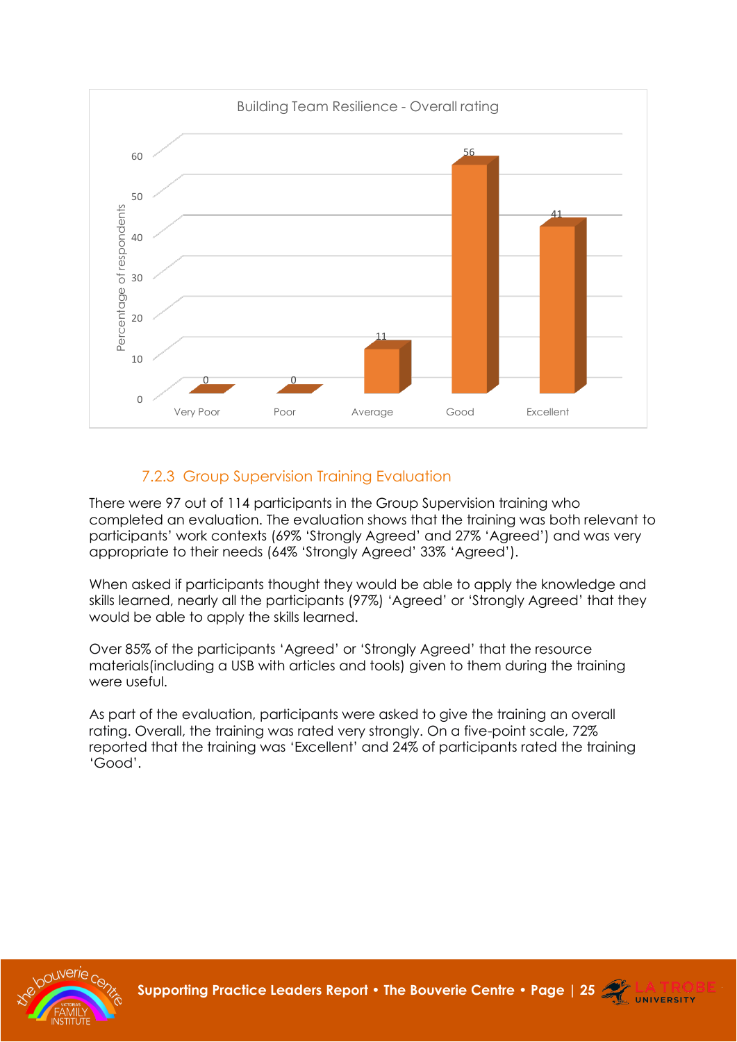Building Team Resilience - Overall rating

| | Very Poor | Poor | Average | Good | Excellent |
|---|---|---|---|---|---|
| Percentage of respondents | 0 | 0 | 11 | 56 | 41 |

### 7.2.3 Group Supervision Training Evaluation

There were 97 out of 114 participants in the Group Supervision training who completed an evaluation. The evaluation shows that the training was both relevant to participants' work contexts (69% 'Strongly Agreed' and 27% 'Agreed') and was very appropriate to their needs (64% 'Strongly Agreed' 33% 'Agreed').

When asked if participants thought they would be able to apply the knowledge and skills learned, nearly all the participants (97%) 'Agreed' or 'Strongly Agreed' that they would be able to apply the skills learned.

Over 85% of the participants 'Agreed' or 'Strongly Agreed' that the resource materials(including a USB with articles and tools) given to them during the training were useful.

As part of the evaluation, participants were asked to give the training an overall rating. Overall, the training was rated very strongly. On a five-point scale, 72% reported that the training was 'Excellent' and 24% of participants rated the training 'Good'.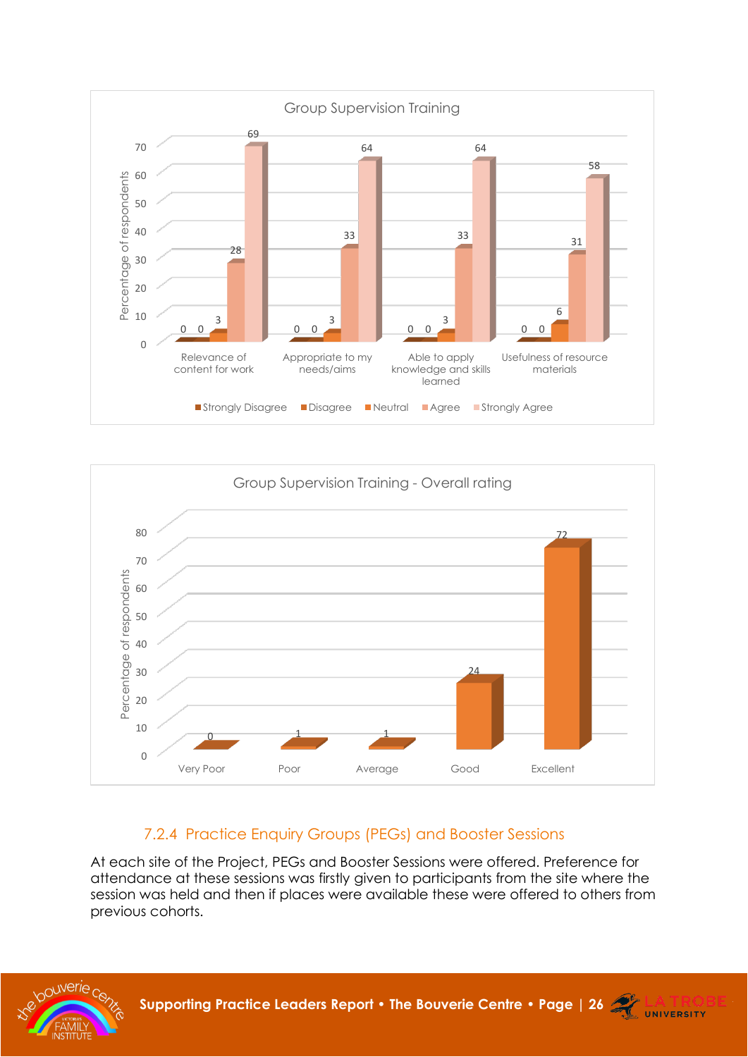**Group Supervision Training**

| | Strongly Disagree | Disagree | Neutral | Agree | Strongly Agree |
|---|---|---|---|---|---|
| Relevance of content for work | 0 | 0 | 3 | 28 | 69 |
| Appropriate to my needs/aims | 0 | 0 | 3 | 33 | 64 |
| Able to apply knowledge and skills learned | 0 | 0 | 3 | 33 | 64 |
| Usefulness of resource materials | 0 | 0 | 6 | 31 | 58 |

Percentage of respondents

**Group Supervision Training - Overall rating**

| Very Poor | Poor | Average | Good | Excellent |
|---|---|---|---|---|
| 0 | 1 | 1 | 24 | 72 |

Percentage of respondents

### 7.2.4 Practice Enquiry Groups (PEGs) and Booster Sessions

At each site of the Project, PEGs and Booster Sessions were offered. Preference for attendance at these sessions was firstly given to participants from the site where the session was held and then if places were available these were offered to others from previous cohorts.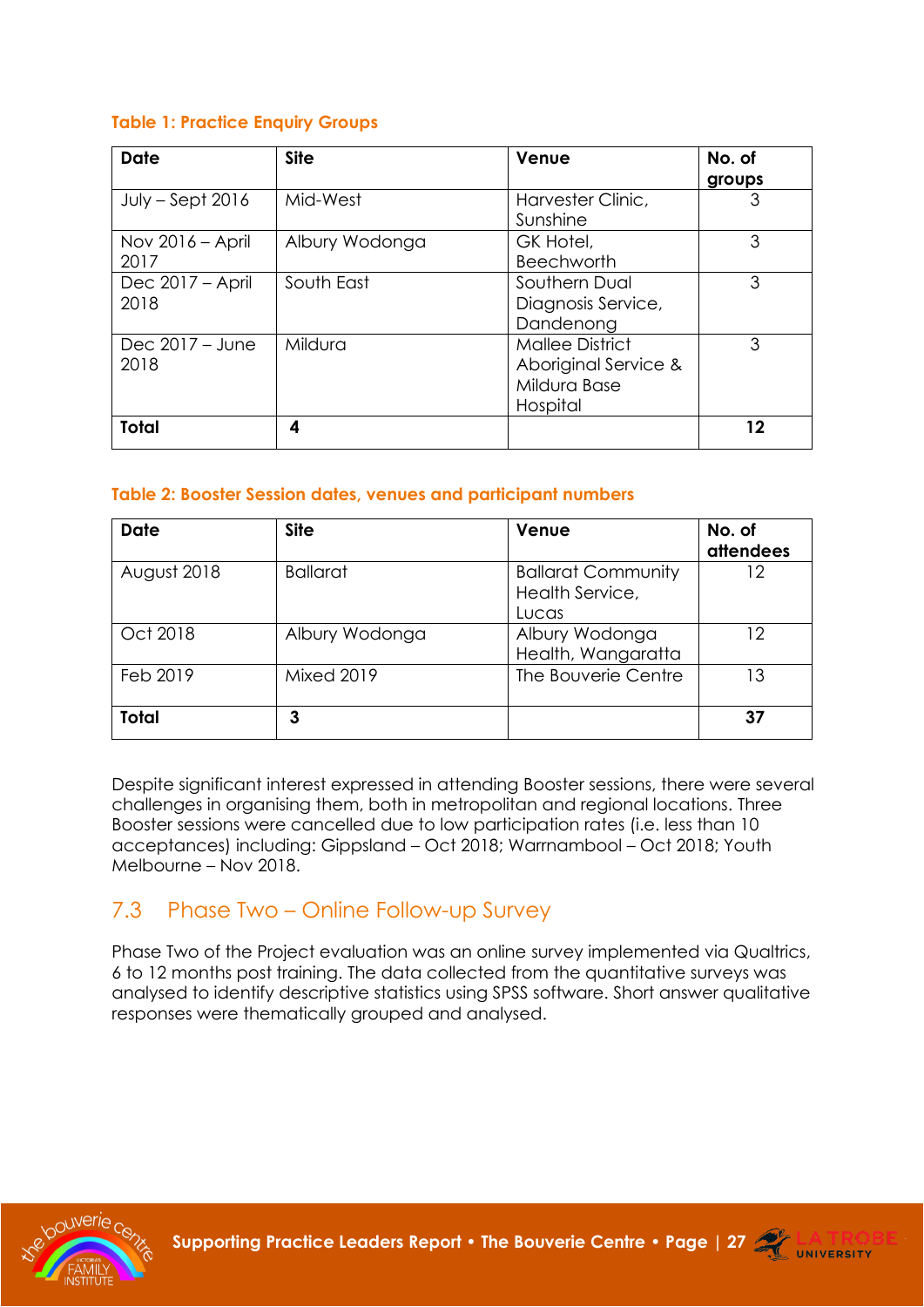**Table 1: Practice Enquiry Groups**

| Date | Site | Venue | No. of groups |
|---|---|---|---|
| July – Sept 2016 | Mid-West | Harvester Clinic, Sunshine | 3 |
| Nov 2016 – April 2017 | Albury Wodonga | GK Hotel, Beechworth | 3 |
| Dec 2017 – April 2018 | South East | Southern Dual Diagnosis Service, Dandenong | 3 |
| Dec 2017 – June 2018 | Mildura | Mallee District Aboriginal Service & Mildura Base Hospital | 3 |
| **Total** | **4** | | **12** |

**Table 2: Booster Session dates, venues and participant numbers**

| Date | Site | Venue | No. of attendees |
|---|---|---|---|
| August 2018 | Ballarat | Ballarat Community Health Service, Lucas | 12 |
| Oct 2018 | Albury Wodonga | Albury Wodonga Health, Wangaratta | 12 |
| Feb 2019 | Mixed 2019 | The Bouverie Centre | 13 |
| **Total** | **3** | | **37** |

Despite significant interest expressed in attending Booster sessions, there were several challenges in organising them, both in metropolitan and regional locations. Three Booster sessions were cancelled due to low participation rates (i.e. less than 10 acceptances) including: Gippsland – Oct 2018; Warrnambool – Oct 2018; Youth Melbourne – Nov 2018.

## 7.3 Phase Two – Online Follow-up Survey

Phase Two of the Project evaluation was an online survey implemented via Qualtrics, 6 to 12 months post training. The data collected from the quantitative surveys was analysed to identify descriptive statistics using SPSS software. Short answer qualitative responses were thematically grouped and analysed.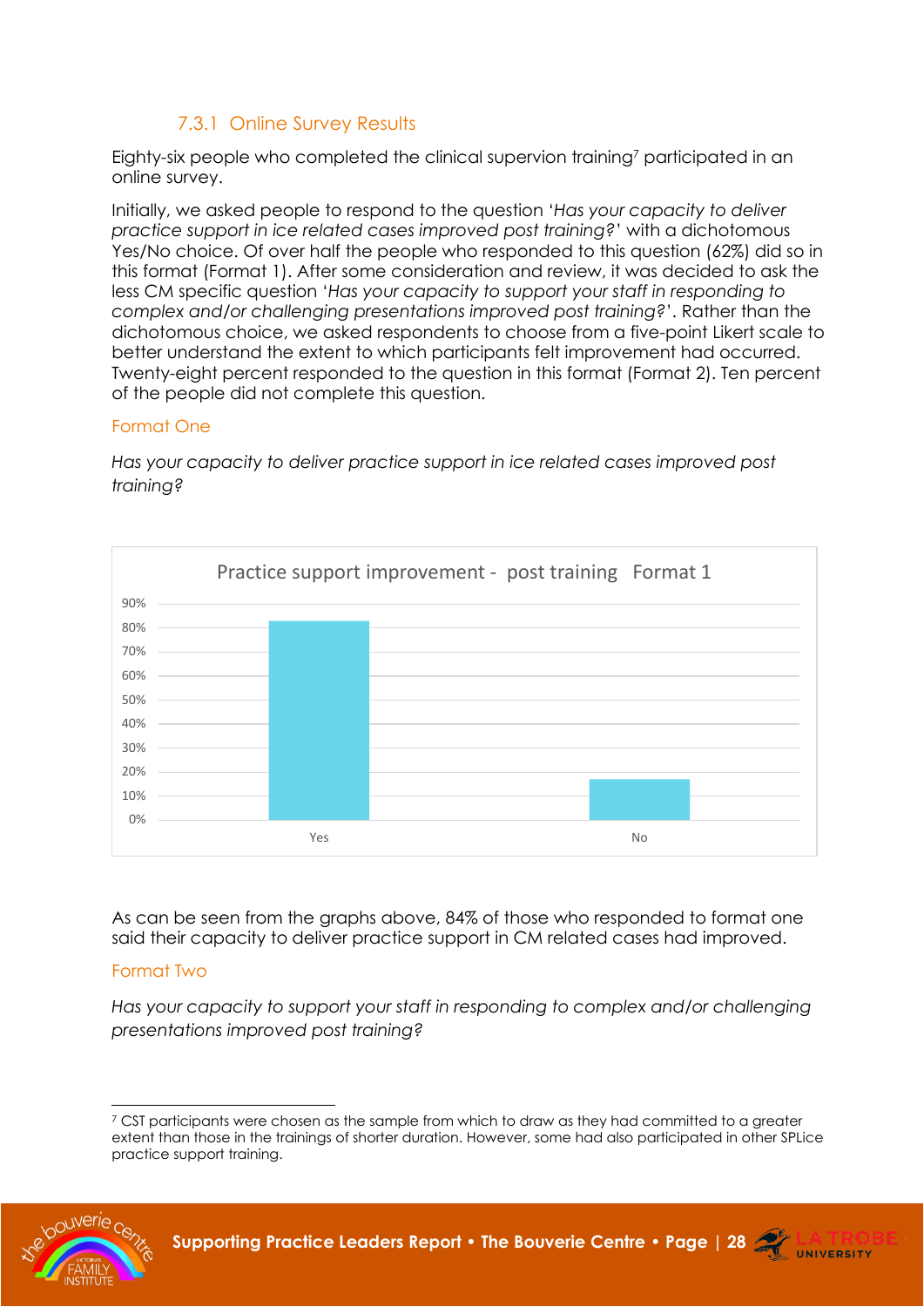#### 7.3.1 Online Survey Results

Eighty-six people who completed the clinical supervion training[7] participated in an online survey.

Initially, we asked people to respond to the question '*Has your capacity to deliver practice support in ice related cases improved post training?*' with a dichotomous Yes/No choice. Of over half the people who responded to this question (62%) did so in this format (Format 1). After some consideration and review, it was decided to ask the less CM specific question '*Has your capacity to support your staff in responding to complex and/or challenging presentations improved post training?*'. Rather than the dichotomous choice, we asked respondents to choose from a five-point Likert scale to better understand the extent to which participants felt improvement had occurred. Twenty-eight percent responded to the question in this format (Format 2). Ten percent of the people did not complete this question.

##### Format One

*Has your capacity to deliver practice support in ice related cases improved post training?*

Practice support improvement - post training Format 1

| Response | Percentage |
|---|---|
| Yes | ~83% |
| No | ~17% |

As can be seen from the graphs above, 84% of those who responded to format one said their capacity to deliver practice support in CM related cases had improved.

##### Format Two

*Has your capacity to support your staff in responding to complex and/or challenging presentations improved post training?*

---

[7] CST participants were chosen as the sample from which to draw as they had committed to a greater extent than those in the trainings of shorter duration. However, some had also participated in other SPLice practice support training.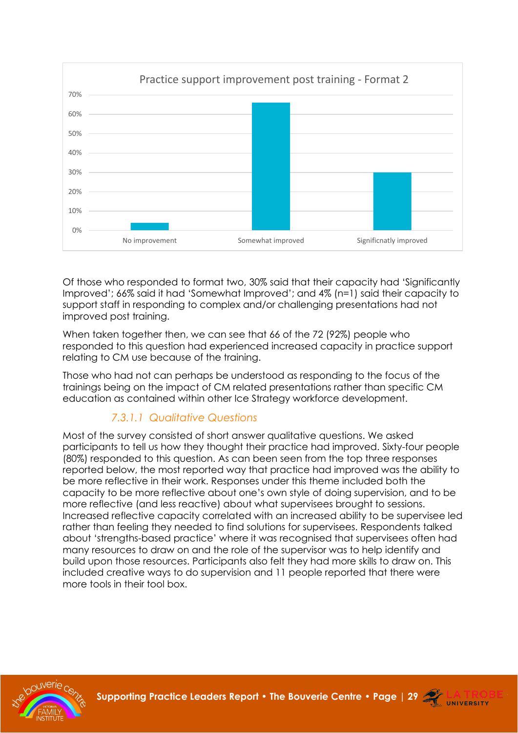Practice support improvement post training - Format 2

| | No improvement | Somewhat improved | Significnatly improved |
|---|---|---|---|
| % | 4% | 66% | 30% |

Of those who responded to format two, 30% said that their capacity had 'Significantly Improved'; 66% said it had 'Somewhat Improved'; and 4% (n=1) said their capacity to support staff in responding to complex and/or challenging presentations had not improved post training.

When taken together then, we can see that 66 of the 72 (92%) people who responded to this question had experienced increased capacity in practice support relating to CM use because of the training.

Those who had not can perhaps be understood as responding to the focus of the trainings being on the impact of CM related presentations rather than specific CM education as contained within other Ice Strategy workforce development.

#### *7.3.1.1 Qualitative Questions*

Most of the survey consisted of short answer qualitative questions. We asked participants to tell us how they thought their practice had improved. Sixty-four people (80%) responded to this question. As can been seen from the top three responses reported below, the most reported way that practice had improved was the ability to be more reflective in their work. Responses under this theme included both the capacity to be more reflective about one's own style of doing supervision, and to be more reflective (and less reactive) about what supervisees brought to sessions. Increased reflective capacity correlated with an increased ability to be supervisee led rather than feeling they needed to find solutions for supervisees. Respondents talked about 'strengths-based practice' where it was recognised that supervisees often had many resources to draw on and the role of the supervisor was to help identify and build upon those resources. Participants also felt they had more skills to draw on. This included creative ways to do supervision and 11 people reported that there were more tools in their tool box.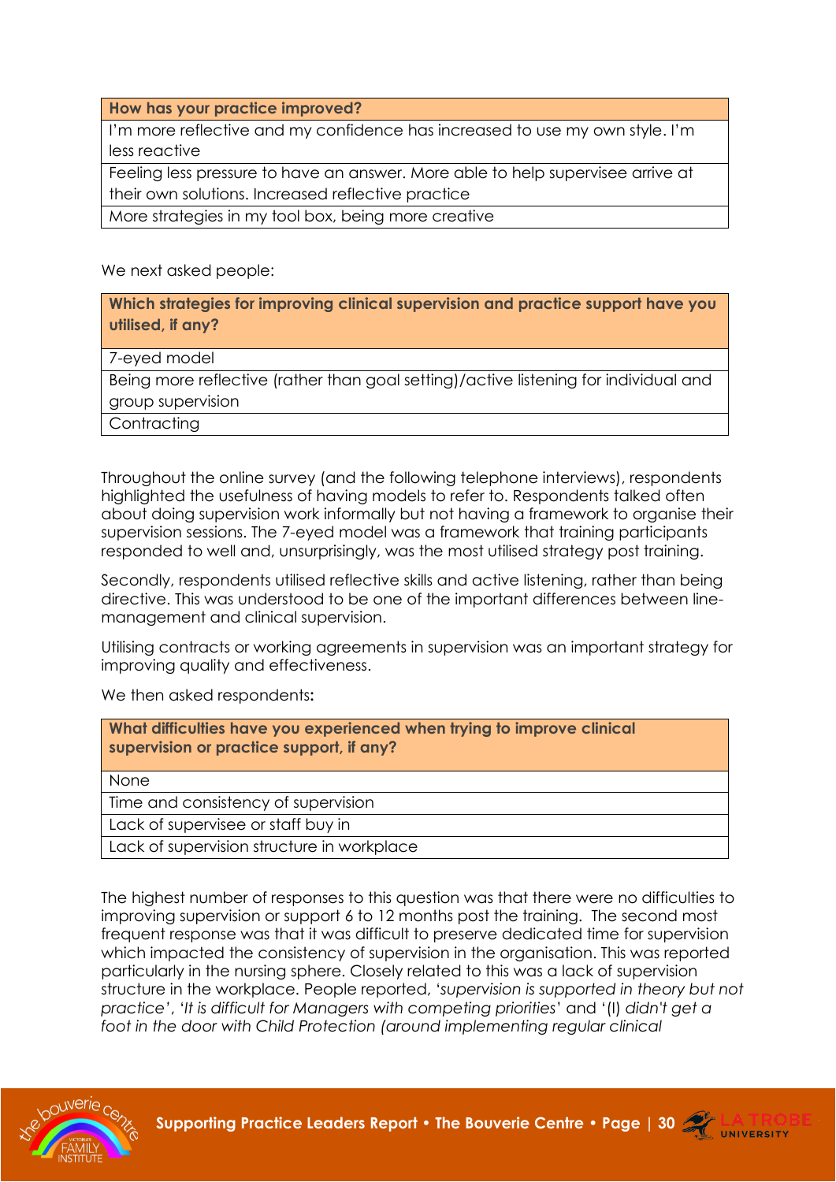| How has your practice improved? |
| --- |
| I'm more reflective and my confidence has increased to use my own style. I'm less reactive |
| Feeling less pressure to have an answer. More able to help supervisee arrive at their own solutions. Increased reflective practice |
| More strategies in my tool box, being more creative |

We next asked people:

| Which strategies for improving clinical supervision and practice support have you utilised, if any? |
| --- |
| 7-eyed model |
| Being more reflective (rather than goal setting)/active listening for individual and group supervision |
| Contracting |

Throughout the online survey (and the following telephone interviews), respondents highlighted the usefulness of having models to refer to. Respondents talked often about doing supervision work informally but not having a framework to organise their supervision sessions. The 7-eyed model was a framework that training participants responded to well and, unsurprisingly, was the most utilised strategy post training.

Secondly, respondents utilised reflective skills and active listening, rather than being directive. This was understood to be one of the important differences between line-management and clinical supervision.

Utilising contracts or working agreements in supervision was an important strategy for improving quality and effectiveness.

We then asked respondents**:**

| What difficulties have you experienced when trying to improve clinical supervision or practice support, if any? |
| --- |
| None |
| Time and consistency of supervision |
| Lack of supervisee or staff buy in |
| Lack of supervision structure in workplace |

The highest number of responses to this question was that there were no difficulties to improving supervision or support 6 to 12 months post the training. The second most frequent response was that it was difficult to preserve dedicated time for supervision which impacted the consistency of supervision in the organisation. This was reported particularly in the nursing sphere. Closely related to this was a lack of supervision structure in the workplace. People reported, '*supervision is supported in theory but not practice*', '*It is difficult for Managers with competing priorities*' and '(I) *didn't get a foot in the door with Child Protection (around implementing regular clinical*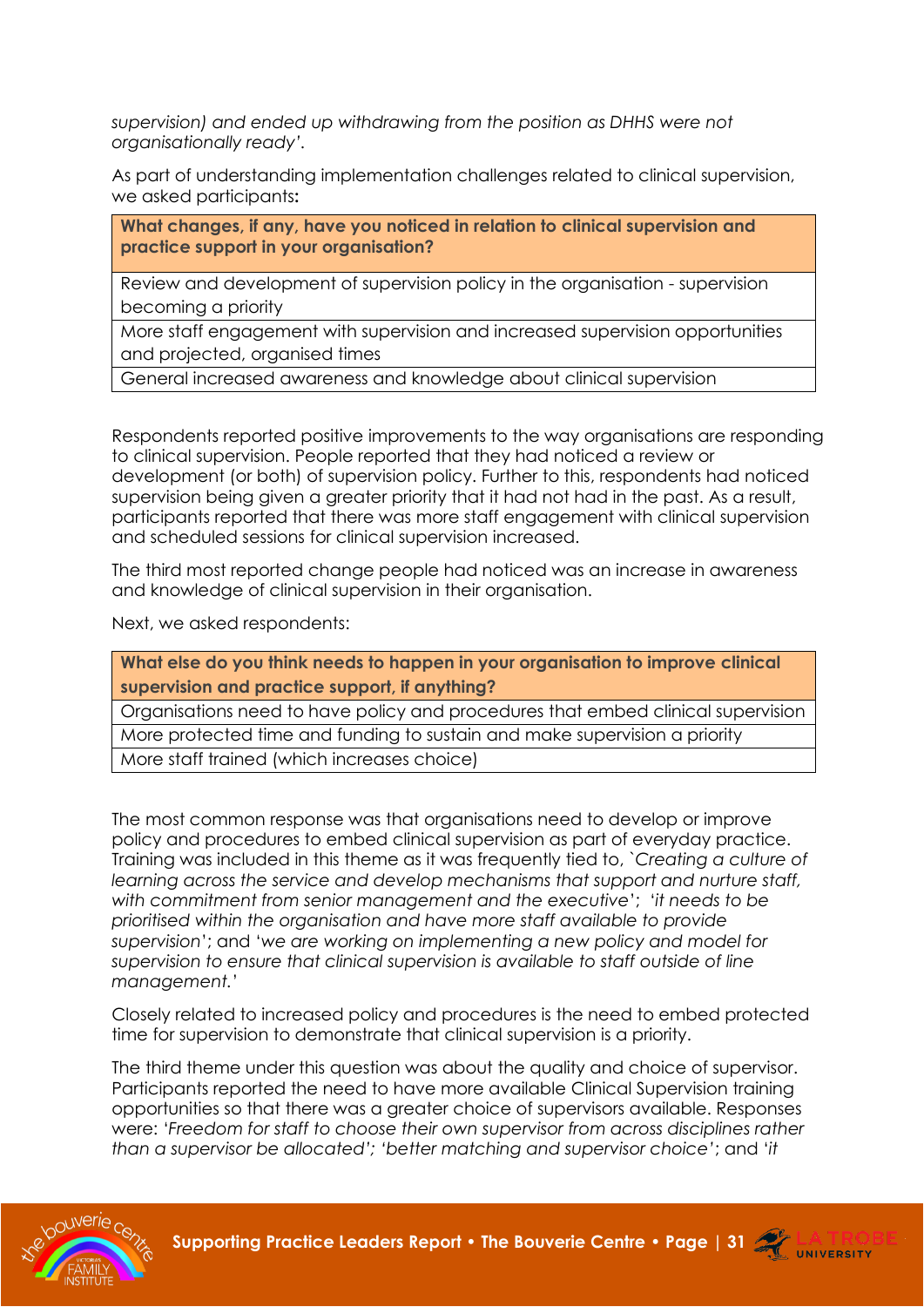*supervision) and ended up withdrawing from the position as DHHS were not organisationally ready'.*

As part of understanding implementation challenges related to clinical supervision, we asked participants**:**

| **What changes, if any, have you noticed in relation to clinical supervision and practice support in your organisation?** |
|---|
| Review and development of supervision policy in the organisation - supervision becoming a priority |
| More staff engagement with supervision and increased supervision opportunities and projected, organised times |
| General increased awareness and knowledge about clinical supervision |

Respondents reported positive improvements to the way organisations are responding to clinical supervision. People reported that they had noticed a review or development (or both) of supervision policy. Further to this, respondents had noticed supervision being given a greater priority that it had not had in the past. As a result, participants reported that there was more staff engagement with clinical supervision and scheduled sessions for clinical supervision increased.

The third most reported change people had noticed was an increase in awareness and knowledge of clinical supervision in their organisation.

Next, we asked respondents:

| **What else do you think needs to happen in your organisation to improve clinical supervision and practice support, if anything?** |
|---|
| Organisations need to have policy and procedures that embed clinical supervision |
| More protected time and funding to sustain and make supervision a priority |
| More staff trained (which increases choice) |

The most common response was that organisations need to develop or improve policy and procedures to embed clinical supervision as part of everyday practice. Training was included in this theme as it was frequently tied to, `*Creating a culture of learning across the service and develop mechanisms that support and nurture staff, with commitment from senior management and the executive*'; '*it needs to be prioritised within the organisation and have more staff available to provide supervision*'; and '*we are working on implementing a new policy and model for supervision to ensure that clinical supervision is available to staff outside of line management.*'

Closely related to increased policy and procedures is the need to embed protected time for supervision to demonstrate that clinical supervision is a priority.

The third theme under this question was about the quality and choice of supervisor. Participants reported the need to have more available Clinical Supervision training opportunities so that there was a greater choice of supervisors available. Responses were: '*Freedom for staff to choose their own supervisor from across disciplines rather than a supervisor be allocated*'; '*better matching and supervisor choice*'; and '*it*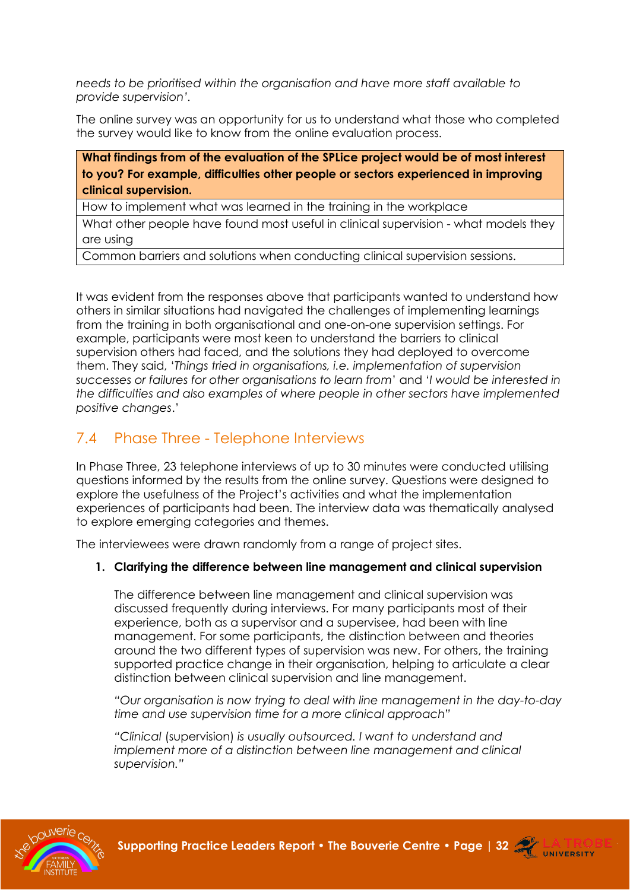*needs to be prioritised within the organisation and have more staff available to provide supervision'*.

The online survey was an opportunity for us to understand what those who completed the survey would like to know from the online evaluation process.

| **What findings from of the evaluation of the SPLice project would be of most interest to you? For example, difficulties other people or sectors experienced in improving clinical supervision.** |
|---|
| How to implement what was learned in the training in the workplace |
| What other people have found most useful in clinical supervision - what models they are using |
| Common barriers and solutions when conducting clinical supervision sessions. |

It was evident from the responses above that participants wanted to understand how others in similar situations had navigated the challenges of implementing learnings from the training in both organisational and one-on-one supervision settings. For example, participants were most keen to understand the barriers to clinical supervision others had faced, and the solutions they had deployed to overcome them. They said, '*Things tried in organisations, i.e. implementation of supervision successes or failures for other organisations to learn from*' and '*I would be interested in the difficulties and also examples of where people in other sectors have implemented positive changes*.'

## 7.4 Phase Three - Telephone Interviews

In Phase Three, 23 telephone interviews of up to 30 minutes were conducted utilising questions informed by the results from the online survey. Questions were designed to explore the usefulness of the Project's activities and what the implementation experiences of participants had been. The interview data was thematically analysed to explore emerging categories and themes.

The interviewees were drawn randomly from a range of project sites.

1. **Clarifying the difference between line management and clinical supervision**

   The difference between line management and clinical supervision was discussed frequently during interviews. For many participants most of their experience, both as a supervisor and a supervisee, had been with line management. For some participants, the distinction between and theories around the two different types of supervision was new. For others, the training supported practice change in their organisation, helping to articulate a clear distinction between clinical supervision and line management.

   *"Our organisation is now trying to deal with line management in the day-to-day time and use supervision time for a more clinical approach"*

   *"Clinical* (supervision) *is usually outsourced. I want to understand and implement more of a distinction between line management and clinical supervision."*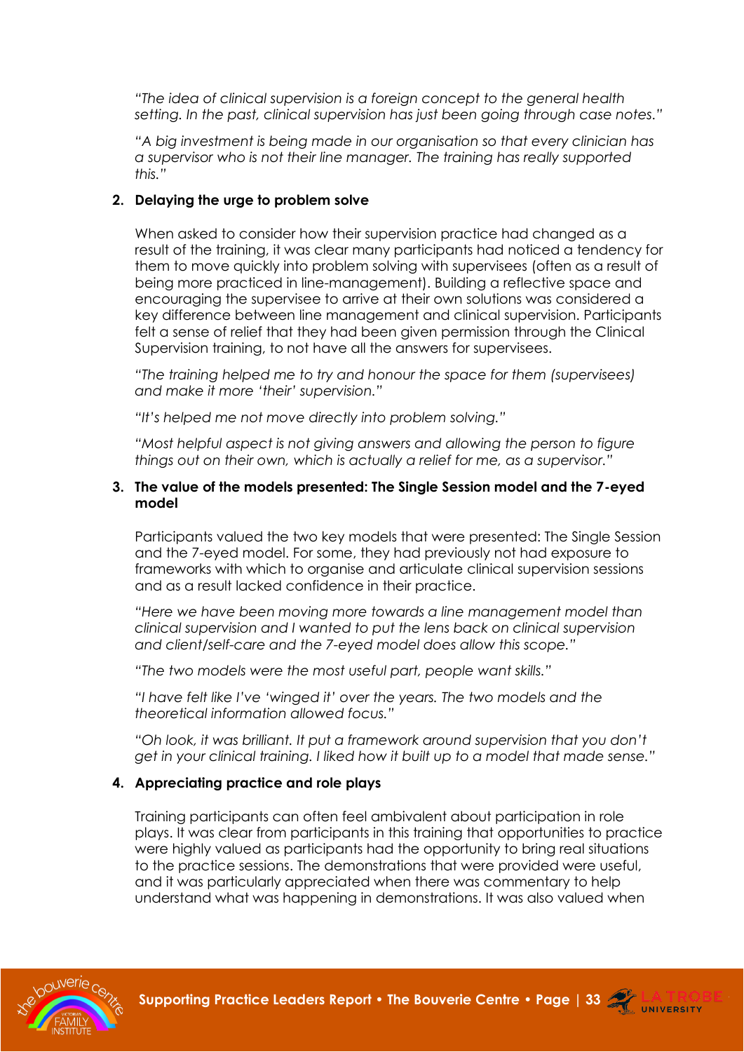*"The idea of clinical supervision is a foreign concept to the general health setting. In the past, clinical supervision has just been going through case notes."*

*"A big investment is being made in our organisation so that every clinician has a supervisor who is not their line manager. The training has really supported this."*

2. **Delaying the urge to problem solve**

   When asked to consider how their supervision practice had changed as a result of the training, it was clear many participants had noticed a tendency for them to move quickly into problem solving with supervisees (often as a result of being more practiced in line-management). Building a reflective space and encouraging the supervisee to arrive at their own solutions was considered a key difference between line management and clinical supervision. Participants felt a sense of relief that they had been given permission through the Clinical Supervision training, to not have all the answers for supervisees.

   *"The training helped me to try and honour the space for them (supervisees) and make it more 'their' supervision."*

   *"It's helped me not move directly into problem solving."*

   *"Most helpful aspect is not giving answers and allowing the person to figure things out on their own, which is actually a relief for me, as a supervisor."*

3. **The value of the models presented: The Single Session model and the 7-eyed model**

   Participants valued the two key models that were presented: The Single Session and the 7-eyed model. For some, they had previously not had exposure to frameworks with which to organise and articulate clinical supervision sessions and as a result lacked confidence in their practice.

   *"Here we have been moving more towards a line management model than clinical supervision and I wanted to put the lens back on clinical supervision and client/self-care and the 7-eyed model does allow this scope."*

   *"The two models were the most useful part, people want skills."*

   *"I have felt like I've 'winged it' over the years. The two models and the theoretical information allowed focus."*

   *"Oh look, it was brilliant. It put a framework around supervision that you don't get in your clinical training. I liked how it built up to a model that made sense."*

4. **Appreciating practice and role plays**

   Training participants can often feel ambivalent about participation in role plays. It was clear from participants in this training that opportunities to practice were highly valued as participants had the opportunity to bring real situations to the practice sessions. The demonstrations that were provided were useful, and it was particularly appreciated when there was commentary to help understand what was happening in demonstrations. It was also valued when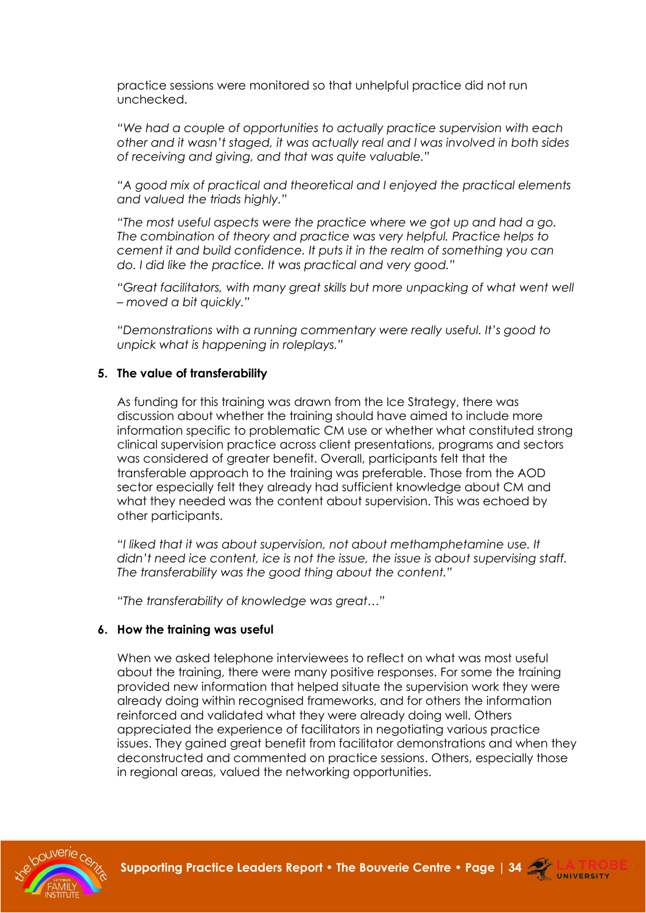practice sessions were monitored so that unhelpful practice did not run unchecked.

*"We had a couple of opportunities to actually practice supervision with each other and it wasn't staged, it was actually real and I was involved in both sides of receiving and giving, and that was quite valuable."*

*"A good mix of practical and theoretical and I enjoyed the practical elements and valued the triads highly."*

*"The most useful aspects were the practice where we got up and had a go. The combination of theory and practice was very helpful. Practice helps to cement it and build confidence. It puts it in the realm of something you can do. I did like the practice. It was practical and very good."*

*"Great facilitators, with many great skills but more unpacking of what went well – moved a bit quickly."*

*"Demonstrations with a running commentary were really useful. It's good to unpick what is happening in roleplays."*

**5. The value of transferability**

As funding for this training was drawn from the Ice Strategy, there was discussion about whether the training should have aimed to include more information specific to problematic CM use or whether what constituted strong clinical supervision practice across client presentations, programs and sectors was considered of greater benefit. Overall, participants felt that the transferable approach to the training was preferable. Those from the AOD sector especially felt they already had sufficient knowledge about CM and what they needed was the content about supervision. This was echoed by other participants.

*"I liked that it was about supervision, not about methamphetamine use. It didn't need ice content, ice is not the issue, the issue is about supervising staff. The transferability was the good thing about the content."*

*"The transferability of knowledge was great…"*

**6. How the training was useful**

When we asked telephone interviewees to reflect on what was most useful about the training, there were many positive responses. For some the training provided new information that helped situate the supervision work they were already doing within recognised frameworks, and for others the information reinforced and validated what they were already doing well. Others appreciated the experience of facilitators in negotiating various practice issues. They gained great benefit from facilitator demonstrations and when they deconstructed and commented on practice sessions. Others, especially those in regional areas, valued the networking opportunities.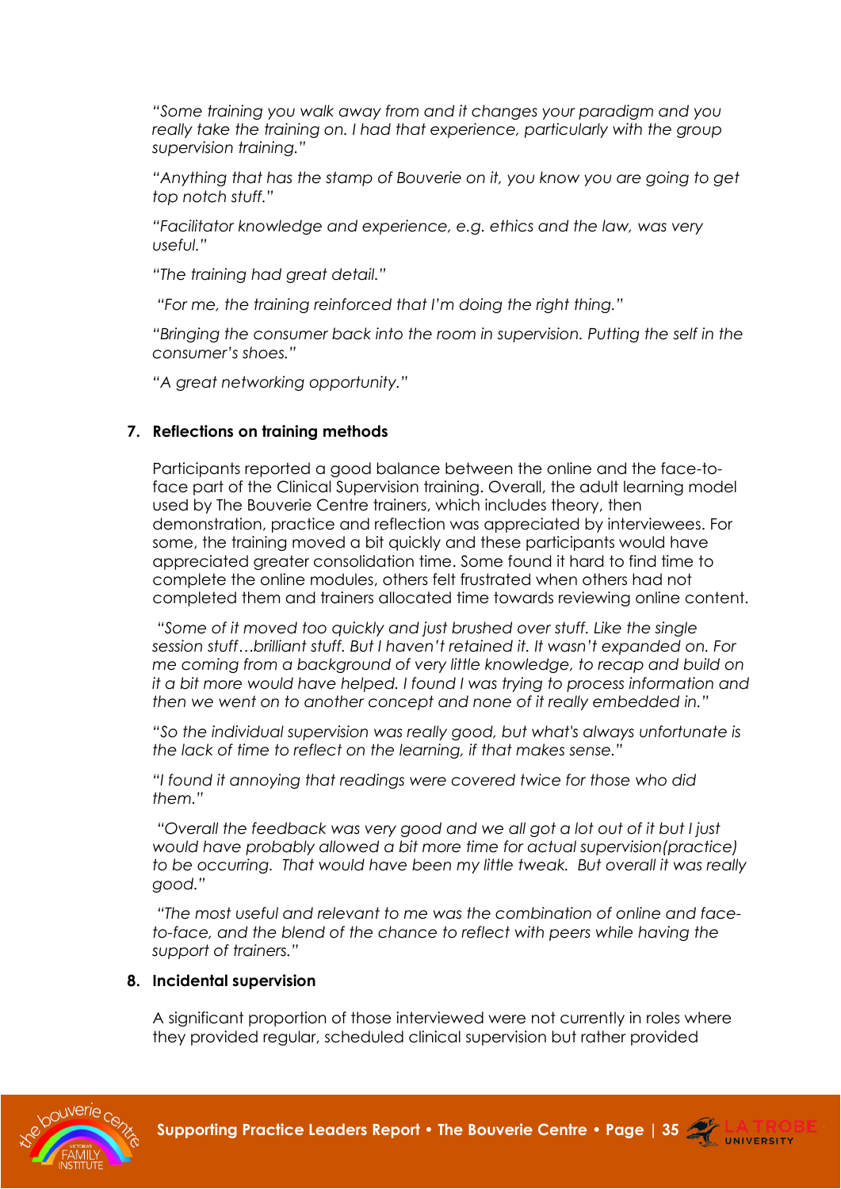*"Some training you walk away from and it changes your paradigm and you really take the training on. I had that experience, particularly with the group supervision training."*

*"Anything that has the stamp of Bouverie on it, you know you are going to get top notch stuff."*

*"Facilitator knowledge and experience, e.g. ethics and the law, was very useful."*

*"The training had great detail."*

*"For me, the training reinforced that I'm doing the right thing."*

*"Bringing the consumer back into the room in supervision. Putting the self in the consumer's shoes."*

*"A great networking opportunity."*

### 7. Reflections on training methods

Participants reported a good balance between the online and the face-to-face part of the Clinical Supervision training. Overall, the adult learning model used by The Bouverie Centre trainers, which includes theory, then demonstration, practice and reflection was appreciated by interviewees. For some, the training moved a bit quickly and these participants would have appreciated greater consolidation time. Some found it hard to find time to complete the online modules, others felt frustrated when others had not completed them and trainers allocated time towards reviewing online content.

*"Some of it moved too quickly and just brushed over stuff. Like the single session stuff…brilliant stuff. But I haven't retained it. It wasn't expanded on. For me coming from a background of very little knowledge, to recap and build on it a bit more would have helped. I found I was trying to process information and then we went on to another concept and none of it really embedded in."*

*"So the individual supervision was really good, but what's always unfortunate is the lack of time to reflect on the learning, if that makes sense."*

*"I found it annoying that readings were covered twice for those who did them."*

*"Overall the feedback was very good and we all got a lot out of it but I just would have probably allowed a bit more time for actual supervision(practice) to be occurring. That would have been my little tweak. But overall it was really good."*

*"The most useful and relevant to me was the combination of online and face-to-face, and the blend of the chance to reflect with peers while having the support of trainers."*

### 8. Incidental supervision

A significant proportion of those interviewed were not currently in roles where they provided regular, scheduled clinical supervision but rather provided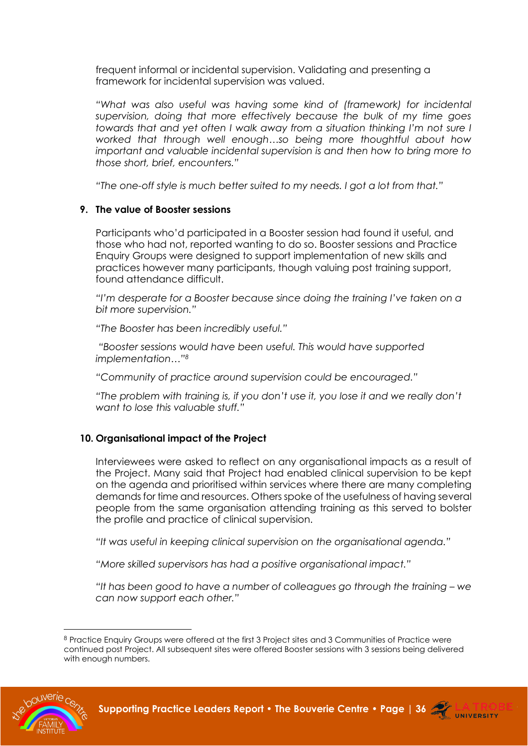frequent informal or incidental supervision. Validating and presenting a framework for incidental supervision was valued.

*"What was also useful was having some kind of (framework) for incidental supervision, doing that more effectively because the bulk of my time goes towards that and yet often I walk away from a situation thinking I'm not sure I worked that through well enough…so being more thoughtful about how important and valuable incidental supervision is and then how to bring more to those short, brief, encounters."*

*"The one-off style is much better suited to my needs. I got a lot from that."*

**9. The value of Booster sessions**

Participants who'd participated in a Booster session had found it useful, and those who had not, reported wanting to do so. Booster sessions and Practice Enquiry Groups were designed to support implementation of new skills and practices however many participants, though valuing post training support, found attendance difficult.

*"I'm desperate for a Booster because since doing the training I've taken on a bit more supervision."*

*"The Booster has been incredibly useful."*

*"Booster sessions would have been useful. This would have supported implementation…"*[8]

*"Community of practice around supervision could be encouraged."*

*"The problem with training is, if you don't use it, you lose it and we really don't want to lose this valuable stuff."*

**10. Organisational impact of the Project**

Interviewees were asked to reflect on any organisational impacts as a result of the Project. Many said that Project had enabled clinical supervision to be kept on the agenda and prioritised within services where there are many completing demands for time and resources. Others spoke of the usefulness of having several people from the same organisation attending training as this served to bolster the profile and practice of clinical supervision.

*"It was useful in keeping clinical supervision on the organisational agenda."*

*"More skilled supervisors has had a positive organisational impact."*

*"It has been good to have a number of colleagues go through the training – we can now support each other."*

---

[8] Practice Enquiry Groups were offered at the first 3 Project sites and 3 Communities of Practice were continued post Project. All subsequent sites were offered Booster sessions with 3 sessions being delivered with enough numbers.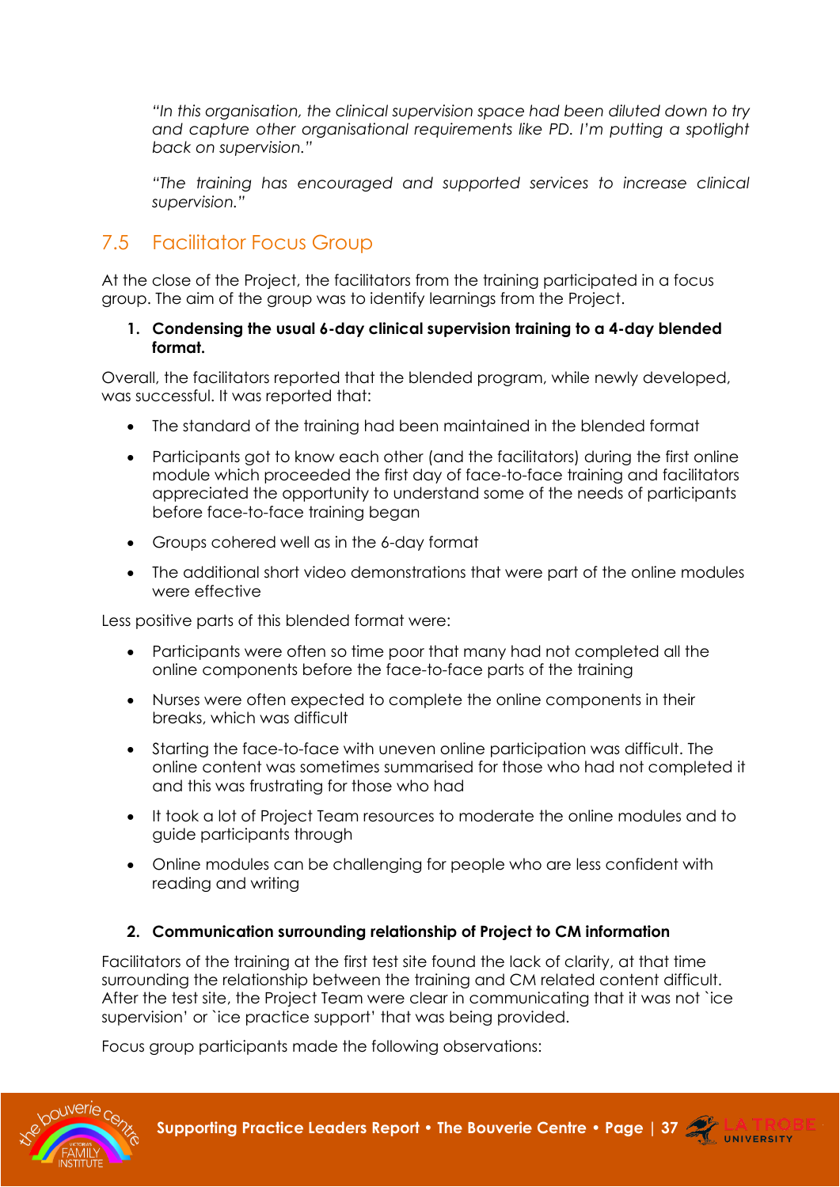*"In this organisation, the clinical supervision space had been diluted down to try and capture other organisational requirements like PD. I'm putting a spotlight back on supervision."*

*"The training has encouraged and supported services to increase clinical supervision."*

## 7.5 Facilitator Focus Group

At the close of the Project, the facilitators from the training participated in a focus group. The aim of the group was to identify learnings from the Project.

1. **Condensing the usual 6-day clinical supervision training to a 4-day blended format.**

Overall, the facilitators reported that the blended program, while newly developed, was successful. It was reported that:

- The standard of the training had been maintained in the blended format
- Participants got to know each other (and the facilitators) during the first online module which proceeded the first day of face-to-face training and facilitators appreciated the opportunity to understand some of the needs of participants before face-to-face training began
- Groups cohered well as in the 6-day format
- The additional short video demonstrations that were part of the online modules were effective

Less positive parts of this blended format were:

- Participants were often so time poor that many had not completed all the online components before the face-to-face parts of the training
- Nurses were often expected to complete the online components in their breaks, which was difficult
- Starting the face-to-face with uneven online participation was difficult. The online content was sometimes summarised for those who had not completed it and this was frustrating for those who had
- It took a lot of Project Team resources to moderate the online modules and to guide participants through
- Online modules can be challenging for people who are less confident with reading and writing

2. **Communication surrounding relationship of Project to CM information**

Facilitators of the training at the first test site found the lack of clarity, at that time surrounding the relationship between the training and CM related content difficult. After the test site, the Project Team were clear in communicating that it was not `ice supervision' or `ice practice support' that was being provided.

Focus group participants made the following observations: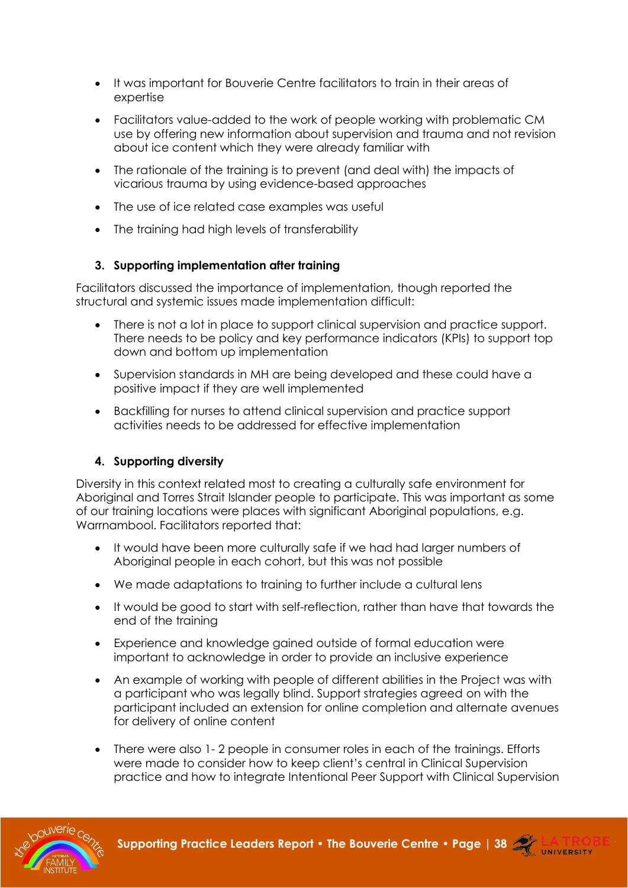- It was important for Bouverie Centre facilitators to train in their areas of expertise
- Facilitators value-added to the work of people working with problematic CM use by offering new information about supervision and trauma and not revision about ice content which they were already familiar with
- The rationale of the training is to prevent (and deal with) the impacts of vicarious trauma by using evidence-based approaches
- The use of ice related case examples was useful
- The training had high levels of transferability

### 3. Supporting implementation after training

Facilitators discussed the importance of implementation, though reported the structural and systemic issues made implementation difficult:

- There is not a lot in place to support clinical supervision and practice support. There needs to be policy and key performance indicators (KPIs) to support top down and bottom up implementation
- Supervision standards in MH are being developed and these could have a positive impact if they are well implemented
- Backfilling for nurses to attend clinical supervision and practice support activities needs to be addressed for effective implementation

### 4. Supporting diversity

Diversity in this context related most to creating a culturally safe environment for Aboriginal and Torres Strait Islander people to participate. This was important as some of our training locations were places with significant Aboriginal populations, e.g. Warrnambool. Facilitators reported that:

- It would have been more culturally safe if we had had larger numbers of Aboriginal people in each cohort, but this was not possible
- We made adaptations to training to further include a cultural lens
- It would be good to start with self-reflection, rather than have that towards the end of the training
- Experience and knowledge gained outside of formal education were important to acknowledge in order to provide an inclusive experience
- An example of working with people of different abilities in the Project was with a participant who was legally blind. Support strategies agreed on with the participant included an extension for online completion and alternate avenues for delivery of online content
- There were also 1- 2 people in consumer roles in each of the trainings. Efforts were made to consider how to keep client's central in Clinical Supervision practice and how to integrate Intentional Peer Support with Clinical Supervision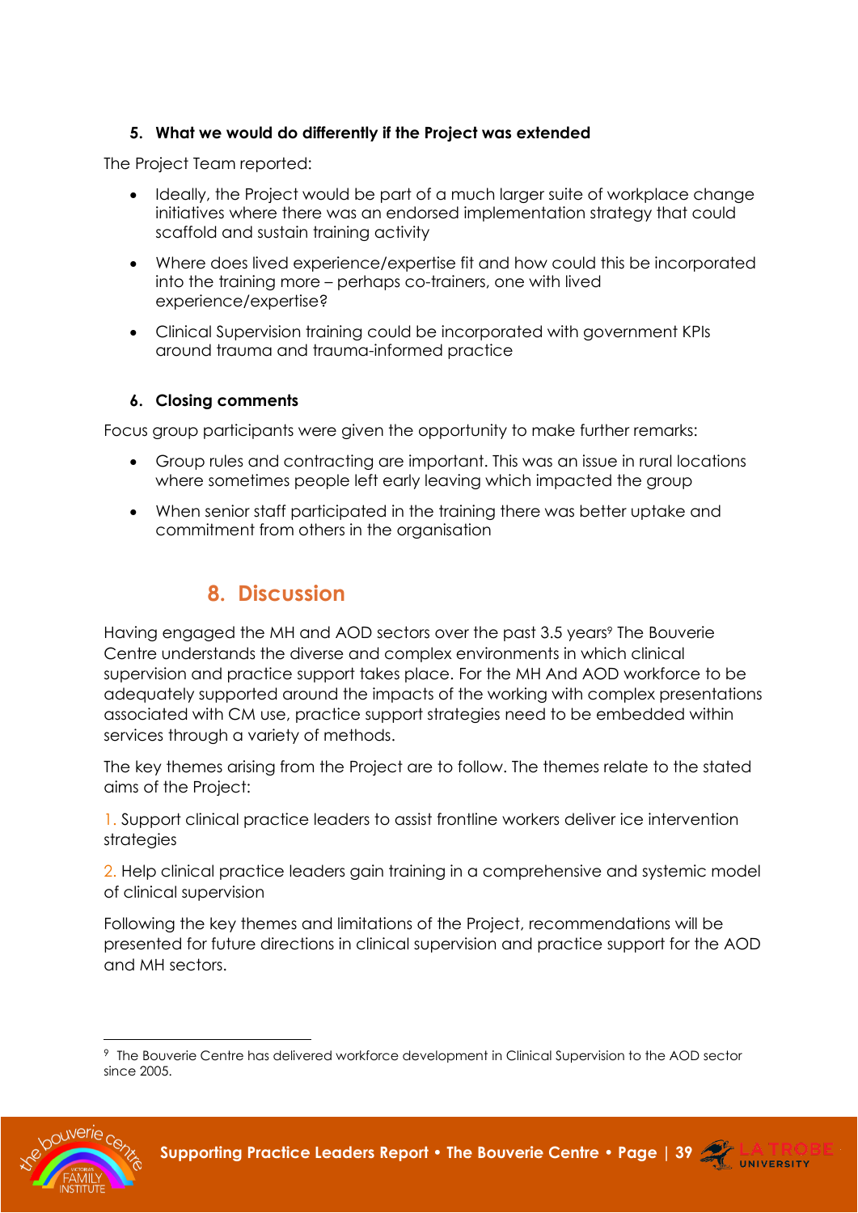### 5. What we would do differently if the Project was extended

The Project Team reported:

- Ideally, the Project would be part of a much larger suite of workplace change initiatives where there was an endorsed implementation strategy that could scaffold and sustain training activity
- Where does lived experience/expertise fit and how could this be incorporated into the training more – perhaps co-trainers, one with lived experience/expertise?
- Clinical Supervision training could be incorporated with government KPIs around trauma and trauma-informed practice

### 6. Closing comments

Focus group participants were given the opportunity to make further remarks:

- Group rules and contracting are important. This was an issue in rural locations where sometimes people left early leaving which impacted the group
- When senior staff participated in the training there was better uptake and commitment from others in the organisation

## 8. Discussion

Having engaged the MH and AOD sectors over the past 3.5 years[9] The Bouverie Centre understands the diverse and complex environments in which clinical supervision and practice support takes place. For the MH And AOD workforce to be adequately supported around the impacts of the working with complex presentations associated with CM use, practice support strategies need to be embedded within services through a variety of methods.

The key themes arising from the Project are to follow. The themes relate to the stated aims of the Project:

1. Support clinical practice leaders to assist frontline workers deliver ice intervention strategies

2. Help clinical practice leaders gain training in a comprehensive and systemic model of clinical supervision

Following the key themes and limitations of the Project, recommendations will be presented for future directions in clinical supervision and practice support for the AOD and MH sectors.

---

[9] The Bouverie Centre has delivered workforce development in Clinical Supervision to the AOD sector since 2005.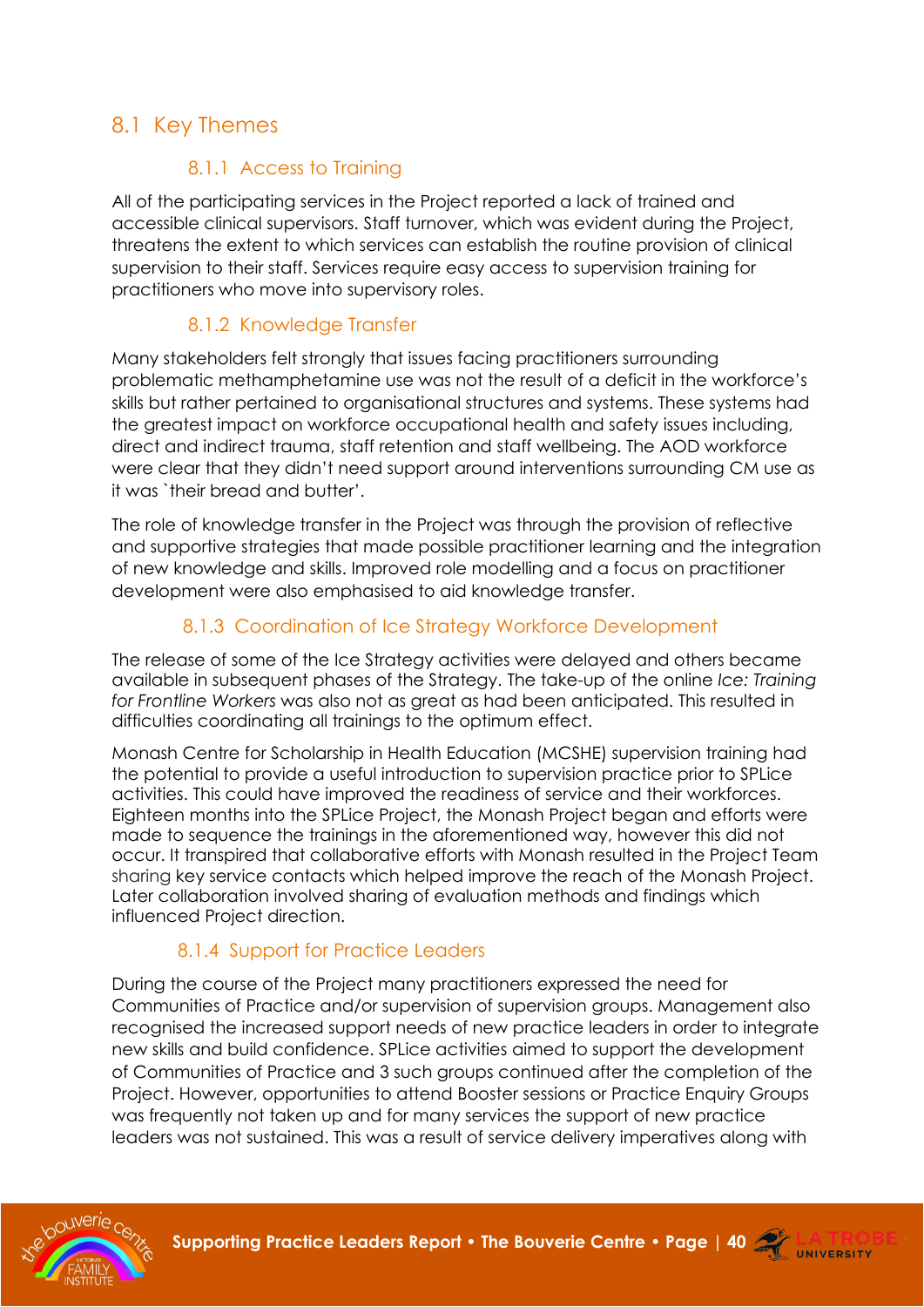## 8.1 Key Themes

### 8.1.1 Access to Training

All of the participating services in the Project reported a lack of trained and accessible clinical supervisors. Staff turnover, which was evident during the Project, threatens the extent to which services can establish the routine provision of clinical supervision to their staff. Services require easy access to supervision training for practitioners who move into supervisory roles.

### 8.1.2 Knowledge Transfer

Many stakeholders felt strongly that issues facing practitioners surrounding problematic methamphetamine use was not the result of a deficit in the workforce's skills but rather pertained to organisational structures and systems. These systems had the greatest impact on workforce occupational health and safety issues including, direct and indirect trauma, staff retention and staff wellbeing. The AOD workforce were clear that they didn't need support around interventions surrounding CM use as it was `their bread and butter'.

The role of knowledge transfer in the Project was through the provision of reflective and supportive strategies that made possible practitioner learning and the integration of new knowledge and skills. Improved role modelling and a focus on practitioner development were also emphasised to aid knowledge transfer.

### 8.1.3 Coordination of Ice Strategy Workforce Development

The release of some of the Ice Strategy activities were delayed and others became available in subsequent phases of the Strategy. The take-up of the online *Ice: Training for Frontline Workers* was also not as great as had been anticipated. This resulted in difficulties coordinating all trainings to the optimum effect.

Monash Centre for Scholarship in Health Education (MCSHE) supervision training had the potential to provide a useful introduction to supervision practice prior to SPLice activities. This could have improved the readiness of service and their workforces. Eighteen months into the SPLice Project, the Monash Project began and efforts were made to sequence the trainings in the aforementioned way, however this did not occur. It transpired that collaborative efforts with Monash resulted in the Project Team sharing key service contacts which helped improve the reach of the Monash Project. Later collaboration involved sharing of evaluation methods and findings which influenced Project direction.

### 8.1.4 Support for Practice Leaders

During the course of the Project many practitioners expressed the need for Communities of Practice and/or supervision of supervision groups. Management also recognised the increased support needs of new practice leaders in order to integrate new skills and build confidence. SPLice activities aimed to support the development of Communities of Practice and 3 such groups continued after the completion of the Project. However, opportunities to attend Booster sessions or Practice Enquiry Groups was frequently not taken up and for many services the support of new practice leaders was not sustained. This was a result of service delivery imperatives along with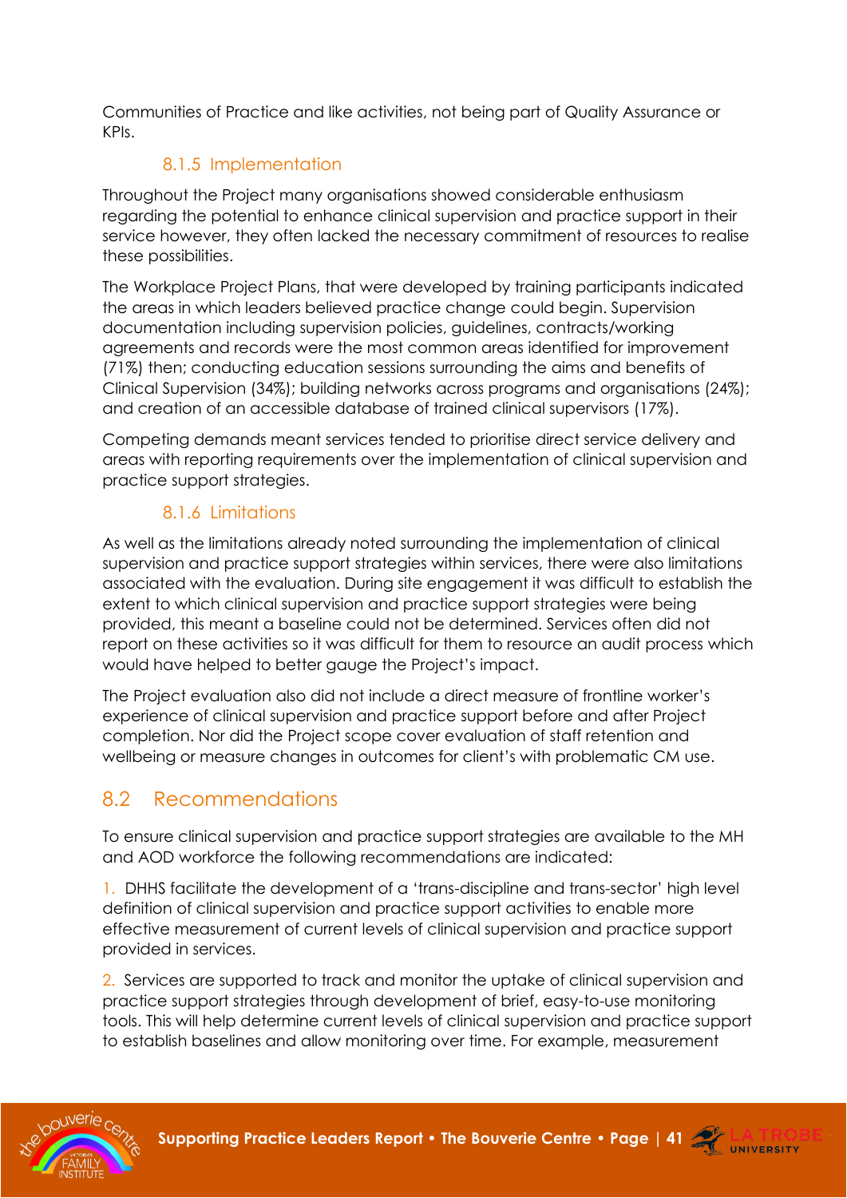Communities of Practice and like activities, not being part of Quality Assurance or KPIs.

### 8.1.5 Implementation

Throughout the Project many organisations showed considerable enthusiasm regarding the potential to enhance clinical supervision and practice support in their service however, they often lacked the necessary commitment of resources to realise these possibilities.

The Workplace Project Plans, that were developed by training participants indicated the areas in which leaders believed practice change could begin. Supervision documentation including supervision policies, guidelines, contracts/working agreements and records were the most common areas identified for improvement (71%) then; conducting education sessions surrounding the aims and benefits of Clinical Supervision (34%); building networks across programs and organisations (24%); and creation of an accessible database of trained clinical supervisors (17%).

Competing demands meant services tended to prioritise direct service delivery and areas with reporting requirements over the implementation of clinical supervision and practice support strategies.

### 8.1.6 Limitations

As well as the limitations already noted surrounding the implementation of clinical supervision and practice support strategies within services, there were also limitations associated with the evaluation. During site engagement it was difficult to establish the extent to which clinical supervision and practice support strategies were being provided, this meant a baseline could not be determined. Services often did not report on these activities so it was difficult for them to resource an audit process which would have helped to better gauge the Project's impact.

The Project evaluation also did not include a direct measure of frontline worker's experience of clinical supervision and practice support before and after Project completion. Nor did the Project scope cover evaluation of staff retention and wellbeing or measure changes in outcomes for client's with problematic CM use.

## 8.2 Recommendations

To ensure clinical supervision and practice support strategies are available to the MH and AOD workforce the following recommendations are indicated:

1. DHHS facilitate the development of a 'trans-discipline and trans-sector' high level definition of clinical supervision and practice support activities to enable more effective measurement of current levels of clinical supervision and practice support provided in services.

2. Services are supported to track and monitor the uptake of clinical supervision and practice support strategies through development of brief, easy-to-use monitoring tools. This will help determine current levels of clinical supervision and practice support to establish baselines and allow monitoring over time. For example, measurement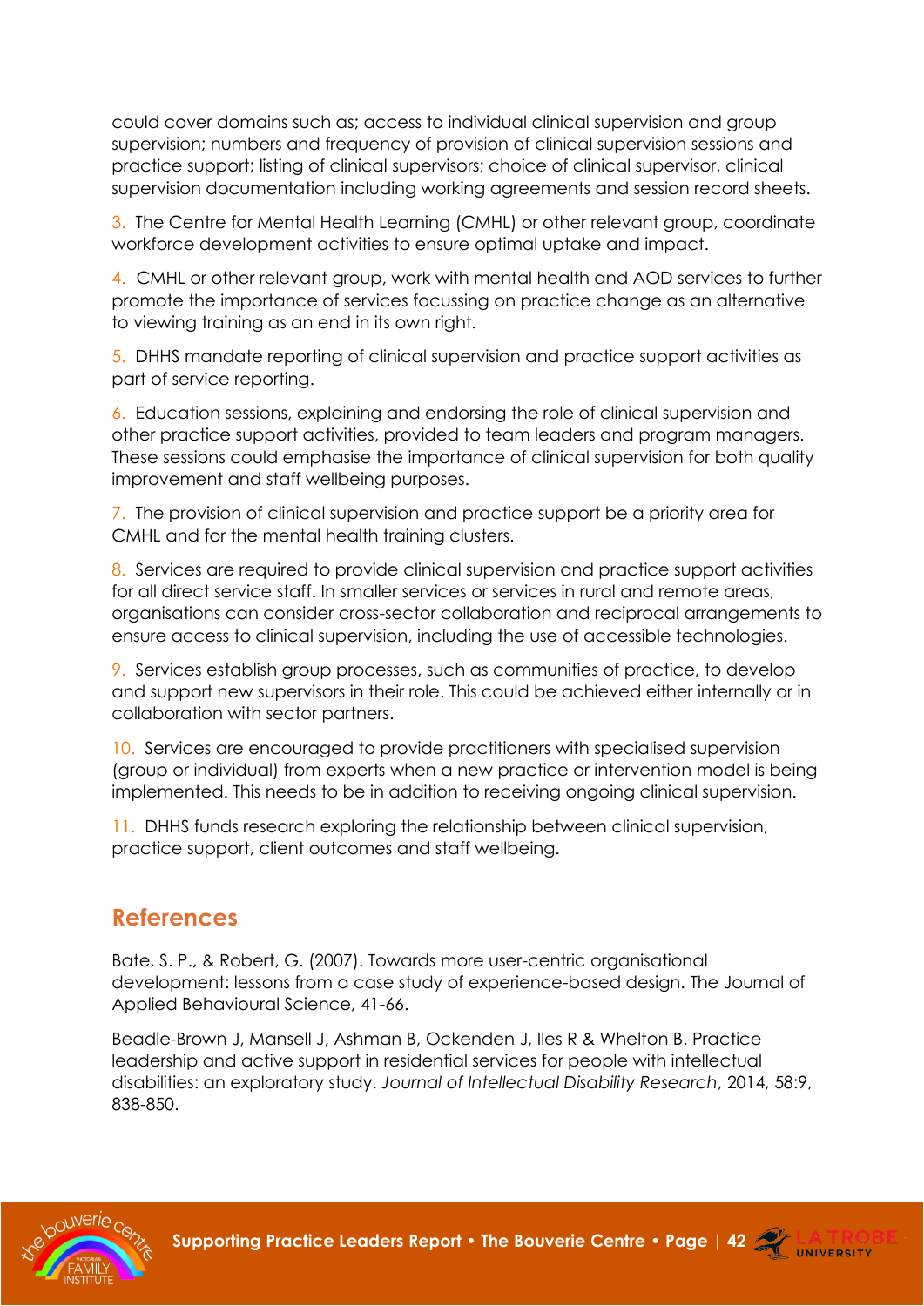could cover domains such as; access to individual clinical supervision and group supervision; numbers and frequency of provision of clinical supervision sessions and practice support; listing of clinical supervisors; choice of clinical supervisor, clinical supervision documentation including working agreements and session record sheets.

3. The Centre for Mental Health Learning (CMHL) or other relevant group, coordinate workforce development activities to ensure optimal uptake and impact.

4. CMHL or other relevant group, work with mental health and AOD services to further promote the importance of services focussing on practice change as an alternative to viewing training as an end in its own right.

5. DHHS mandate reporting of clinical supervision and practice support activities as part of service reporting.

6. Education sessions, explaining and endorsing the role of clinical supervision and other practice support activities, provided to team leaders and program managers. These sessions could emphasise the importance of clinical supervision for both quality improvement and staff wellbeing purposes.

7. The provision of clinical supervision and practice support be a priority area for CMHL and for the mental health training clusters.

8. Services are required to provide clinical supervision and practice support activities for all direct service staff. In smaller services or services in rural and remote areas, organisations can consider cross-sector collaboration and reciprocal arrangements to ensure access to clinical supervision, including the use of accessible technologies.

9. Services establish group processes, such as communities of practice, to develop and support new supervisors in their role. This could be achieved either internally or in collaboration with sector partners.

10. Services are encouraged to provide practitioners with specialised supervision (group or individual) from experts when a new practice or intervention model is being implemented. This needs to be in addition to receiving ongoing clinical supervision.

11. DHHS funds research exploring the relationship between clinical supervision, practice support, client outcomes and staff wellbeing.

## References

Bate, S. P., & Robert, G. (2007). Towards more user-centric organisational development: lessons from a case study of experience-based design. The Journal of Applied Behavioural Science, 41-66.

Beadle-Brown J, Mansell J, Ashman B, Ockenden J, Iles R & Whelton B. Practice leadership and active support in residential services for people with intellectual disabilities: an exploratory study. *Journal of Intellectual Disability Research*, 2014, 58:9, 838-850.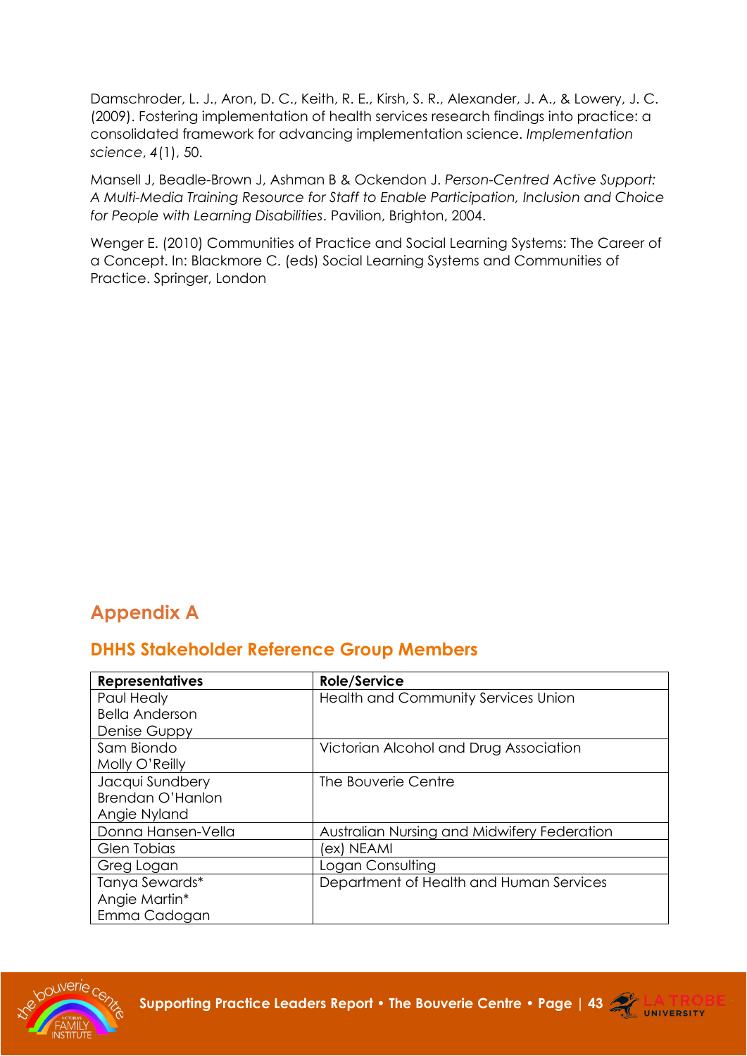Damschroder, L. J., Aron, D. C., Keith, R. E., Kirsh, S. R., Alexander, J. A., & Lowery, J. C. (2009). Fostering implementation of health services research findings into practice: a consolidated framework for advancing implementation science. *Implementation science*, *4*(1), 50.

Mansell J, Beadle-Brown J, Ashman B & Ockendon J. *Person-Centred Active Support: A Multi-Media Training Resource for Staff to Enable Participation, Inclusion and Choice for People with Learning Disabilities*. Pavilion, Brighton, 2004.

Wenger E. (2010) Communities of Practice and Social Learning Systems: The Career of a Concept. In: Blackmore C. (eds) Social Learning Systems and Communities of Practice. Springer, London

# Appendix A

## DHHS Stakeholder Reference Group Members

| Representatives | Role/Service |
|---|---|
| Paul Healy<br>Bella Anderson<br>Denise Guppy | Health and Community Services Union |
| Sam Biondo<br>Molly O'Reilly | Victorian Alcohol and Drug Association |
| Jacqui Sundbery<br>Brendan O'Hanlon<br>Angie Nyland | The Bouverie Centre |
| Donna Hansen-Vella | Australian Nursing and Midwifery Federation |
| Glen Tobias | (ex) NEAMI |
| Greg Logan | Logan Consulting |
| Tanya Sewards*<br>Angie Martin*<br>Emma Cadogan | Department of Health and Human Services |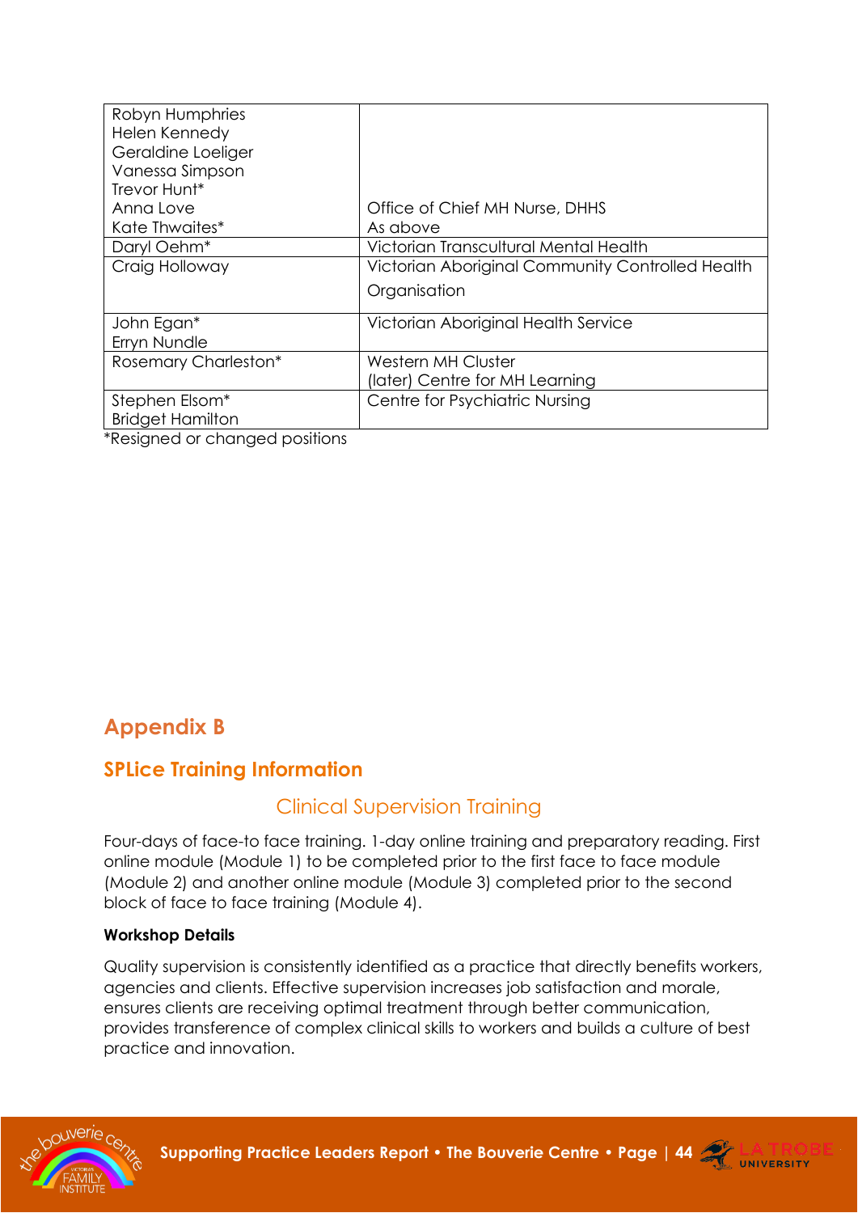| | |
|---|---|
| Robyn Humphries<br>Helen Kennedy<br>Geraldine Loeliger<br>Vanessa Simpson<br>Trevor Hunt*<br>Anna Love<br>Kate Thwaites* | <br><br><br><br><br>Office of Chief MH Nurse, DHHS<br>As above |
| Daryl Oehm* | Victorian Transcultural Mental Health |
| Craig Holloway | Victorian Aboriginal Community Controlled Health Organisation |
| John Egan*<br>Erryn Nundle | Victorian Aboriginal Health Service |
| Rosemary Charleston* | Western MH Cluster<br>(later) Centre for MH Learning |
| Stephen Elsom*<br>Bridget Hamilton | Centre for Psychiatric Nursing |

*Resigned or changed positions

# Appendix B

## SPLice Training Information

### Clinical Supervision Training

Four-days of face-to face training. 1-day online training and preparatory reading. First online module (Module 1) to be completed prior to the first face to face module (Module 2) and another online module (Module 3) completed prior to the second block of face to face training (Module 4).

**Workshop Details**

Quality supervision is consistently identified as a practice that directly benefits workers, agencies and clients. Effective supervision increases job satisfaction and morale, ensures clients are receiving optimal treatment through better communication, provides transference of complex clinical skills to workers and builds a culture of best practice and innovation.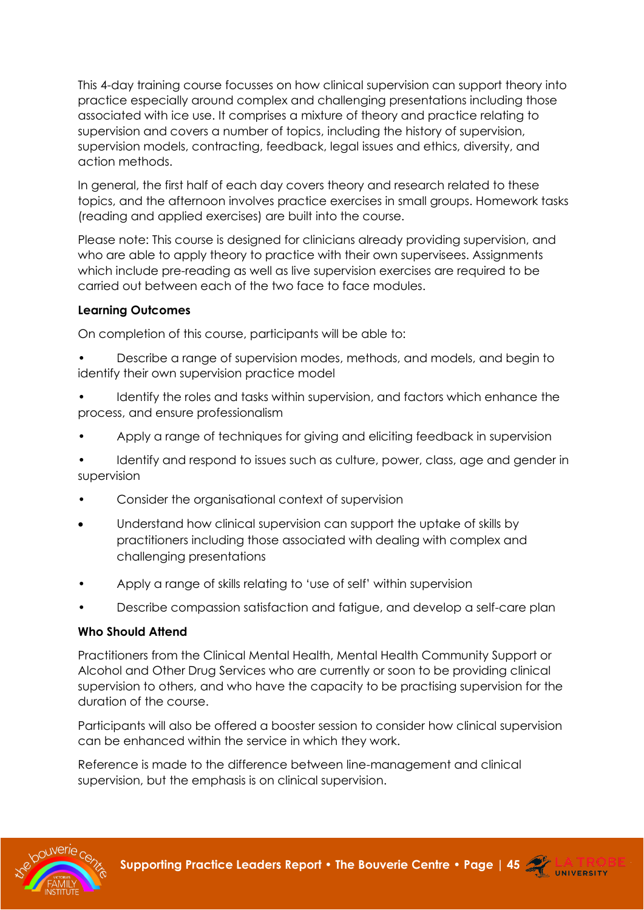This 4-day training course focusses on how clinical supervision can support theory into practice especially around complex and challenging presentations including those associated with ice use. It comprises a mixture of theory and practice relating to supervision and covers a number of topics, including the history of supervision, supervision models, contracting, feedback, legal issues and ethics, diversity, and action methods.

In general, the first half of each day covers theory and research related to these topics, and the afternoon involves practice exercises in small groups. Homework tasks (reading and applied exercises) are built into the course.

Please note: This course is designed for clinicians already providing supervision, and who are able to apply theory to practice with their own supervisees. Assignments which include pre-reading as well as live supervision exercises are required to be carried out between each of the two face to face modules.

**Learning Outcomes**

On completion of this course, participants will be able to:

- Describe a range of supervision modes, methods, and models, and begin to identify their own supervision practice model
- Identify the roles and tasks within supervision, and factors which enhance the process, and ensure professionalism
- Apply a range of techniques for giving and eliciting feedback in supervision
- Identify and respond to issues such as culture, power, class, age and gender in supervision
- Consider the organisational context of supervision
- Understand how clinical supervision can support the uptake of skills by practitioners including those associated with dealing with complex and challenging presentations
- Apply a range of skills relating to 'use of self' within supervision
- Describe compassion satisfaction and fatigue, and develop a self-care plan

**Who Should Attend**

Practitioners from the Clinical Mental Health, Mental Health Community Support or Alcohol and Other Drug Services who are currently or soon to be providing clinical supervision to others, and who have the capacity to be practising supervision for the duration of the course.

Participants will also be offered a booster session to consider how clinical supervision can be enhanced within the service in which they work.

Reference is made to the difference between line-management and clinical supervision, but the emphasis is on clinical supervision.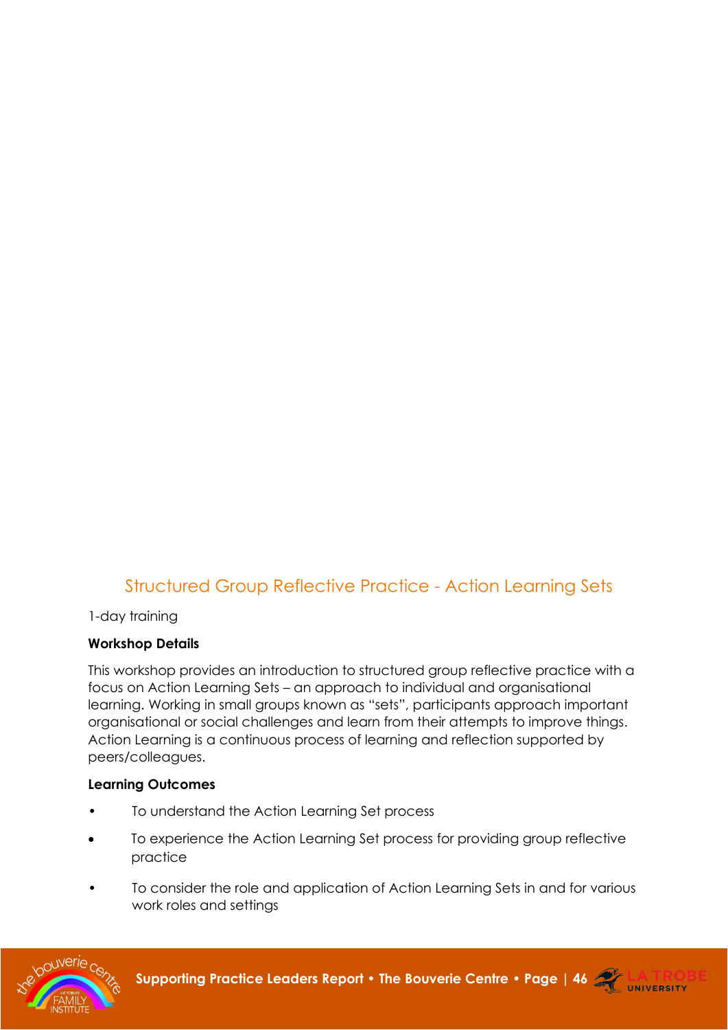## Structured Group Reflective Practice - Action Learning Sets

1-day training

**Workshop Details**

This workshop provides an introduction to structured group reflective practice with a focus on Action Learning Sets – an approach to individual and organisational learning. Working in small groups known as "sets", participants approach important organisational or social challenges and learn from their attempts to improve things. Action Learning is a continuous process of learning and reflection supported by peers/colleagues.

**Learning Outcomes**

- To understand the Action Learning Set process
- To experience the Action Learning Set process for providing group reflective practice
- To consider the role and application of Action Learning Sets in and for various work roles and settings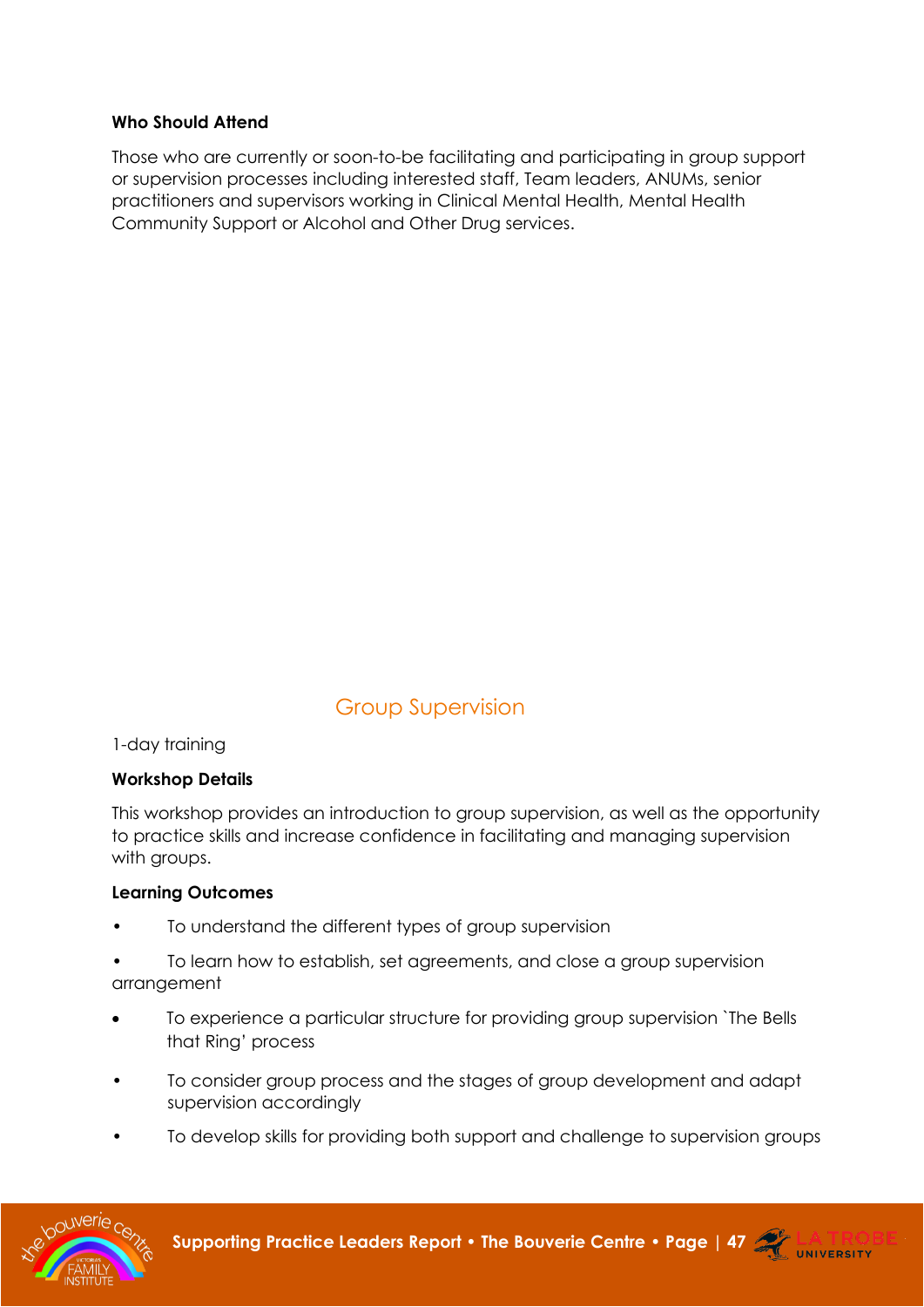**Who Should Attend**

Those who are currently or soon-to-be facilitating and participating in group support or supervision processes including interested staff, Team leaders, ANUMs, senior practitioners and supervisors working in Clinical Mental Health, Mental Health Community Support or Alcohol and Other Drug services.

## Group Supervision

1-day training

**Workshop Details**

This workshop provides an introduction to group supervision, as well as the opportunity to practice skills and increase confidence in facilitating and managing supervision with groups.

**Learning Outcomes**

- To understand the different types of group supervision
- To learn how to establish, set agreements, and close a group supervision arrangement
- To experience a particular structure for providing group supervision `The Bells that Ring' process
- To consider group process and the stages of group development and adapt supervision accordingly
- To develop skills for providing both support and challenge to supervision groups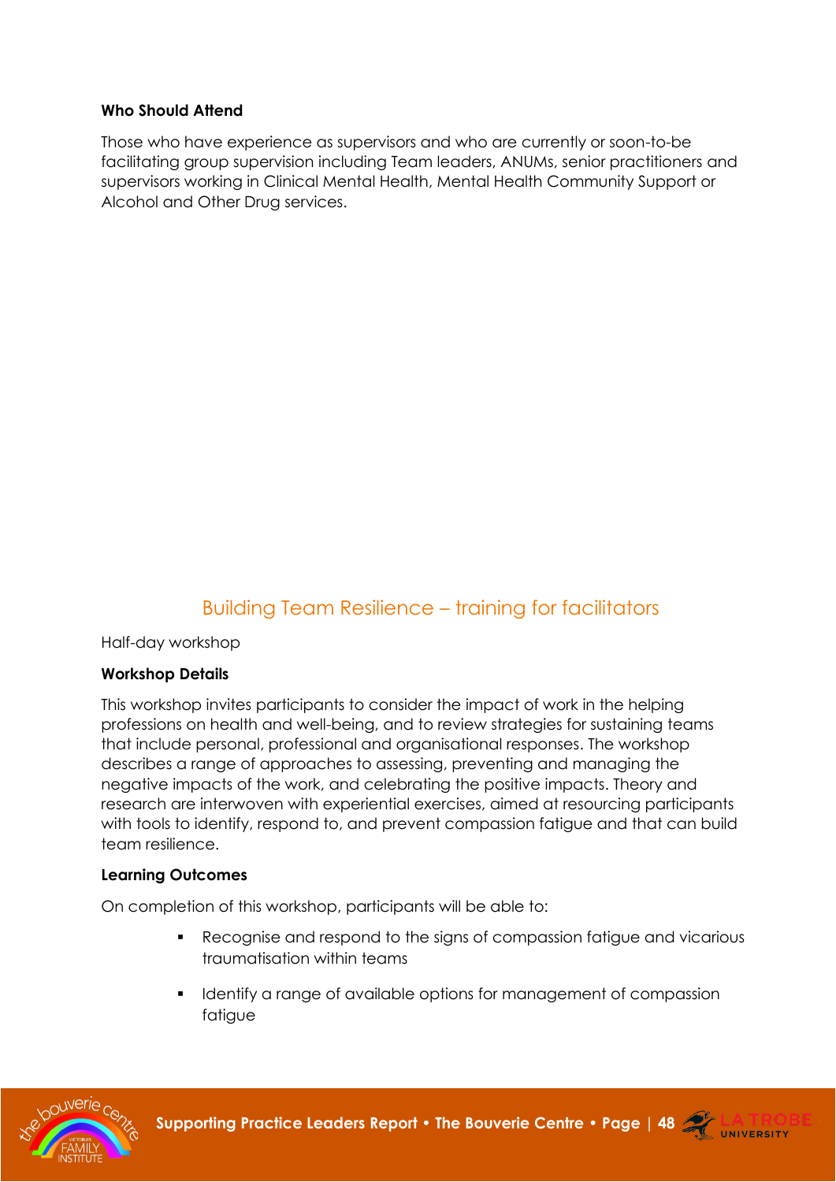**Who Should Attend**

Those who have experience as supervisors and who are currently or soon-to-be facilitating group supervision including Team leaders, ANUMs, senior practitioners and supervisors working in Clinical Mental Health, Mental Health Community Support or Alcohol and Other Drug services.

## Building Team Resilience – training for facilitators

Half-day workshop

**Workshop Details**

This workshop invites participants to consider the impact of work in the helping professions on health and well-being, and to review strategies for sustaining teams that include personal, professional and organisational responses. The workshop describes a range of approaches to assessing, preventing and managing the negative impacts of the work, and celebrating the positive impacts. Theory and research are interwoven with experiential exercises, aimed at resourcing participants with tools to identify, respond to, and prevent compassion fatigue and that can build team resilience.

**Learning Outcomes**

On completion of this workshop, participants will be able to:

- Recognise and respond to the signs of compassion fatigue and vicarious traumatisation within teams
- Identify a range of available options for management of compassion fatigue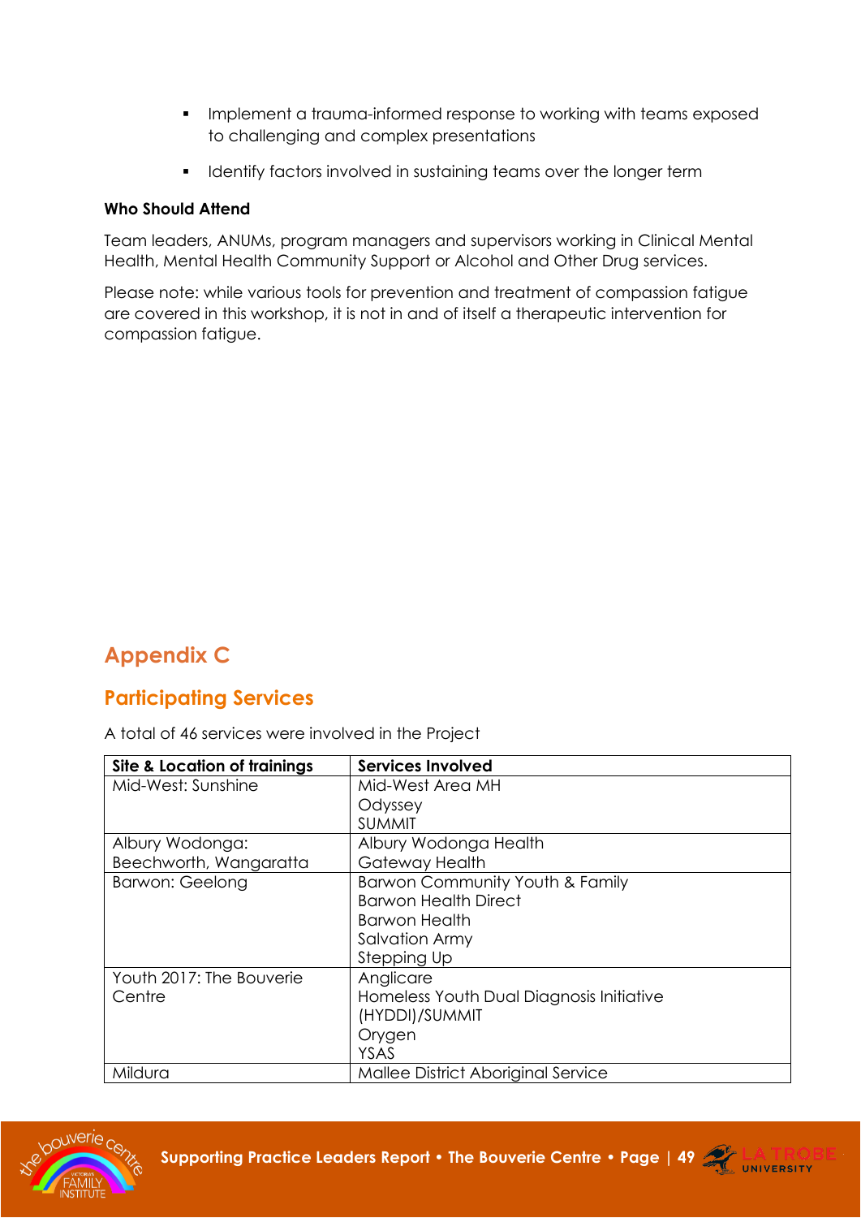- Implement a trauma-informed response to working with teams exposed to challenging and complex presentations
- Identify factors involved in sustaining teams over the longer term

**Who Should Attend**

Team leaders, ANUMs, program managers and supervisors working in Clinical Mental Health, Mental Health Community Support or Alcohol and Other Drug services.

Please note: while various tools for prevention and treatment of compassion fatigue are covered in this workshop, it is not in and of itself a therapeutic intervention for compassion fatigue.

# Appendix C

## Participating Services

A total of 46 services were involved in the Project

| Site & Location of trainings | Services Involved |
|---|---|
| Mid-West: Sunshine | Mid-West Area MH<br>Odyssey<br>SUMMIT |
| Albury Wodonga: Beechworth, Wangaratta | Albury Wodonga Health<br>Gateway Health |
| Barwon: Geelong | Barwon Community Youth & Family<br>Barwon Health Direct<br>Barwon Health<br>Salvation Army<br>Stepping Up |
| Youth 2017: The Bouverie Centre | Anglicare<br>Homeless Youth Dual Diagnosis Initiative (HYDDI)/SUMMIT<br>Orygen<br>YSAS |
| Mildura | Mallee District Aboriginal Service |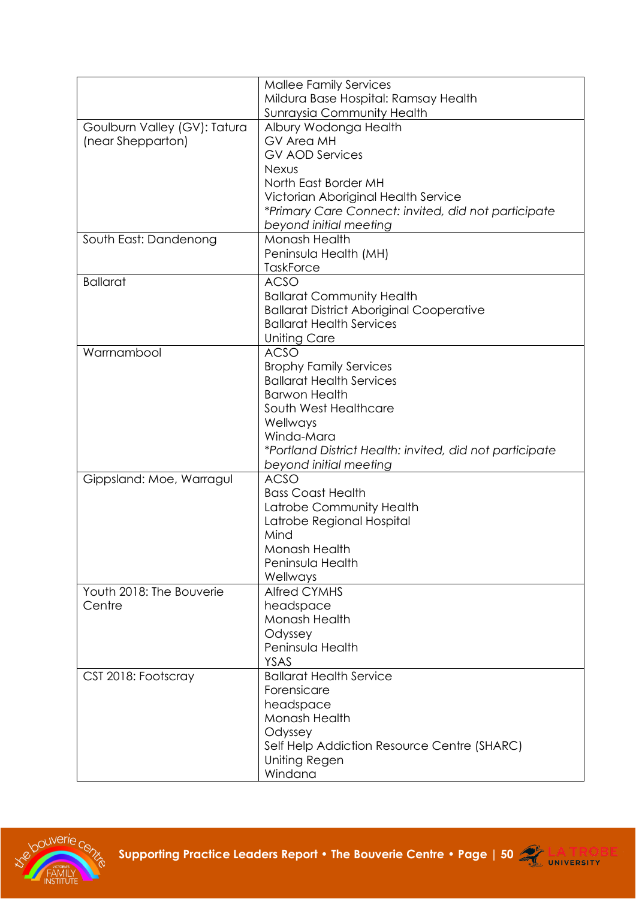| | |
|---|---|
| | Mallee Family Services<br>Mildura Base Hospital: Ramsay Health<br>Sunraysia Community Health |
| Goulburn Valley (GV): Tatura (near Shepparton) | Albury Wodonga Health<br>GV Area MH<br>GV AOD Services<br>Nexus<br>North East Border MH<br>Victorian Aboriginal Health Service<br>*\*Primary Care Connect: invited, did not participate beyond initial meeting* |
| South East: Dandenong | Monash Health<br>Peninsula Health (MH)<br>TaskForce |
| Ballarat | ACSO<br>Ballarat Community Health<br>Ballarat District Aboriginal Cooperative<br>Ballarat Health Services<br>Uniting Care |
| Warrnambool | ACSO<br>Brophy Family Services<br>Ballarat Health Services<br>Barwon Health<br>South West Healthcare<br>Wellways<br>Winda-Mara<br>*\*Portland District Health: invited, did not participate beyond initial meeting* |
| Gippsland: Moe, Warragul | ACSO<br>Bass Coast Health<br>Latrobe Community Health<br>Latrobe Regional Hospital<br>Mind<br>Monash Health<br>Peninsula Health<br>Wellways |
| Youth 2018: The Bouverie Centre | Alfred CYMHS<br>headspace<br>Monash Health<br>Odyssey<br>Peninsula Health<br>YSAS |
| CST 2018: Footscray | Ballarat Health Service<br>Forensicare<br>headspace<br>Monash Health<br>Odyssey<br>Self Help Addiction Resource Centre (SHARC)<br>Uniting Regen<br>Windana |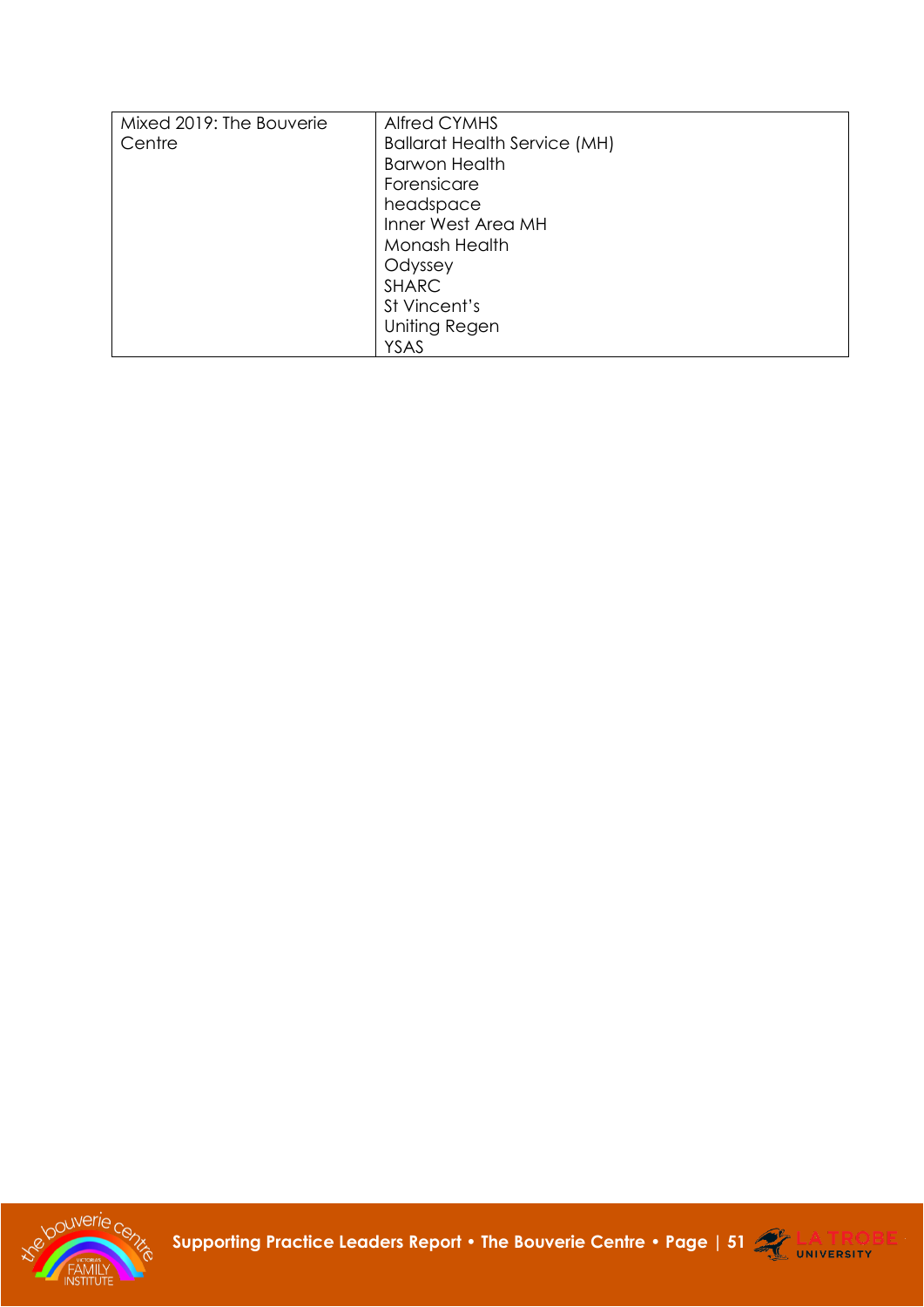| | |
|---|---|
| Mixed 2019: The Bouverie Centre | Alfred CYMHS<br>Ballarat Health Service (MH)<br>Barwon Health<br>Forensicare<br>headspace<br>Inner West Area MH<br>Monash Health<br>Odyssey<br>SHARC<br>St Vincent's<br>Uniting Regen<br>YSAS |